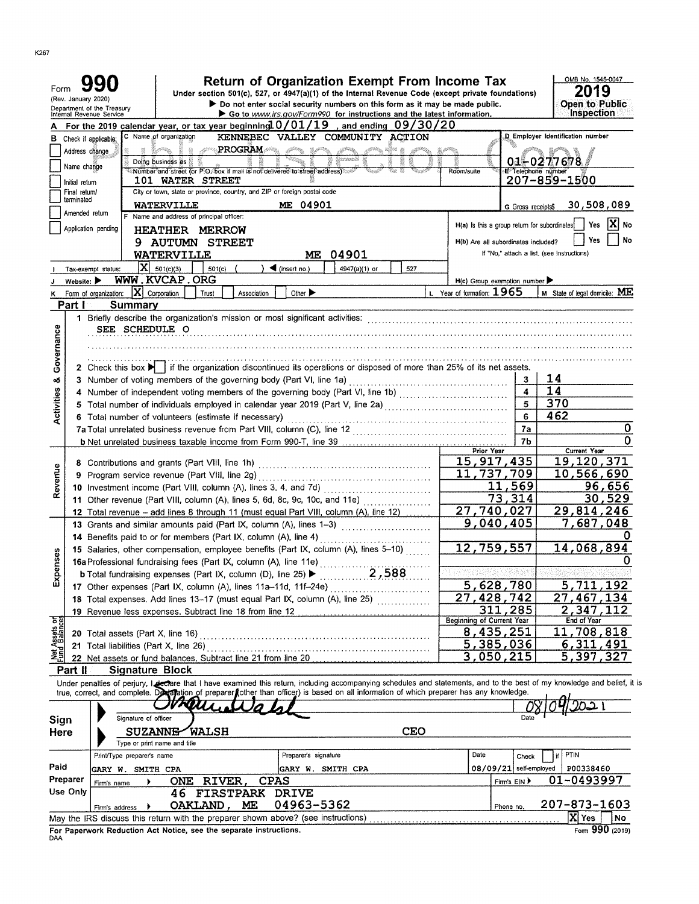K267

# Form 990

(Rev. January 2020)
Department of the Treasury
Internal Revenue Service

## Return of Organization Exempt From Income Tax

Under section 501(c), 527, or 4947(a)(1) of the Internal Revenue Code (except private foundations)

▶ Do not enter social security numbers on this form as it may be made public.

▶ Go to www.irs.gov/Form990 for instructions and the latest information.

OMB No. 1545-0047

**2019**

**Open to Public Inspection**

**A** For the 2019 calendar year, or tax year beginning 10/01/19 , and ending 09/30/20

**B** Check if applicable:
- Address change
- Name change
- Initial return
- Final return/terminated
- Amended return
- Application pending

**C** Name of organization: KENNEBEC VALLEY COMMUNITY ACTION PROGRAM

Doing business as

Number and street (or P.O. box if mail is not delivered to street address): 101 WATER STREET | Room/suite

City or town, state or province, country, and ZIP or foreign postal code: WATERVILLE ME 04901

**D** Employer identification number: 01-0277678

**E** Telephone number: 207-859-1500

**G** Gross receipts$ 30,508,089

**F** Name and address of principal officer:
HEATHER MERROW
9 AUTUMN STREET
WATERVILLE ME 04901

H(a) Is this a group return for subordinates? Yes [ ] No [X]

H(b) Are all subordinates included? Yes [ ] No [ ]
If "No," attach a list. (see instructions)

**I** Tax-exempt status: [X] 501(c)(3) [ ] 501(c) ( ) ◀ (insert no.) [ ] 4947(a)(1) or [ ] 527

**J** Website: ▶ WWW.KVCAP.ORG

H(c) Group exemption number ▶

**K** Form of organization: [X] Corporation [ ] Trust [ ] Association [ ] Other ▶

**L** Year of formation: 1965

**M** State of legal domicile: ME

## Part I Summary

**Activities & Governance**

1 Briefly describe the organization's mission or most significant activities:
SEE SCHEDULE O

2 Check this box ▶ [ ] if the organization discontinued its operations or disposed of more than 25% of its net assets.

| | | | |
|---|---|---|---|
| 3 | Number of voting members of the governing body (Part VI, line 1a) | 3 | 14 |
| 4 | Number of independent voting members of the governing body (Part VI, line 1b) | 4 | 14 |
| 5 | Total number of individuals employed in calendar year 2019 (Part V, line 2a) | 5 | 370 |
| 6 | Total number of volunteers (estimate if necessary) | 6 | 462 |
| 7a | Total unrelated business revenue from Part VIII, column (C), line 12 | 7a | 0 |
| b | Net unrelated business taxable income from Form 990-T, line 39 | 7b | 0 |

| | | Prior Year | Current Year |
|---|---|---|---|
| **Revenue** | | | |
| 8 | Contributions and grants (Part VIII, line 1h) | 15,917,435 | 19,120,371 |
| 9 | Program service revenue (Part VIII, line 2g) | 11,737,709 | 10,566,690 |
| 10 | Investment income (Part VIII, column (A), lines 3, 4, and 7d) | 11,569 | 96,656 |
| 11 | Other revenue (Part VIII, column (A), lines 5, 6d, 8c, 9c, 10c, and 11e) | 73,314 | 30,529 |
| 12 | Total revenue – add lines 8 through 11 (must equal Part VIII, column (A), line 12) | 27,740,027 | 29,814,246 |
| **Expenses** | | | |
| 13 | Grants and similar amounts paid (Part IX, column (A), lines 1–3) | 9,040,405 | 7,687,048 |
| 14 | Benefits paid to or for members (Part IX, column (A), line 4) | | 0 |
| 15 | Salaries, other compensation, employee benefits (Part IX, column (A), lines 5–10) | 12,759,557 | 14,068,894 |
| 16a | Professional fundraising fees (Part IX, column (A), line 11e) | | 0 |
| b | Total fundraising expenses (Part IX, column (D), line 25) ▶ 2,588 | | |
| 17 | Other expenses (Part IX, column (A), lines 11a–11d, 11f–24e) | 5,628,780 | 5,711,192 |
| 18 | Total expenses. Add lines 13–17 (must equal Part IX, column (A), line 25) | 27,428,742 | 27,467,134 |
| 19 | Revenue less expenses. Subtract line 18 from line 12 | 311,285 | 2,347,112 |

| | | Beginning of Current Year | End of Year |
|---|---|---|---|
| **Net Assets or Fund Balances** | | | |
| 20 | Total assets (Part X, line 16) | 8,435,251 | 11,708,818 |
| 21 | Total liabilities (Part X, line 26) | 5,385,036 | 6,311,491 |
| 22 | Net assets or fund balances. Subtract line 21 from line 20 | 3,050,215 | 5,397,327 |

## Part II Signature Block

Under penalties of perjury, I declare that I have examined this return, including accompanying schedules and statements, and to the best of my knowledge and belief, it is true, correct, and complete. Declaration of preparer (other than officer) is based on all information of which preparer has any knowledge.

**Sign Here**

Signature of officer: [signature] | Date: 08/09/2021

SUZANNE WALSH CEO
Type or print name and title

**Paid Preparer Use Only**

| Print/Type preparer's name | Preparer's signature | Date | Check [ ] if self-employed | PTIN |
|---|---|---|---|---|
| GARY W. SMITH CPA | GARY W. SMITH CPA | 08/09/21 | | P00338460 |

Firm's name ▶ ONE RIVER, CPAS | Firm's EIN ▶ 01-0493997

Firm's address ▶ 46 FIRSTPARK DRIVE, OAKLAND, ME 04963-5362 | Phone no. 207-873-1603

May the IRS discuss this return with the preparer shown above? (see instructions) [X] Yes [ ] No

For Paperwork Reduction Act Notice, see the separate instructions.

DAA

Form **990** (2019)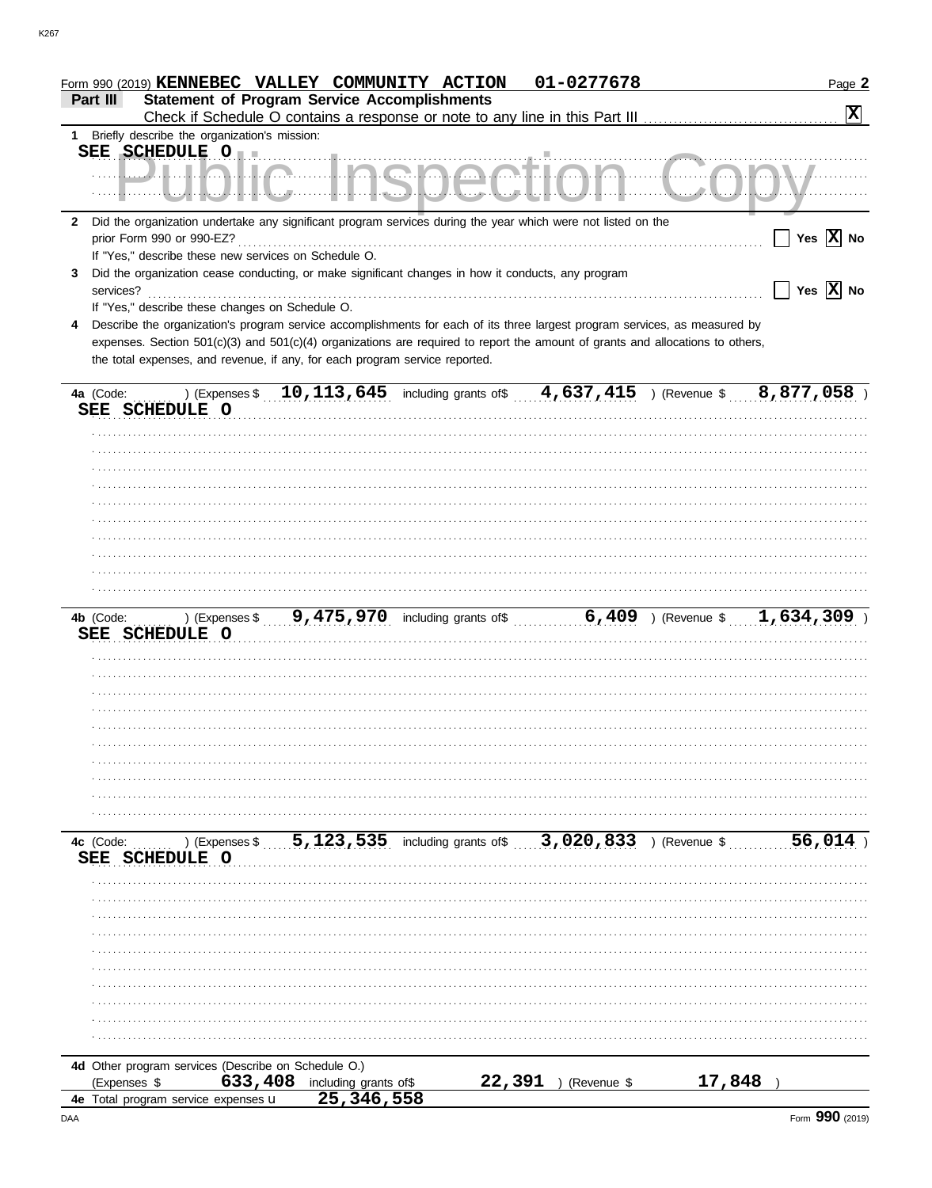Form 990 (2019) **KENNEBEC VALLEY COMMUNITY ACTION** **01-0277678** Page **2**

## Part III — Statement of Program Service Accomplishments

Check if Schedule O contains a response or note to any line in this Part III .......... [X]

**1** Briefly describe the organization's mission:

SEE SCHEDULE O

Public Inspection Copy

**2** Did the organization undertake any significant program services during the year which were not listed on the prior Form 990 or 990-EZ? .......... [ ] Yes [X] No

If "Yes," describe these new services on Schedule O.

**3** Did the organization cease conducting, or make significant changes in how it conducts, any program services? .......... [ ] Yes [X] No

If "Yes," describe these changes on Schedule O.

**4** Describe the organization's program service accomplishments for each of its three largest program services, as measured by expenses. Section 501(c)(3) and 501(c)(4) organizations are required to report the amount of grants and allocations to others, the total expenses, and revenue, if any, for each program service reported.

**4a** (Code: ) (Expenses $ **10,113,645** including grants of$ **4,637,415** ) (Revenue $ **8,877,058** )

SEE SCHEDULE O

**4b** (Code: ) (Expenses $ **9,475,970** including grants of$ **6,409** ) (Revenue $ **1,634,309** )

SEE SCHEDULE O

**4c** (Code: ) (Expenses $ **5,123,535** including grants of$ **3,020,833** ) (Revenue $ **56,014** )

SEE SCHEDULE O

**4d** Other program services (Describe on Schedule O.)

(Expenses $ **633,408** including grants of$ **22,391** ) (Revenue $ **17,848** )

**4e** Total program service expenses **25,346,558**

Form **990** (2019)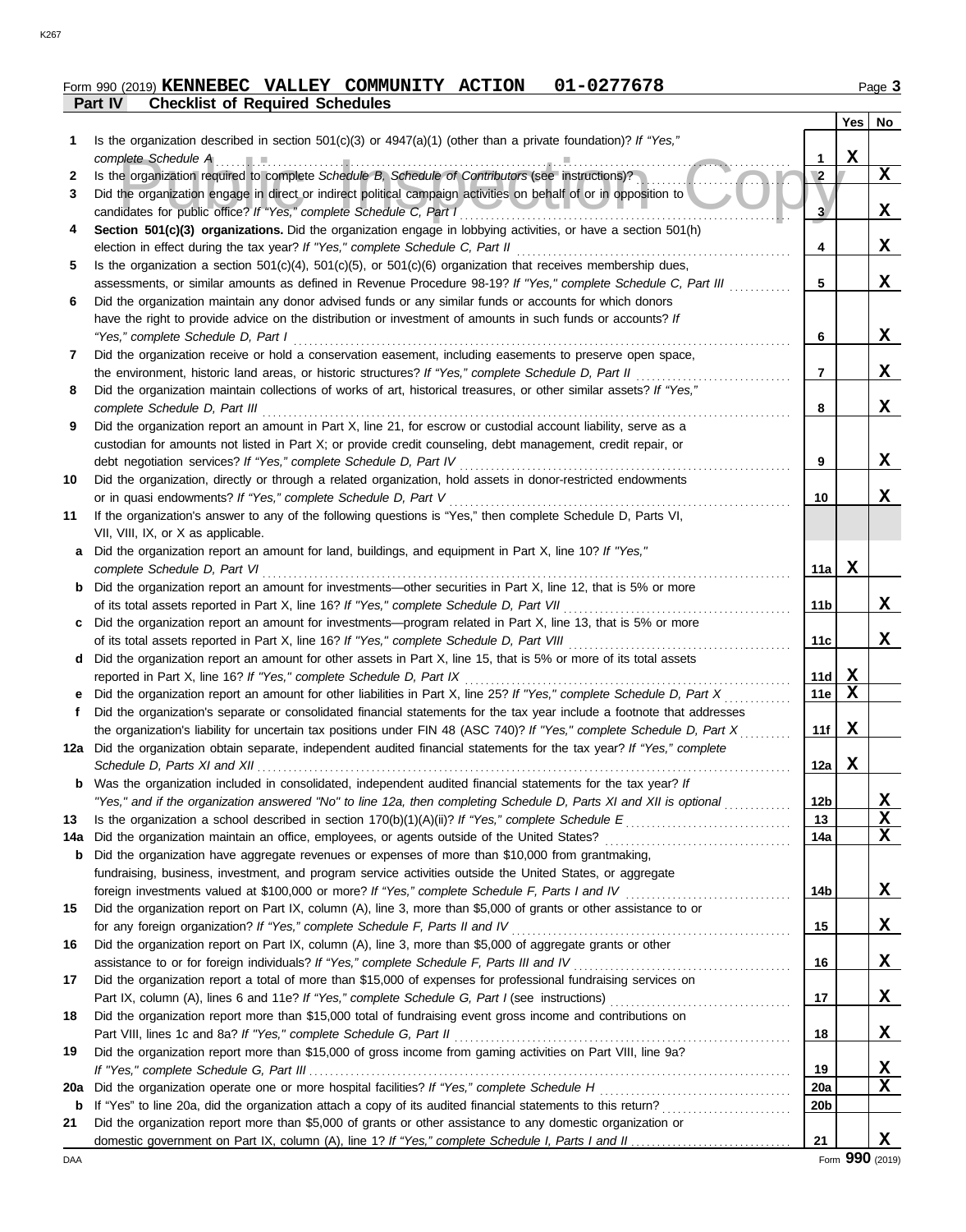Form 990 (2019) **KENNEBEC VALLEY COMMUNITY ACTION 01-0277678**

**Part IV Checklist of Required Schedules**

| | | | Yes | No |
|---|---|---|---|---|
| **1** | Is the organization described in section 501(c)(3) or 4947(a)(1) (other than a private foundation)? *If "Yes," complete Schedule A* | 1 | X | |
| **2** | Is the organization required to complete *Schedule B, Schedule of Contributors* (see instructions)? | 2 | | X |
| **3** | Did the organization engage in direct or indirect political campaign activities on behalf of or in opposition to candidates for public office? *If "Yes," complete Schedule C, Part I* | 3 | | X |
| **4** | **Section 501(c)(3) organizations.** Did the organization engage in lobbying activities, or have a section 501(h) election in effect during the tax year? *If "Yes," complete Schedule C, Part II* | 4 | | X |
| **5** | Is the organization a section 501(c)(4), 501(c)(5), or 501(c)(6) organization that receives membership dues, assessments, or similar amounts as defined in Revenue Procedure 98-19? *If "Yes," complete Schedule C, Part III* | 5 | | X |
| **6** | Did the organization maintain any donor advised funds or any similar funds or accounts for which donors have the right to provide advice on the distribution or investment of amounts in such funds or accounts? *If "Yes," complete Schedule D, Part I* | 6 | | X |
| **7** | Did the organization receive or hold a conservation easement, including easements to preserve open space, the environment, historic land areas, or historic structures? *If "Yes," complete Schedule D, Part II* | 7 | | X |
| **8** | Did the organization maintain collections of works of art, historical treasures, or other similar assets? *If "Yes," complete Schedule D, Part III* | 8 | | X |
| **9** | Did the organization report an amount in Part X, line 21, for escrow or custodial account liability, serve as a custodian for amounts not listed in Part X; or provide credit counseling, debt management, credit repair, or debt negotiation services? *If "Yes," complete Schedule D, Part IV* | 9 | | X |
| **10** | Did the organization, directly or through a related organization, hold assets in donor-restricted endowments or in quasi endowments? *If "Yes," complete Schedule D, Part V* | 10 | | X |
| **11** | If the organization's answer to any of the following questions is "Yes," then complete Schedule D, Parts VI, VII, VIII, IX, or X as applicable. | | | |
| **a** | Did the organization report an amount for land, buildings, and equipment in Part X, line 10? *If "Yes," complete Schedule D, Part VI* | 11a | X | |
| **b** | Did the organization report an amount for investments—other securities in Part X, line 12, that is 5% or more of its total assets reported in Part X, line 16? *If "Yes," complete Schedule D, Part VII* | 11b | | X |
| **c** | Did the organization report an amount for investments—program related in Part X, line 13, that is 5% or more of its total assets reported in Part X, line 16? *If "Yes," complete Schedule D, Part VIII* | 11c | | X |
| **d** | Did the organization report an amount for other assets in Part X, line 15, that is 5% or more of its total assets reported in Part X, line 16? *If "Yes," complete Schedule D, Part IX* | 11d | X | |
| **e** | Did the organization report an amount for other liabilities in Part X, line 25? *If "Yes," complete Schedule D, Part X* | 11e | X | |
| **f** | Did the organization's separate or consolidated financial statements for the tax year include a footnote that addresses the organization's liability for uncertain tax positions under FIN 48 (ASC 740)? *If "Yes," complete Schedule D, Part X* | 11f | X | |
| **12a** | Did the organization obtain separate, independent audited financial statements for the tax year? *If "Yes," complete Schedule D, Parts XI and XII* | 12a | X | |
| **b** | Was the organization included in consolidated, independent audited financial statements for the tax year? *If "Yes," and if the organization answered "No" to line 12a, then completing Schedule D, Parts XI and XII is optional* | 12b | | X |
| **13** | Is the organization a school described in section 170(b)(1)(A)(ii)? *If "Yes," complete Schedule E* | 13 | | X |
| **14a** | Did the organization maintain an office, employees, or agents outside of the United States? | 14a | | X |
| **b** | Did the organization have aggregate revenues or expenses of more than $10,000 from grantmaking, fundraising, business, investment, and program service activities outside the United States, or aggregate foreign investments valued at $100,000 or more? *If "Yes," complete Schedule F, Parts I and IV* | 14b | | X |
| **15** | Did the organization report on Part IX, column (A), line 3, more than $5,000 of grants or other assistance to or for any foreign organization? *If "Yes," complete Schedule F, Parts II and IV* | 15 | | X |
| **16** | Did the organization report on Part IX, column (A), line 3, more than $5,000 of aggregate grants or other assistance to or for foreign individuals? *If "Yes," complete Schedule F, Parts III and IV* | 16 | | X |
| **17** | Did the organization report a total of more than $15,000 of expenses for professional fundraising services on Part IX, column (A), lines 6 and 11e? *If "Yes," complete Schedule G, Part I* (see instructions) | 17 | | X |
| **18** | Did the organization report more than $15,000 total of fundraising event gross income and contributions on Part VIII, lines 1c and 8a? *If "Yes," complete Schedule G, Part II* | 18 | | X |
| **19** | Did the organization report more than $15,000 of gross income from gaming activities on Part VIII, line 9a? *If "Yes," complete Schedule G, Part III* | 19 | | X |
| **20a** | Did the organization operate one or more hospital facilities? *If "Yes," complete Schedule H* | 20a | | X |
| **b** | If "Yes" to line 20a, did the organization attach a copy of its audited financial statements to this return? | 20b | | |
| **21** | Did the organization report more than $5,000 of grants or other assistance to any domestic organization or domestic government on Part IX, column (A), line 1? *If "Yes," complete Schedule I, Parts I and II* | 21 | | X |

Form **990** (2019)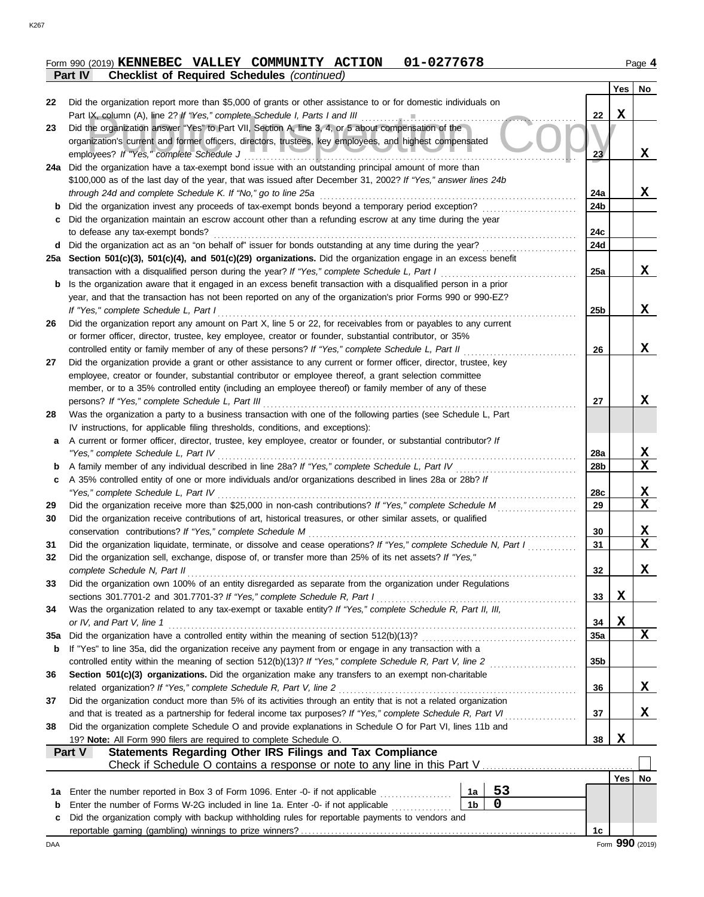Form 990 (2019) **KENNEBEC VALLEY COMMUNITY ACTION 01-0277678** Page **4**

**Part IV Checklist of Required Schedules** *(continued)*

| | | | Yes | No |
|---|---|---|---|---|
| 22 | Did the organization report more than $5,000 of grants or other assistance to or for domestic individuals on Part IX, column (A), line 2? *If "Yes," complete Schedule I, Parts I and III* | 22 | X | |
| 23 | Did the organization answer "Yes" to Part VII, Section A, line 3, 4, or 5 about compensation of the organization's current and former officers, directors, trustees, key employees, and highest compensated employees? *If "Yes," complete Schedule J* | 23 | | X |
| 24a | Did the organization have a tax-exempt bond issue with an outstanding principal amount of more than $100,000 as of the last day of the year, that was issued after December 31, 2002? *If "Yes," answer lines 24b through 24d and complete Schedule K. If "No," go to line 25a* | 24a | | X |
| b | Did the organization invest any proceeds of tax-exempt bonds beyond a temporary period exception? | 24b | | |
| c | Did the organization maintain an escrow account other than a refunding escrow at any time during the year to defease any tax-exempt bonds? | 24c | | |
| d | Did the organization act as an "on behalf of" issuer for bonds outstanding at any time during the year? | 24d | | |
| 25a | **Section 501(c)(3), 501(c)(4), and 501(c)(29) organizations.** Did the organization engage in an excess benefit transaction with a disqualified person during the year? *If "Yes," complete Schedule L, Part I* | 25a | | X |
| b | Is the organization aware that it engaged in an excess benefit transaction with a disqualified person in a prior year, and that the transaction has not been reported on any of the organization's prior Forms 990 or 990-EZ? *If "Yes," complete Schedule L, Part I* | 25b | | X |
| 26 | Did the organization report any amount on Part X, line 5 or 22, for receivables from or payables to any current or former officer, director, trustee, key employee, creator or founder, substantial contributor, or 35% controlled entity or family member of any of these persons? *If "Yes," complete Schedule L, Part II* | 26 | | X |
| 27 | Did the organization provide a grant or other assistance to any current or former officer, director, trustee, key employee, creator or founder, substantial contributor or employee thereof, a grant selection committee member, or to a 35% controlled entity (including an employee thereof) or family member of any of these persons? *If "Yes," complete Schedule L, Part III* | 27 | | X |
| 28 | Was the organization a party to a business transaction with one of the following parties (see Schedule L, Part IV instructions, for applicable filing thresholds, conditions, and exceptions): | | | |
| a | A current or former officer, director, trustee, key employee, creator or founder, or substantial contributor? *If "Yes," complete Schedule L, Part IV* | 28a | | X |
| b | A family member of any individual described in line 28a? *If "Yes," complete Schedule L, Part IV* | 28b | | X |
| c | A 35% controlled entity of one or more individuals and/or organizations described in lines 28a or 28b? *If "Yes," complete Schedule L, Part IV* | 28c | | X |
| 29 | Did the organization receive more than $25,000 in non-cash contributions? *If "Yes," complete Schedule M* | 29 | | X |
| 30 | Did the organization receive contributions of art, historical treasures, or other similar assets, or qualified conservation contributions? *If "Yes," complete Schedule M* | 30 | | X |
| 31 | Did the organization liquidate, terminate, or dissolve and cease operations? *If "Yes," complete Schedule N, Part I* | 31 | | X |
| 32 | Did the organization sell, exchange, dispose of, or transfer more than 25% of its net assets? *If "Yes," complete Schedule N, Part II* | 32 | | X |
| 33 | Did the organization own 100% of an entity disregarded as separate from the organization under Regulations sections 301.7701-2 and 301.7701-3? *If "Yes," complete Schedule R, Part I* | 33 | X | |
| 34 | Was the organization related to any tax-exempt or taxable entity? *If "Yes," complete Schedule R, Part II, III, or IV, and Part V, line 1* | 34 | X | |
| 35a | Did the organization have a controlled entity within the meaning of section 512(b)(13)? | 35a | | X |
| b | If "Yes" to line 35a, did the organization receive any payment from or engage in any transaction with a controlled entity within the meaning of section 512(b)(13)? *If "Yes," complete Schedule R, Part V, line 2* | 35b | | |
| 36 | **Section 501(c)(3) organizations.** Did the organization make any transfers to an exempt non-charitable related organization? *If "Yes," complete Schedule R, Part V, line 2* | 36 | | X |
| 37 | Did the organization conduct more than 5% of its activities through an entity that is not a related organization and that is treated as a partnership for federal income tax purposes? *If "Yes," complete Schedule R, Part VI* | 37 | | X |
| 38 | Did the organization complete Schedule O and provide explanations in Schedule O for Part VI, lines 11b and 19? **Note:** All Form 990 filers are required to complete Schedule O. | 38 | X | |

**Part V Statements Regarding Other IRS Filings and Tax Compliance**

Check if Schedule O contains a response or note to any line in this Part V ☐

| | | | | | Yes | No |
|---|---|---|---|---|---|---|
| 1a | Enter the number reported in Box 3 of Form 1096. Enter -0- if not applicable | 1a | 53 | | | |
| b | Enter the number of Forms W-2G included in line 1a. Enter -0- if not applicable | 1b | 0 | | | |
| c | Did the organization comply with backup withholding rules for reportable payments to vendors and reportable gaming (gambling) winnings to prize winners? | | | 1c | | |

Form **990** (2019)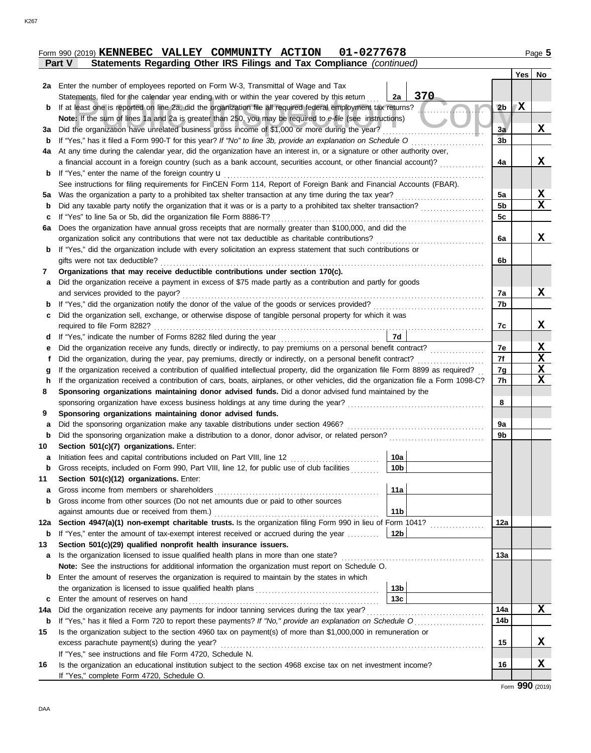Form 990 (2019) **KENNEBEC VALLEY COMMUNITY ACTION 01-0277678** Page 5

**Part V Statements Regarding Other IRS Filings and Tax Compliance** *(continued)*

| | | | | | Yes | No |
|---|---|---|---|---|---|---|
| **2a** | Enter the number of employees reported on Form W-3, Transmittal of Wage and Tax Statements, filed for the calendar year ending with or within the year covered by this return | 2a | 370 | | | |
| **b** | If at least one is reported on line 2a, did the organization file all required federal employment tax returns? | | | 2b | X | |
| | **Note:** If the sum of lines 1a and 2a is greater than 250, you may be required to *e-file* (see instructions) | | | | | |
| **3a** | Did the organization have unrelated business gross income of $1,000 or more during the year? | | | 3a | | X |
| **b** | If "Yes," has it filed a Form 990-T for this year? *If "No" to line 3b, provide an explanation on Schedule O* | | | 3b | | |
| **4a** | At any time during the calendar year, did the organization have an interest in, or a signature or other authority over, a financial account in a foreign country (such as a bank account, securities account, or other financial account)? | | | 4a | | X |
| **b** | If "Yes," enter the name of the foreign country u | | | | | |
| | See instructions for filing requirements for FinCEN Form 114, Report of Foreign Bank and Financial Accounts (FBAR). | | | | | |
| **5a** | Was the organization a party to a prohibited tax shelter transaction at any time during the tax year? | | | 5a | | X |
| **b** | Did any taxable party notify the organization that it was or is a party to a prohibited tax shelter transaction? | | | 5b | | X |
| **c** | If "Yes" to line 5a or 5b, did the organization file Form 8886-T? | | | 5c | | |
| **6a** | Does the organization have annual gross receipts that are normally greater than $100,000, and did the organization solicit any contributions that were not tax deductible as charitable contributions? | | | 6a | | X |
| **b** | If "Yes," did the organization include with every solicitation an express statement that such contributions or gifts were not tax deductible? | | | 6b | | |
| **7** | **Organizations that may receive deductible contributions under section 170(c).** | | | | | |
| **a** | Did the organization receive a payment in excess of $75 made partly as a contribution and partly for goods and services provided to the payor? | | | 7a | | X |
| **b** | If "Yes," did the organization notify the donor of the value of the goods or services provided? | | | 7b | | |
| **c** | Did the organization sell, exchange, or otherwise dispose of tangible personal property for which it was required to file Form 8282? | | | 7c | | X |
| **d** | If "Yes," indicate the number of Forms 8282 filed during the year | 7d | | | | |
| **e** | Did the organization receive any funds, directly or indirectly, to pay premiums on a personal benefit contract? | | | 7e | | X |
| **f** | Did the organization, during the year, pay premiums, directly or indirectly, on a personal benefit contract? | | | 7f | | X |
| **g** | If the organization received a contribution of qualified intellectual property, did the organization file Form 8899 as required? | | | 7g | | X |
| **h** | If the organization received a contribution of cars, boats, airplanes, or other vehicles, did the organization file a Form 1098-C? | | | 7h | | X |
| **8** | **Sponsoring organizations maintaining donor advised funds.** Did a donor advised fund maintained by the sponsoring organization have excess business holdings at any time during the year? | | | 8 | | |
| **9** | **Sponsoring organizations maintaining donor advised funds.** | | | | | |
| **a** | Did the sponsoring organization make any taxable distributions under section 4966? | | | 9a | | |
| **b** | Did the sponsoring organization make a distribution to a donor, donor advisor, or related person? | | | 9b | | |
| **10** | **Section 501(c)(7) organizations.** Enter: | | | | | |
| **a** | Initiation fees and capital contributions included on Part VIII, line 12 | 10a | | | | |
| **b** | Gross receipts, included on Form 990, Part VIII, line 12, for public use of club facilities | 10b | | | | |
| **11** | **Section 501(c)(12) organizations.** Enter: | | | | | |
| **a** | Gross income from members or shareholders | 11a | | | | |
| **b** | Gross income from other sources (Do not net amounts due or paid to other sources against amounts due or received from them.) | 11b | | | | |
| **12a** | **Section 4947(a)(1) non-exempt charitable trusts.** Is the organization filing Form 990 in lieu of Form 1041? | | | 12a | | |
| **b** | If "Yes," enter the amount of tax-exempt interest received or accrued during the year | 12b | | | | |
| **13** | **Section 501(c)(29) qualified nonprofit health insurance issuers.** | | | | | |
| **a** | Is the organization licensed to issue qualified health plans in more than one state? | | | 13a | | |
| | **Note:** See the instructions for additional information the organization must report on Schedule O. | | | | | |
| **b** | Enter the amount of reserves the organization is required to maintain by the states in which the organization is licensed to issue qualified health plans | 13b | | | | |
| **c** | Enter the amount of reserves on hand | 13c | | | | |
| **14a** | Did the organization receive any payments for indoor tanning services during the tax year? | | | 14a | | X |
| **b** | If "Yes," has it filed a Form 720 to report these payments? *If "No," provide an explanation on Schedule O* | | | 14b | | |
| **15** | Is the organization subject to the section 4960 tax on payment(s) of more than $1,000,000 in remuneration or excess parachute payment(s) during the year? | | | 15 | | X |
| | If "Yes," see instructions and file Form 4720, Schedule N. | | | | | |
| **16** | Is the organization an educational institution subject to the section 4968 excise tax on net investment income? | | | 16 | | X |
| | If "Yes," complete Form 4720, Schedule O. | | | | | |

Form **990** (2019)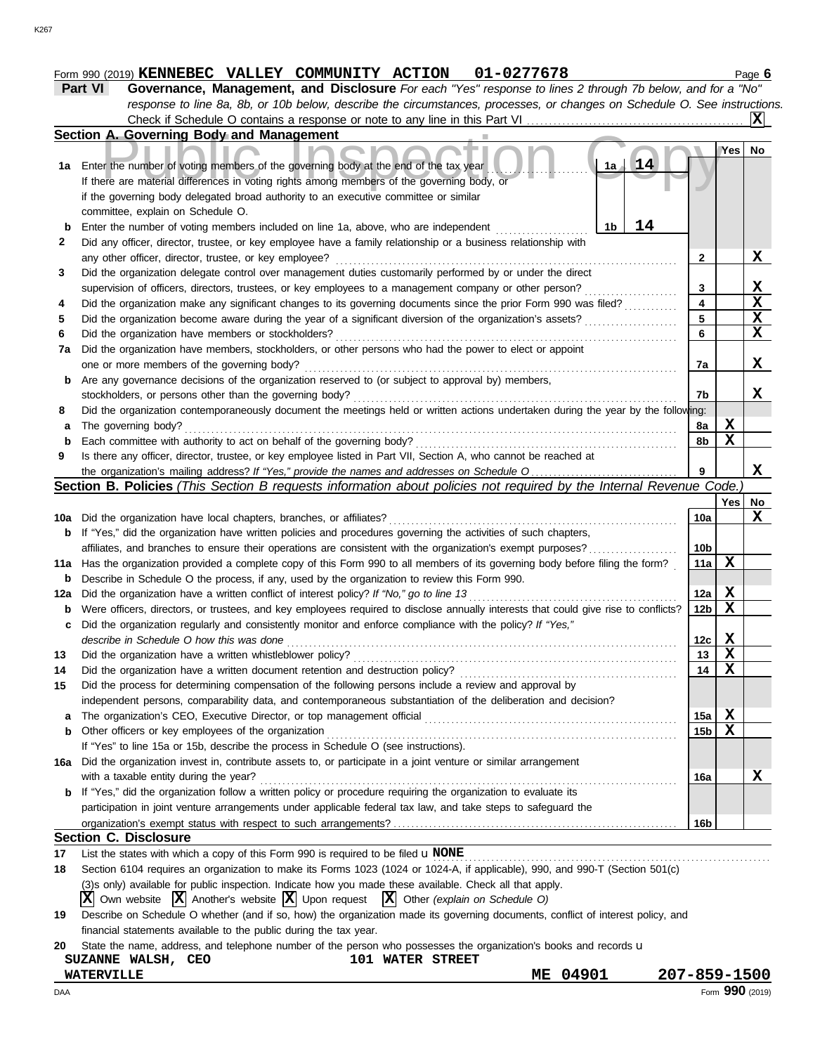Form 990 (2019) **KENNEBEC VALLEY COMMUNITY ACTION 01-0277678** Page **6**

**Part VI Governance, Management, and Disclosure** *For each "Yes" response to lines 2 through 7b below, and for a "No" response to line 8a, 8b, or 10b below, describe the circumstances, processes, or changes on Schedule O. See instructions.*

Check if Schedule O contains a response or note to any line in this Part VI .......... **X**

## Section A. Governing Body and Management

| | | | Yes | No |
|---|---|---|---|---|
| **1a** | Enter the number of voting members of the governing body at the end of the tax year ..... **1a** **14**<br>If there are material differences in voting rights among members of the governing body, or if the governing body delegated broad authority to an executive committee or similar committee, explain on Schedule O. | | | |
| **b** | Enter the number of voting members included on line 1a, above, who are independent ..... **1b** **14** | | | |
| **2** | Did any officer, director, trustee, or key employee have a family relationship or a business relationship with any other officer, director, trustee, or key employee? | 2 | | X |
| **3** | Did the organization delegate control over management duties customarily performed by or under the direct supervision of officers, directors, trustees, or key employees to a management company or other person? | 3 | | X |
| **4** | Did the organization make any significant changes to its governing documents since the prior Form 990 was filed? | 4 | | X |
| **5** | Did the organization become aware during the year of a significant diversion of the organization's assets? | 5 | | X |
| **6** | Did the organization have members or stockholders? | 6 | | X |
| **7a** | Did the organization have members, stockholders, or other persons who had the power to elect or appoint one or more members of the governing body? | 7a | | X |
| **b** | Are any governance decisions of the organization reserved to (or subject to approval by) members, stockholders, or persons other than the governing body? | 7b | | X |
| **8** | Did the organization contemporaneously document the meetings held or written actions undertaken during the year by the following: | | | |
| **a** | The governing body? | 8a | X | |
| **b** | Each committee with authority to act on behalf of the governing body? | 8b | X | |
| **9** | Is there any officer, director, trustee, or key employee listed in Part VII, Section A, who cannot be reached at the organization's mailing address? *If "Yes," provide the names and addresses on Schedule O* | 9 | | X |

## Section B. Policies *(This Section B requests information about policies not required by the Internal Revenue Code.)*

| | | | Yes | No |
|---|---|---|---|---|
| **10a** | Did the organization have local chapters, branches, or affiliates? | 10a | | X |
| **b** | If "Yes," did the organization have written policies and procedures governing the activities of such chapters, affiliates, and branches to ensure their operations are consistent with the organization's exempt purposes? | 10b | | |
| **11a** | Has the organization provided a complete copy of this Form 990 to all members of its governing body before filing the form? | 11a | X | |
| **b** | Describe in Schedule O the process, if any, used by the organization to review this Form 990. | | | |
| **12a** | Did the organization have a written conflict of interest policy? *If "No," go to line 13* | 12a | X | |
| **b** | Were officers, directors, or trustees, and key employees required to disclose annually interests that could give rise to conflicts? | 12b | X | |
| **c** | Did the organization regularly and consistently monitor and enforce compliance with the policy? *If "Yes," describe in Schedule O how this was done* | 12c | X | |
| **13** | Did the organization have a written whistleblower policy? | 13 | X | |
| **14** | Did the organization have a written document retention and destruction policy? | 14 | X | |
| **15** | Did the process for determining compensation of the following persons include a review and approval by independent persons, comparability data, and contemporaneous substantiation of the deliberation and decision? | | | |
| **a** | The organization's CEO, Executive Director, or top management official | 15a | X | |
| **b** | Other officers or key employees of the organization | 15b | X | |
| | If "Yes" to line 15a or 15b, describe the process in Schedule O (see instructions). | | | |
| **16a** | Did the organization invest in, contribute assets to, or participate in a joint venture or similar arrangement with a taxable entity during the year? | 16a | | X |
| **b** | If "Yes," did the organization follow a written policy or procedure requiring the organization to evaluate its participation in joint venture arrangements under applicable federal tax law, and take steps to safeguard the organization's exempt status with respect to such arrangements? | 16b | | |

## Section C. Disclosure

**17** List the states with which a copy of this Form 990 is required to be filed u **NONE**

**18** Section 6104 requires an organization to make its Forms 1023 (1024 or 1024-A, if applicable), 990, and 990-T (Section 501(c)(3)s only) available for public inspection. Indicate how you made these available. Check all that apply.

**X** Own website **X** Another's website **X** Upon request **X** Other *(explain on Schedule O)*

**19** Describe on Schedule O whether (and if so, how) the organization made its governing documents, conflict of interest policy, and financial statements available to the public during the tax year.

**20** State the name, address, and telephone number of the person who possesses the organization's books and records u

**SUZANNE WALSH, CEO** **101 WATER STREET**
**WATERVILLE** **ME 04901** **207-859-1500**

DAA Form **990** (2019)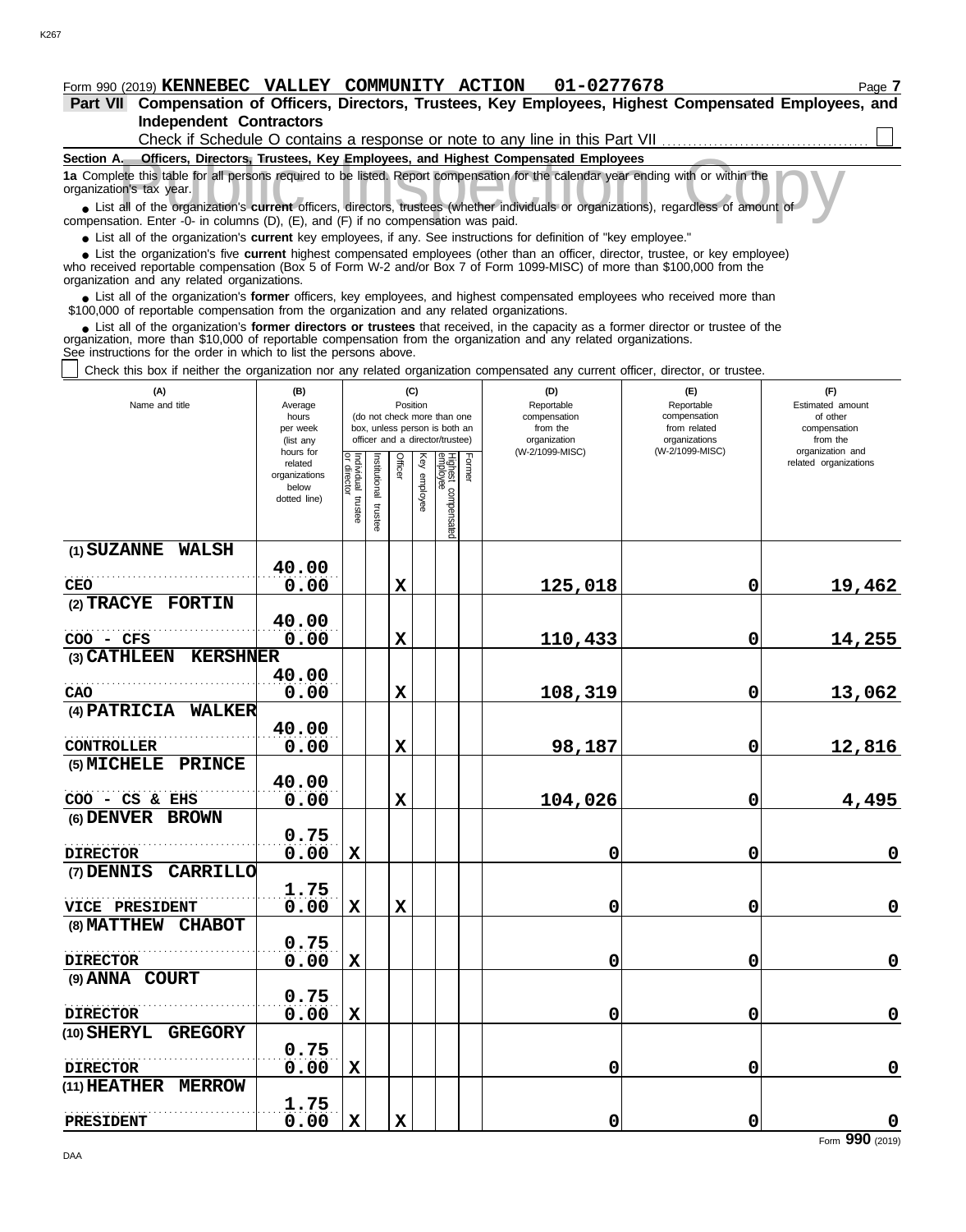Form 990 (2019) **KENNEBEC VALLEY COMMUNITY ACTION 01-0277678**

## Part VII Compensation of Officers, Directors, Trustees, Key Employees, Highest Compensated Employees, and Independent Contractors

Check if Schedule O contains a response or note to any line in this Part VII ☐

### Section A. Officers, Directors, Trustees, Key Employees, and Highest Compensated Employees

**1a** Complete this table for all persons required to be listed. Report compensation for the calendar year ending with or within the organization's tax year.

- List all of the organization's **current** officers, directors, trustees (whether individuals or organizations), regardless of amount of compensation. Enter -0- in columns (D), (E), and (F) if no compensation was paid.
- List all of the organization's **current** key employees, if any. See instructions for definition of "key employee."
- List the organization's five **current** highest compensated employees (other than an officer, director, trustee, or key employee) who received reportable compensation (Box 5 of Form W-2 and/or Box 7 of Form 1099-MISC) of more than $100,000 from the organization and any related organizations.
- List all of the organization's **former** officers, key employees, and highest compensated employees who received more than $100,000 of reportable compensation from the organization and any related organizations.
- List all of the organization's **former directors or trustees** that received, in the capacity as a former director or trustee of the organization, more than $10,000 of reportable compensation from the organization and any related organizations.

See instructions for the order in which to list the persons above.

☐ Check this box if neither the organization nor any related organization compensated any current officer, director, or trustee.

| (A) Name and title | (B) Average hours per week (list any hours for related organizations below dotted line) | (C) Position: Individual trustee or director | Institutional trustee | Officer | Key employee | Highest compensated employee | Former | (D) Reportable compensation from the organization (W-2/1099-MISC) | (E) Reportable compensation from related organizations (W-2/1099-MISC) | (F) Estimated amount of other compensation from the organization and related organizations |
|---|---|---|---|---|---|---|---|---|---|---|
| (1) SUZANNE WALSH<br>CEO | 40.00<br>0.00 | | | X | | | | 125,018 | 0 | 19,462 |
| (2) TRACYE FORTIN<br>COO - CFS | 40.00<br>0.00 | | | X | | | | 110,433 | 0 | 14,255 |
| (3) CATHLEEN KERSHNER<br>CAO | 40.00<br>0.00 | | | X | | | | 108,319 | 0 | 13,062 |
| (4) PATRICIA WALKER<br>CONTROLLER | 40.00<br>0.00 | | | X | | | | 98,187 | 0 | 12,816 |
| (5) MICHELE PRINCE<br>COO - CS & EHS | 40.00<br>0.00 | | | X | | | | 104,026 | 0 | 4,495 |
| (6) DENVER BROWN<br>DIRECTOR | 0.75<br>0.00 | X | | | | | | 0 | 0 | 0 |
| (7) DENNIS CARRILLO<br>VICE PRESIDENT | 1.75<br>0.00 | X | | X | | | | 0 | 0 | 0 |
| (8) MATTHEW CHABOT<br>DIRECTOR | 0.75<br>0.00 | X | | | | | | 0 | 0 | 0 |
| (9) ANNA COURT<br>DIRECTOR | 0.75<br>0.00 | X | | | | | | 0 | 0 | 0 |
| (10) SHERYL GREGORY<br>DIRECTOR | 0.75<br>0.00 | X | | | | | | 0 | 0 | 0 |
| (11) HEATHER MERROW<br>PRESIDENT | 1.75<br>0.00 | X | | X | | | | 0 | 0 | 0 |

Form **990** (2019)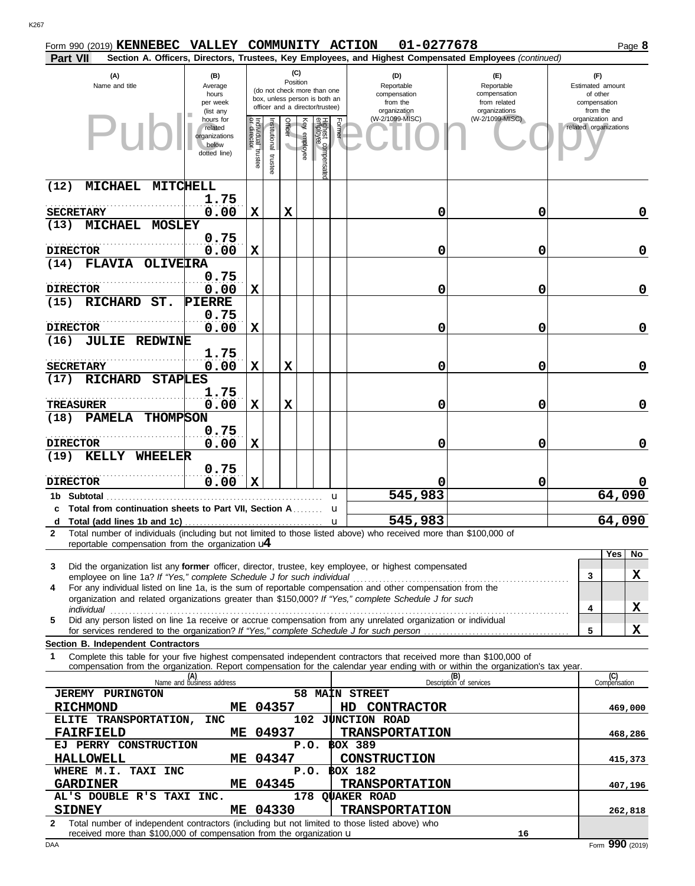Form 990 (2019) **KENNEBEC VALLEY COMMUNITY ACTION 01-0277678** Page **8**

**Part VII Section A. Officers, Directors, Trustees, Key Employees, and Highest Compensated Employees** *(continued)*

| (A) Name and title | (B) Average hours per week (list any hours for related organizations below dotted line) | (C) Position: Individual trustee or director | Institutional trustee | Officer | Key employee | Highest compensated employee | Former | (D) Reportable compensation from the organization (W-2/1099-MISC) | (E) Reportable compensation from related organizations (W-2/1099-MISC) | (F) Estimated amount of other compensation from the organization and related organizations |
|---|---|---|---|---|---|---|---|---|---|---|
| (12) MICHAEL MITCHELL<br>SECRETARY | 1.75<br>0.00 | X | | X | | | | 0 | 0 | 0 |
| (13) MICHAEL MOSLEY<br>DIRECTOR | 0.75<br>0.00 | X | | | | | | 0 | 0 | 0 |
| (14) FLAVIA OLIVEIRA<br>DIRECTOR | 0.75<br>0.00 | X | | | | | | 0 | 0 | 0 |
| (15) RICHARD ST. PIERRE<br>DIRECTOR | 0.75<br>0.00 | X | | | | | | 0 | 0 | 0 |
| (16) JULIE REDWINE<br>SECRETARY | 1.75<br>0.00 | X | | X | | | | 0 | 0 | 0 |
| (17) RICHARD STAPLES<br>TREASURER | 1.75<br>0.00 | X | | X | | | | 0 | 0 | 0 |
| (18) PAMELA THOMPSON<br>DIRECTOR | 0.75<br>0.00 | X | | | | | | 0 | 0 | 0 |
| (19) KELLY WHEELER<br>DIRECTOR | 0.75<br>0.00 | X | | | | | | 0 | 0 | 0 |
| **1b Subtotal** | | | | | | | | 545,983 | | 64,090 |
| **c Total from continuation sheets to Part VII, Section A** | | | | | | | | | | |
| **d Total (add lines 1b and 1c)** | | | | | | | | 545,983 | | 64,090 |

**2** Total number of individuals (including but not limited to those listed above) who received more than $100,000 of reportable compensation from the organization u **4**

| | | Yes | No |
|---|---|---|---|
| **3** Did the organization list any **former** officer, director, trustee, key employee, or highest compensated employee on line 1a? *If "Yes," complete Schedule J for such individual* | 3 | | X |
| **4** For any individual listed on line 1a, is the sum of reportable compensation and other compensation from the organization and related organizations greater than $150,000? *If "Yes," complete Schedule J for such individual* | 4 | | X |
| **5** Did any person listed on line 1a receive or accrue compensation from any unrelated organization or individual for services rendered to the organization? *If "Yes," complete Schedule J for such person* | 5 | | X |

**Section B. Independent Contractors**

**1** Complete this table for your five highest compensated independent contractors that received more than $100,000 of compensation from the organization. Report compensation for the calendar year ending with or within the organization's tax year.

| (A) Name and business address | (B) Description of services | (C) Compensation |
|---|---|---|
| JEREMY PURINGTON, 58 MAIN STREET, RICHMOND ME 04357 | HD CONTRACTOR | 469,000 |
| ELITE TRANSPORTATION, INC, 102 JUNCTION ROAD, FAIRFIELD ME 04937 | TRANSPORTATION | 468,286 |
| EJ PERRY CONSTRUCTION, P.O. BOX 389, HALLOWELL ME 04347 | CONSTRUCTION | 415,373 |
| WHERE M.I. TAXI INC, P.O. BOX 182, GARDINER ME 04345 | TRANSPORTATION | 407,196 |
| AL'S DOUBLE R'S TAXI INC., 178 QUAKER ROAD, SIDNEY ME 04330 | TRANSPORTATION | 262,818 |

**2** Total number of independent contractors (including but not limited to those listed above) who received more than $100,000 of compensation from the organization u **16**

DAA Form **990** (2019)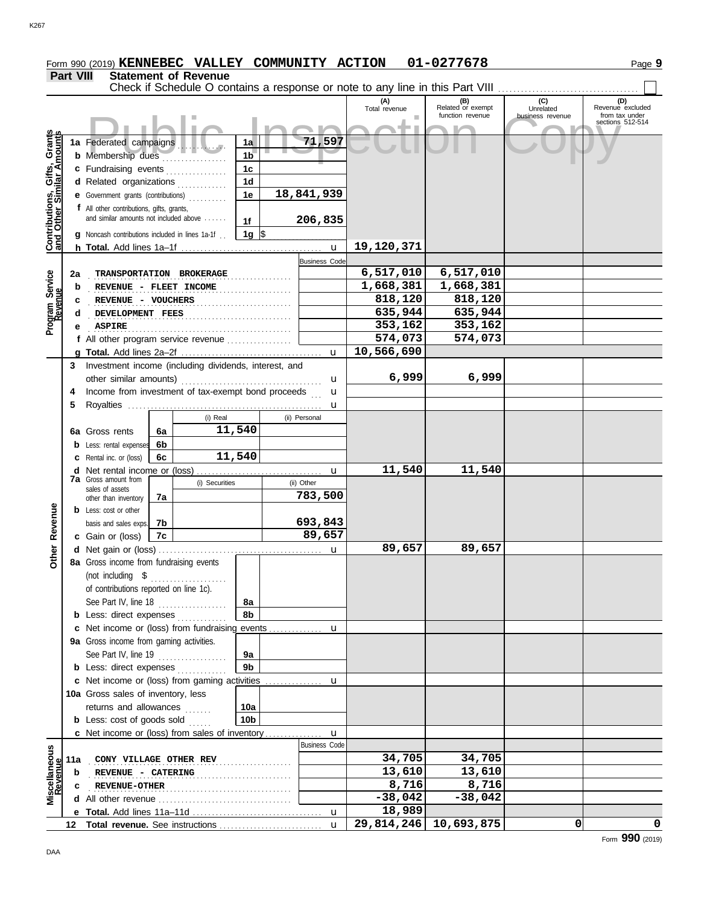Form 990 (2019) **KENNEBEC VALLEY COMMUNITY ACTION 01-0277678** Page **9**

## Part VIII Statement of Revenue

Check if Schedule O contains a response or note to any line in this Part VIII ☐

Public Inspection Copy

| | | | (A) Total revenue | (B) Related or exempt function revenue | (C) Unrelated business revenue | (D) Revenue excluded from tax under sections 512-514 |
|---|---|---|---|---|---|---|
| **Contributions, Gifts, Grants and Other Similar Amounts** | 1a Federated campaigns | 1a 71,597 | | | | |
| | b Membership dues | 1b | | | | |
| | c Fundraising events | 1c | | | | |
| | d Related organizations | 1d | | | | |
| | e Government grants (contributions) | 1e 18,841,939 | | | | |
| | f All other contributions, gifts, grants, and similar amounts not included above | 1f 206,835 | | | | |
| | g Noncash contributions included in lines 1a-1f | 1g $ | | | | |
| | h **Total.** Add lines 1a–1f | | 19,120,371 | | | |
| **Program Service Revenue** | | Business Code | | | | |
| | 2a TRANSPORTATION BROKERAGE | | 6,517,010 | 6,517,010 | | |
| | b REVENUE - FLEET INCOME | | 1,668,381 | 1,668,381 | | |
| | c REVENUE - VOUCHERS | | 818,120 | 818,120 | | |
| | d DEVELOPMENT FEES | | 635,944 | 635,944 | | |
| | e ASPIRE | | 353,162 | 353,162 | | |
| | f All other program service revenue | | 574,073 | 574,073 | | |
| | g **Total.** Add lines 2a–2f | | 10,566,690 | | | |
| **Other Revenue** | 3 Investment income (including dividends, interest, and other similar amounts) | | 6,999 | 6,999 | | |
| | 4 Income from investment of tax-exempt bond proceeds | | | | | |
| | 5 Royalties | | | | | |
| | 6a Gross rents — 6a (i) Real 11,540; (ii) Personal | | | | | |
| | b Less: rental expenses — 6b | | | | | |
| | c Rental inc. or (loss) — 6c (i) Real 11,540 | | | | | |
| | d Net rental income or (loss) | | 11,540 | 11,540 | | |
| | 7a Gross amount from sales of assets other than inventory — 7a (i) Securities; (ii) Other 783,500 | | | | | |
| | b Less: cost or other basis and sales exps. — 7b (ii) Other 693,843 | | | | | |
| | c Gain or (loss) — 7c (ii) Other 89,657 | | | | | |
| | d Net gain or (loss) | | 89,657 | 89,657 | | |
| | 8a Gross income from fundraising events (not including $ of contributions reported on line 1c). See Part IV, line 18 | 8a | | | | |
| | b Less: direct expenses | 8b | | | | |
| | c Net income or (loss) from fundraising events | | | | | |
| | 9a Gross income from gaming activities. See Part IV, line 19 | 9a | | | | |
| | b Less: direct expenses | 9b | | | | |
| | c Net income or (loss) from gaming activities | | | | | |
| | 10a Gross sales of inventory, less returns and allowances | 10a | | | | |
| | b Less: cost of goods sold | 10b | | | | |
| | c Net income or (loss) from sales of inventory | | | | | |
| **Miscellaneous Revenue** | | Business Code | | | | |
| | 11a CONY VILLAGE OTHER REV | | 34,705 | 34,705 | | |
| | b REVENUE - CATERING | | 13,610 | 13,610 | | |
| | c REVENUE-OTHER | | 8,716 | 8,716 | | |
| | d All other revenue | | -38,042 | -38,042 | | |
| | e **Total.** Add lines 11a–11d | | 18,989 | | | |
| | 12 **Total revenue.** See instructions | | 29,814,246 | 10,693,875 | 0 | 0 |

Form **990** (2019)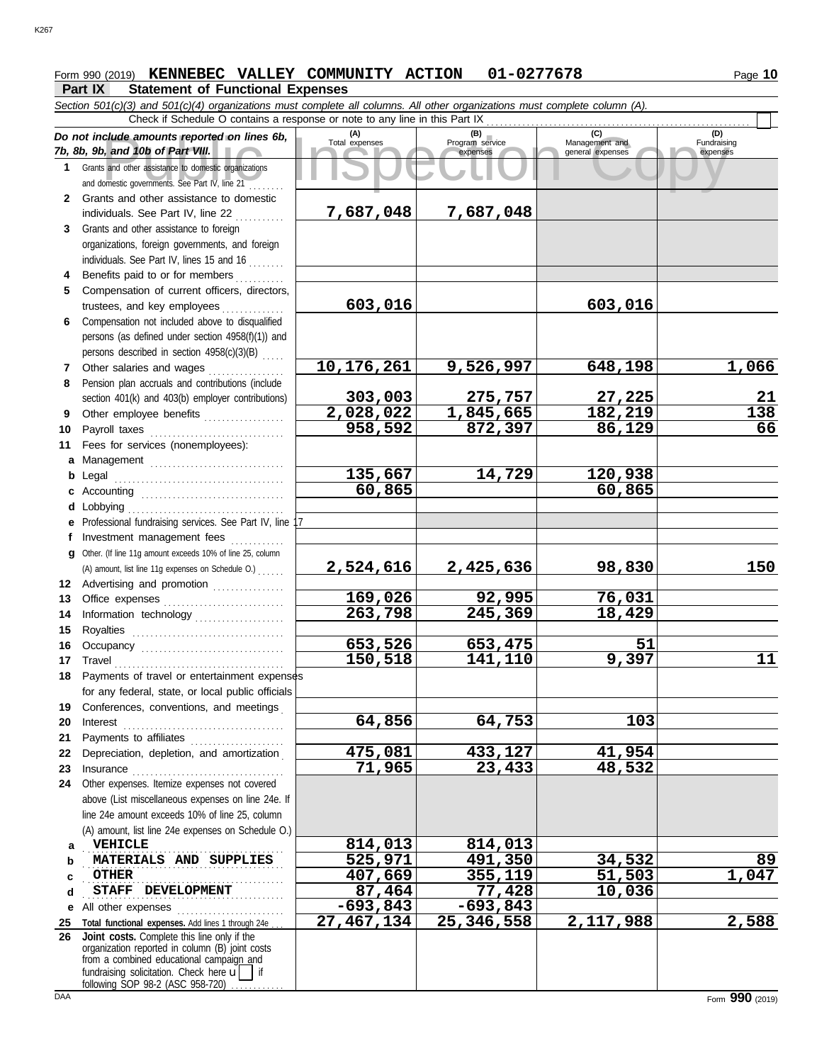Form 990 (2019) **KENNEBEC VALLEY COMMUNITY ACTION 01-0277678** Page **10**

## Part IX Statement of Functional Expenses

*Section 501(c)(3) and 501(c)(4) organizations must complete all columns. All other organizations must complete column (A).*

Check if Schedule O contains a response or note to any line in this Part IX

| *Do not include amounts reported on lines 6b, 7b, 8b, 9b, and 10b of Part VIII.* | (A) Total expenses | (B) Program service expenses | (C) Management and general expenses | (D) Fundraising expenses |
|---|---|---|---|---|
| **1** Grants and other assistance to domestic organizations and domestic governments. See Part IV, line 21 | | | | |
| **2** Grants and other assistance to domestic individuals. See Part IV, line 22 | 7,687,048 | 7,687,048 | | |
| **3** Grants and other assistance to foreign organizations, foreign governments, and foreign individuals. See Part IV, lines 15 and 16 | | | | |
| **4** Benefits paid to or for members | | | | |
| **5** Compensation of current officers, directors, trustees, and key employees | 603,016 | | 603,016 | |
| **6** Compensation not included above to disqualified persons (as defined under section 4958(f)(1)) and persons described in section 4958(c)(3)(B) | | | | |
| **7** Other salaries and wages | 10,176,261 | 9,526,997 | 648,198 | 1,066 |
| **8** Pension plan accruals and contributions (include section 401(k) and 403(b) employer contributions) | 303,003 | 275,757 | 27,225 | 21 |
| **9** Other employee benefits | 2,028,022 | 1,845,665 | 182,219 | 138 |
| **10** Payroll taxes | 958,592 | 872,397 | 86,129 | 66 |
| **11** Fees for services (nonemployees): | | | | |
| **a** Management | | | | |
| **b** Legal | 135,667 | 14,729 | 120,938 | |
| **c** Accounting | 60,865 | | 60,865 | |
| **d** Lobbying | | | | |
| **e** Professional fundraising services. See Part IV, line 17 | | | | |
| **f** Investment management fees | | | | |
| **g** Other. (If line 11g amount exceeds 10% of line 25, column (A) amount, list line 11g expenses on Schedule O.) | 2,524,616 | 2,425,636 | 98,830 | 150 |
| **12** Advertising and promotion | | | | |
| **13** Office expenses | 169,026 | 92,995 | 76,031 | |
| **14** Information technology | 263,798 | 245,369 | 18,429 | |
| **15** Royalties | | | | |
| **16** Occupancy | 653,526 | 653,475 | 51 | |
| **17** Travel | 150,518 | 141,110 | 9,397 | 11 |
| **18** Payments of travel or entertainment expenses for any federal, state, or local public officials | | | | |
| **19** Conferences, conventions, and meetings | | | | |
| **20** Interest | 64,856 | 64,753 | 103 | |
| **21** Payments to affiliates | | | | |
| **22** Depreciation, depletion, and amortization | 475,081 | 433,127 | 41,954 | |
| **23** Insurance | 71,965 | 23,433 | 48,532 | |
| **24** Other expenses. Itemize expenses not covered above (List miscellaneous expenses on line 24e. If line 24e amount exceeds 10% of line 25, column (A) amount, list line 24e expenses on Schedule O.) | | | | |
| **a** VEHICLE | 814,013 | 814,013 | | |
| **b** MATERIALS AND SUPPLIES | 525,971 | 491,350 | 34,532 | 89 |
| **c** OTHER | 407,669 | 355,119 | 51,503 | 1,047 |
| **d** STAFF DEVELOPMENT | 87,464 | 77,428 | 10,036 | |
| **e** All other expenses | -693,843 | -693,843 | | |
| **25 Total functional expenses.** Add lines 1 through 24e | 27,467,134 | 25,346,558 | 2,117,988 | 2,588 |
| **26 Joint costs.** Complete this line only if the organization reported in column (B) joint costs from a combined educational campaign and fundraising solicitation. Check here if following SOP 98-2 (ASC 958-720) | | | | |

Form **990** (2019)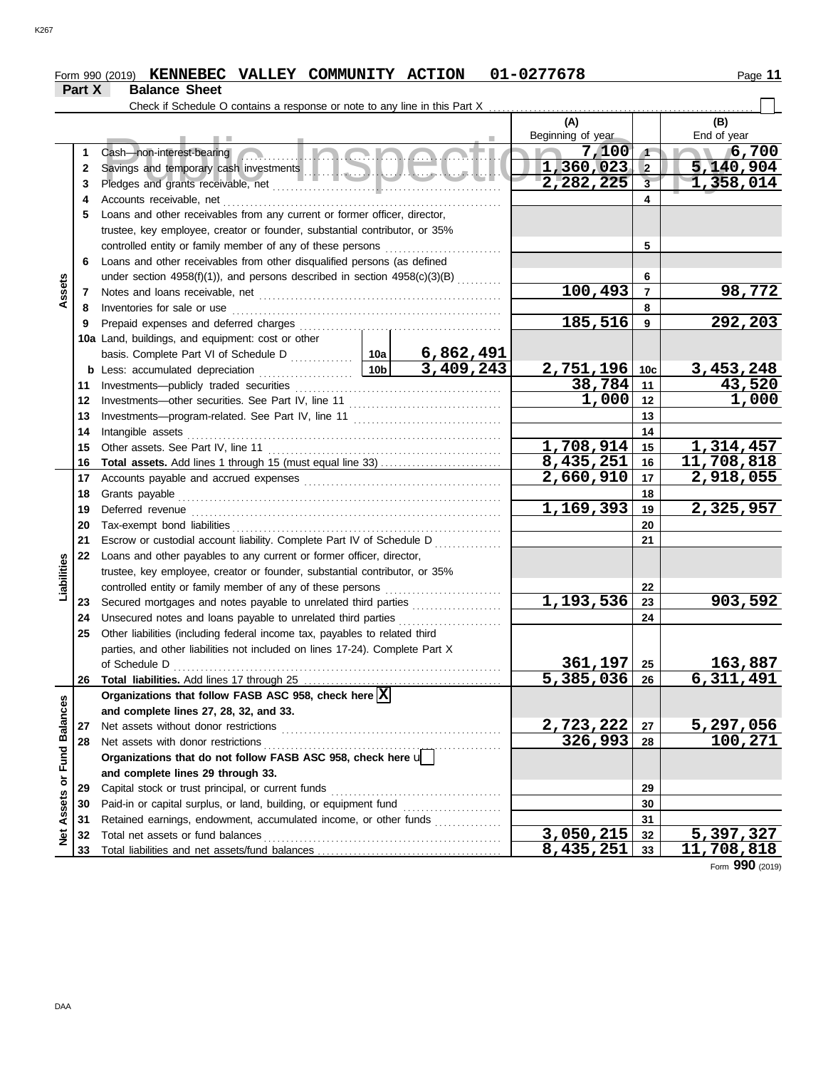Form 990 (2019) **KENNEBEC VALLEY COMMUNITY ACTION 01-0277678**

## Part X Balance Sheet

Check if Schedule O contains a response or note to any line in this Part X . . . . . . . . . . ☐

| Section | Line | Description | | | (A) Beginning of year | | (B) End of year |
|---|---|---|---|---|---|---|---|
| Assets | 1 | Cash—non-interest-bearing | | | 7,100 | 1 | 6,700 |
| | 2 | Savings and temporary cash investments | | | 1,360,023 | 2 | 5,140,904 |
| | 3 | Pledges and grants receivable, net | | | 2,282,225 | 3 | 1,358,014 |
| | 4 | Accounts receivable, net | | | | 4 | |
| | 5 | Loans and other receivables from any current or former officer, director, trustee, key employee, creator or founder, substantial contributor, or 35% controlled entity or family member of any of these persons | | | | 5 | |
| | 6 | Loans and other receivables from other disqualified persons (as defined under section 4958(f)(1)), and persons described in section 4958(c)(3)(B) | | | | 6 | |
| | 7 | Notes and loans receivable, net | | | 100,493 | 7 | 98,772 |
| | 8 | Inventories for sale or use | | | | 8 | |
| | 9 | Prepaid expenses and deferred charges | | | 185,516 | 9 | 292,203 |
| | 10a | Land, buildings, and equipment: cost or other basis. Complete Part VI of Schedule D | 10a | 6,862,491 | | | |
| | b | Less: accumulated depreciation | 10b | 3,409,243 | 2,751,196 | 10c | 3,453,248 |
| | 11 | Investments—publicly traded securities | | | 38,784 | 11 | 43,520 |
| | 12 | Investments—other securities. See Part IV, line 11 | | | 1,000 | 12 | 1,000 |
| | 13 | Investments—program-related. See Part IV, line 11 | | | | 13 | |
| | 14 | Intangible assets | | | | 14 | |
| | 15 | Other assets. See Part IV, line 11 | | | 1,708,914 | 15 | 1,314,457 |
| | 16 | **Total assets.** Add lines 1 through 15 (must equal line 33) | | | 8,435,251 | 16 | 11,708,818 |
| Liabilities | 17 | Accounts payable and accrued expenses | | | 2,660,910 | 17 | 2,918,055 |
| | 18 | Grants payable | | | | 18 | |
| | 19 | Deferred revenue | | | 1,169,393 | 19 | 2,325,957 |
| | 20 | Tax-exempt bond liabilities | | | | 20 | |
| | 21 | Escrow or custodial account liability. Complete Part IV of Schedule D | | | | 21 | |
| | 22 | Loans and other payables to any current or former officer, director, trustee, key employee, creator or founder, substantial contributor, or 35% controlled entity or family member of any of these persons | | | | 22 | |
| | 23 | Secured mortgages and notes payable to unrelated third parties | | | 1,193,536 | 23 | 903,592 |
| | 24 | Unsecured notes and loans payable to unrelated third parties | | | | 24 | |
| | 25 | Other liabilities (including federal income tax, payables to related third parties, and other liabilities not included on lines 17-24). Complete Part X of Schedule D | | | 361,197 | 25 | 163,887 |
| | 26 | **Total liabilities.** Add lines 17 through 25 | | | 5,385,036 | 26 | 6,311,491 |
| Net Assets or Fund Balances | | **Organizations that follow FASB ASC 958, check here** ☒ **and complete lines 27, 28, 32, and 33.** | | | | | |
| | 27 | Net assets without donor restrictions | | | 2,723,222 | 27 | 5,297,056 |
| | 28 | Net assets with donor restrictions | | | 326,993 | 28 | 100,271 |
| | | **Organizations that do not follow FASB ASC 958, check here** ☐ **and complete lines 29 through 33.** | | | | | |
| | 29 | Capital stock or trust principal, or current funds | | | | 29 | |
| | 30 | Paid-in or capital surplus, or land, building, or equipment fund | | | | 30 | |
| | 31 | Retained earnings, endowment, accumulated income, or other funds | | | | 31 | |
| | 32 | Total net assets or fund balances | | | 3,050,215 | 32 | 5,397,327 |
| | 33 | Total liabilities and net assets/fund balances | | | 8,435,251 | 33 | 11,708,818 |

Form **990** (2019)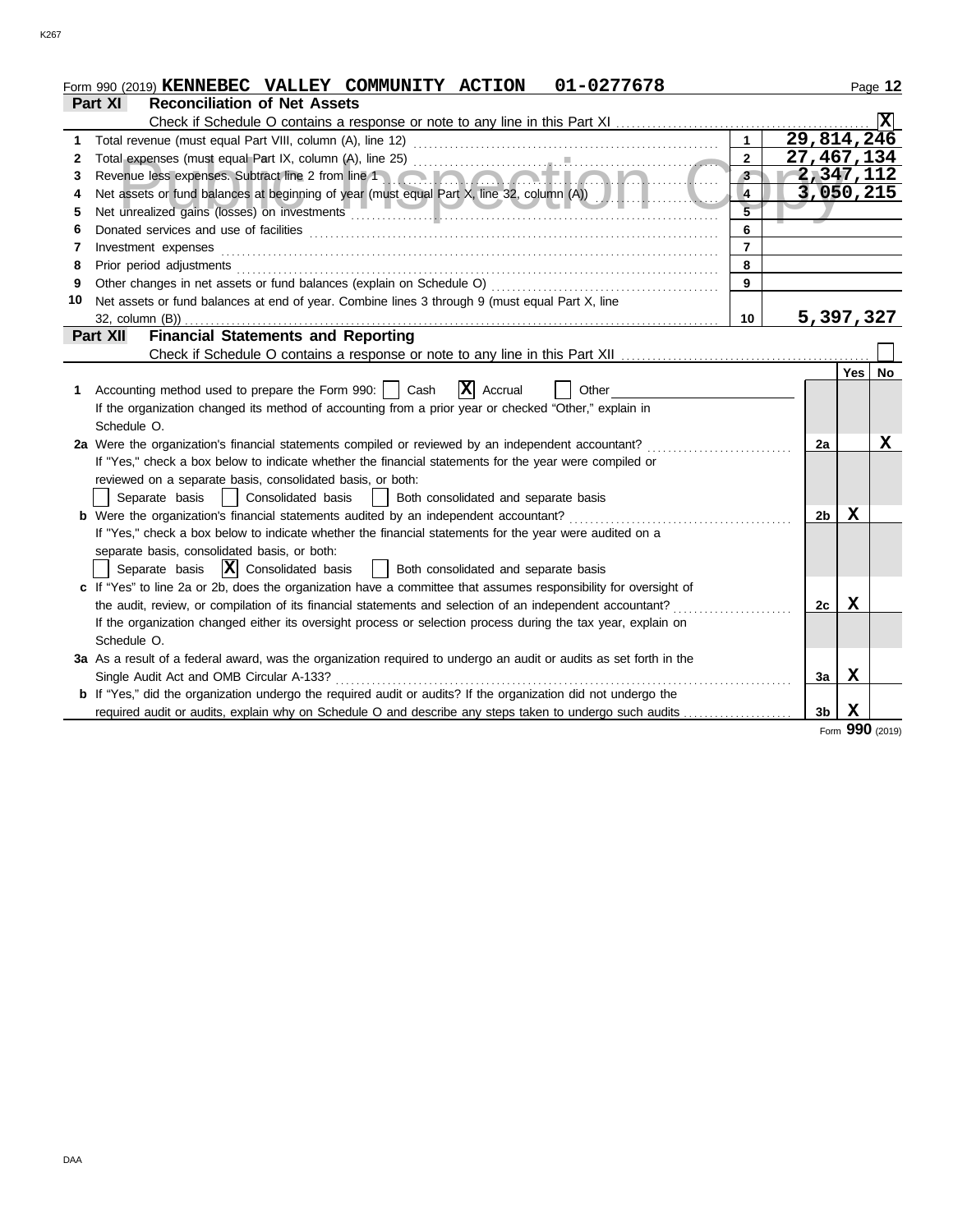Form 990 (2019) **KENNEBEC VALLEY COMMUNITY ACTION 01-0277678**

## Part XI Reconciliation of Net Assets

Check if Schedule O contains a response or note to any line in this Part XI ..... [X]

| | | | |
|---|---|---|---|
| 1 | Total revenue (must equal Part VIII, column (A), line 12) | 1 | 29,814,246 |
| 2 | Total expenses (must equal Part IX, column (A), line 25) | 2 | 27,467,134 |
| 3 | Revenue less expenses. Subtract line 2 from line 1 | 3 | 2,347,112 |
| 4 | Net assets or fund balances at beginning of year (must equal Part X, line 32, column (A)) | 4 | 3,050,215 |
| 5 | Net unrealized gains (losses) on investments | 5 | |
| 6 | Donated services and use of facilities | 6 | |
| 7 | Investment expenses | 7 | |
| 8 | Prior period adjustments | 8 | |
| 9 | Other changes in net assets or fund balances (explain on Schedule O) | 9 | |
| 10 | Net assets or fund balances at end of year. Combine lines 3 through 9 (must equal Part X, line 32, column (B)) | 10 | 5,397,327 |

## Part XII Financial Statements and Reporting

Check if Schedule O contains a response or note to any line in this Part XII ..... [ ]

| | | | Yes | No |
|---|---|---|---|---|
| **1** | Accounting method used to prepare the Form 990: [ ] Cash [X] Accrual [ ] Other<br>If the organization changed its method of accounting from a prior year or checked "Other," explain in Schedule O. | | | |
| **2a** | Were the organization's financial statements compiled or reviewed by an independent accountant?<br>If "Yes," check a box below to indicate whether the financial statements for the year were compiled or reviewed on a separate basis, consolidated basis, or both:<br>[ ] Separate basis [ ] Consolidated basis [ ] Both consolidated and separate basis | 2a | | X |
| **b** | Were the organization's financial statements audited by an independent accountant?<br>If "Yes," check a box below to indicate whether the financial statements for the year were audited on a separate basis, consolidated basis, or both:<br>[ ] Separate basis [X] Consolidated basis [ ] Both consolidated and separate basis | 2b | X | |
| **c** | If "Yes" to line 2a or 2b, does the organization have a committee that assumes responsibility for oversight of the audit, review, or compilation of its financial statements and selection of an independent accountant?<br>If the organization changed either its oversight process or selection process during the tax year, explain on Schedule O. | 2c | X | |
| **3a** | As a result of a federal award, was the organization required to undergo an audit or audits as set forth in the Single Audit Act and OMB Circular A-133? | 3a | X | |
| **b** | If "Yes," did the organization undergo the required audit or audits? If the organization did not undergo the required audit or audits, explain why on Schedule O and describe any steps taken to undergo such audits | 3b | X | |

Form **990** (2019)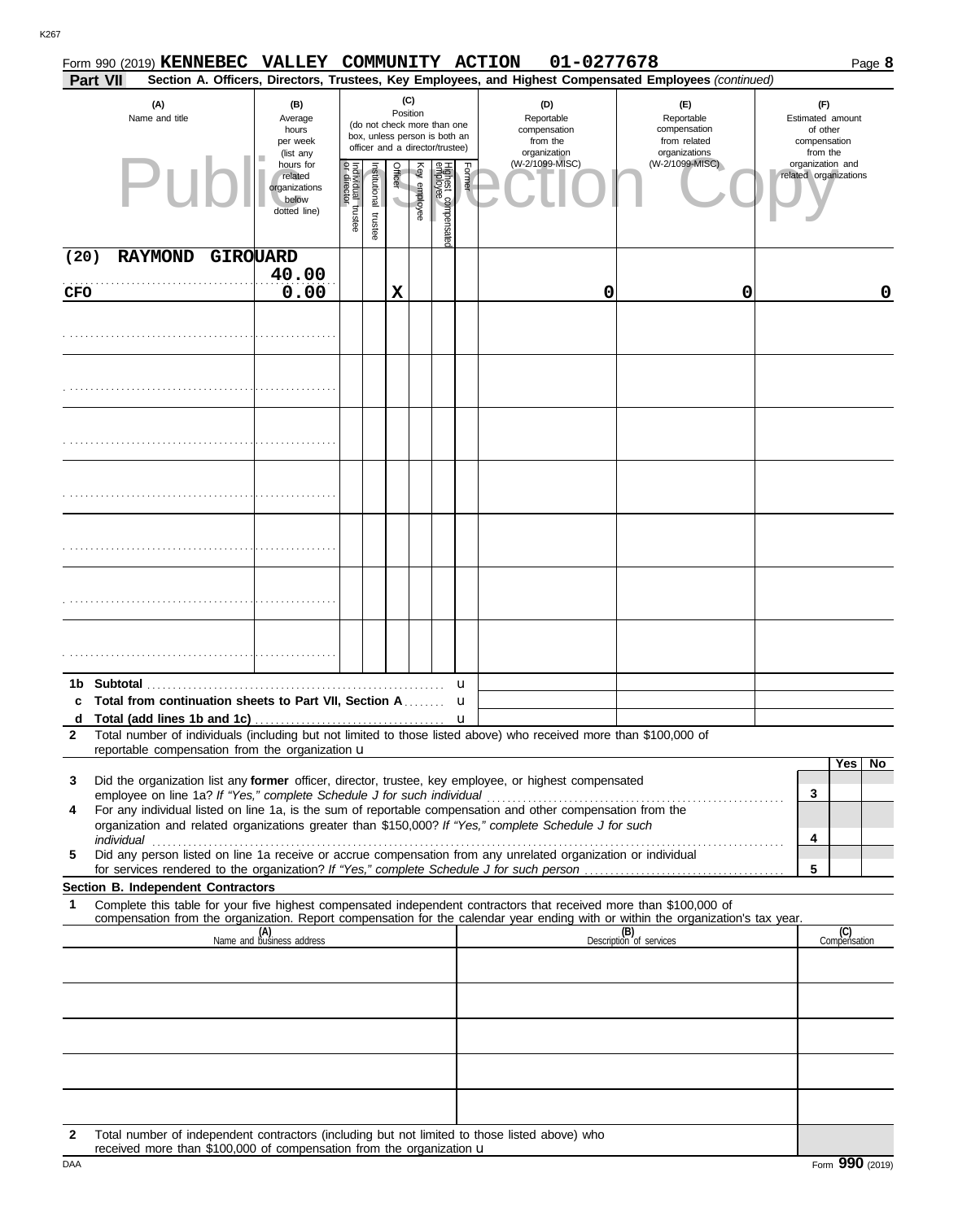Form 990 (2019) **KENNEBEC VALLEY COMMUNITY ACTION 01-0277678** Page **8**

**Part VII** **Section A. Officers, Directors, Trustees, Key Employees, and Highest Compensated Employees** *(continued)*

| (A) Name and title | (B) Average hours per week (list any hours for related organizations below dotted line) | (C) Position: Individual trustee or director | Institutional trustee | Officer | Key employee | Highest compensated employee | Former | (D) Reportable compensation from the organization (W-2/1099-MISC) | (E) Reportable compensation from related organizations (W-2/1099-MISC) | (F) Estimated amount of other compensation from the organization and related organizations |
|---|---|---|---|---|---|---|---|---|---|---|
| (20) RAYMOND GIROUARD<br>CFO | 40.00<br>0.00 | | | X | | | | 0 | 0 | 0 |
| | | | | | | | | | | |
| | | | | | | | | | | |
| | | | | | | | | | | |
| | | | | | | | | | | |
| | | | | | | | | | | |
| | | | | | | | | | | |
| | | | | | | | | | | |

**1b Subtotal** u

**c Total from continuation sheets to Part VII, Section A** u

**d Total (add lines 1b and 1c)** u

**2** Total number of individuals (including but not limited to those listed above) who received more than $100,000 of reportable compensation from the organization u

| | | Yes | No |
|---|---|---|---|
| **3** Did the organization list any **former** officer, director, trustee, key employee, or highest compensated employee on line 1a? *If "Yes," complete Schedule J for such individual* | 3 | | |
| **4** For any individual listed on line 1a, is the sum of reportable compensation and other compensation from the organization and related organizations greater than $150,000? *If "Yes," complete Schedule J for such individual* | 4 | | |
| **5** Did any person listed on line 1a receive or accrue compensation from any unrelated organization or individual for services rendered to the organization? *If "Yes," complete Schedule J for such person* | 5 | | |

**Section B. Independent Contractors**

**1** Complete this table for your five highest compensated independent contractors that received more than $100,000 of compensation from the organization. Report compensation for the calendar year ending with or within the organization's tax year.

| (A) Name and business address | (B) Description of services | (C) Compensation |
|---|---|---|
| | | |
| | | |
| | | |
| | | |
| | | |

**2** Total number of independent contractors (including but not limited to those listed above) who received more than $100,000 of compensation from the organization u

Form **990** (2019)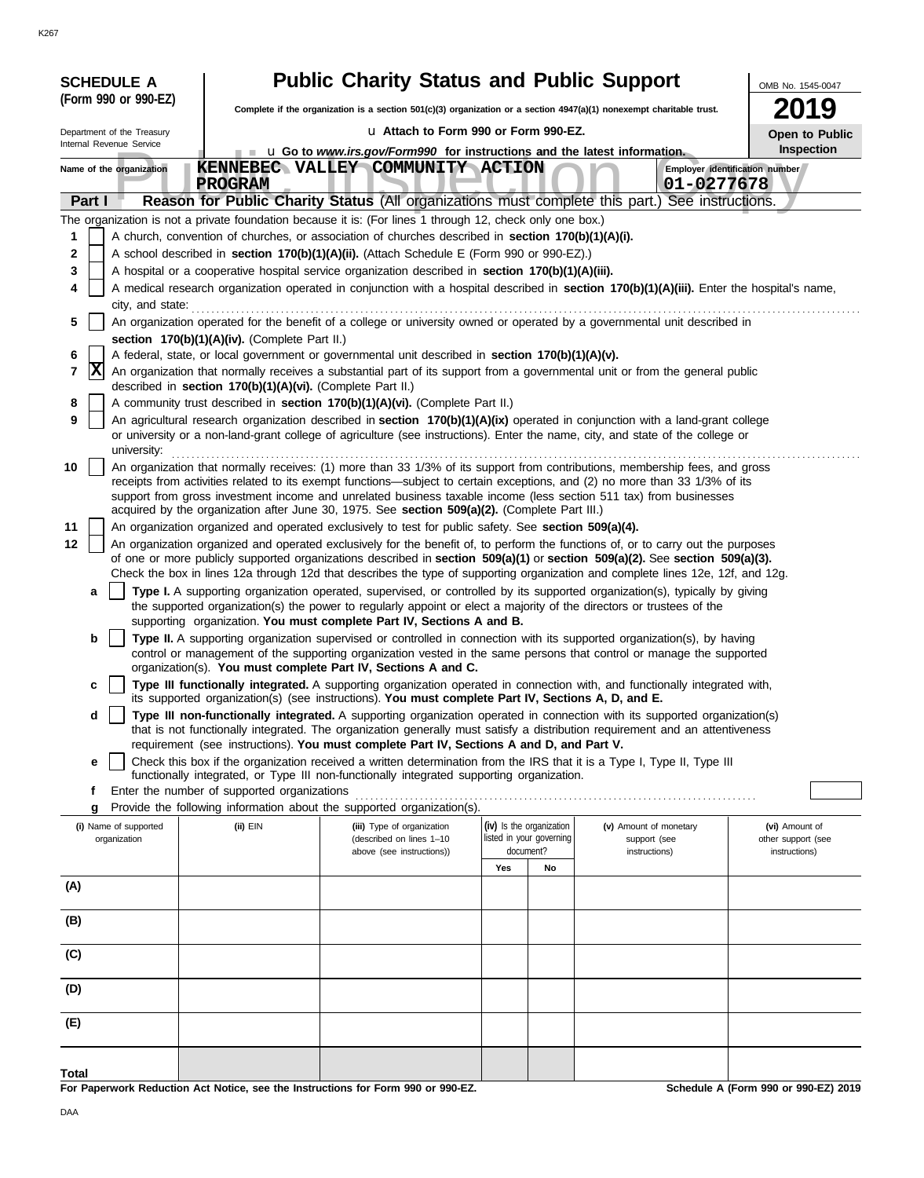K267

**SCHEDULE A**
**(Form 990 or 990-EZ)**

Department of the Treasury
Internal Revenue Service

# Public Charity Status and Public Support

**Complete if the organization is a section 501(c)(3) organization or a section 4947(a)(1) nonexempt charitable trust.**

u **Attach to Form 990 or Form 990-EZ.**

u **Go to *www.irs.gov/Form990* for instructions and the latest information.**

OMB No. 1545-0047

**2019**

**Open to Public Inspection**

Name of the organization: **KENNEBEC VALLEY COMMUNITY ACTION PROGRAM**

Employer identification number: **01-0277678**

Public Inspection Copy

## Part I — Reason for Public Charity Status (All organizations must complete this part.) See instructions.

The organization is not a private foundation because it is: (For lines 1 through 12, check only one box.)

1. [ ] A church, convention of churches, or association of churches described in **section 170(b)(1)(A)(i).**
2. [ ] A school described in **section 170(b)(1)(A)(ii).** (Attach Schedule E (Form 990 or 990-EZ).)
3. [ ] A hospital or a cooperative hospital service organization described in **section 170(b)(1)(A)(iii).**
4. [ ] A medical research organization operated in conjunction with a hospital described in **section 170(b)(1)(A)(iii).** Enter the hospital's name, city, and state:
5. [ ] An organization operated for the benefit of a college or university owned or operated by a governmental unit described in **section 170(b)(1)(A)(iv).** (Complete Part II.)
6. [ ] A federal, state, or local government or governmental unit described in **section 170(b)(1)(A)(v).**
7. [X] An organization that normally receives a substantial part of its support from a governmental unit or from the general public described in **section 170(b)(1)(A)(vi).** (Complete Part II.)
8. [ ] A community trust described in **section 170(b)(1)(A)(vi).** (Complete Part II.)
9. [ ] An agricultural research organization described in **section 170(b)(1)(A)(ix)** operated in conjunction with a land-grant college or university or a non-land-grant college of agriculture (see instructions). Enter the name, city, and state of the college or university:
10. [ ] An organization that normally receives: (1) more than 33 1/3% of its support from contributions, membership fees, and gross receipts from activities related to its exempt functions—subject to certain exceptions, and (2) no more than 33 1/3% of its support from gross investment income and unrelated business taxable income (less section 511 tax) from businesses acquired by the organization after June 30, 1975. See **section 509(a)(2).** (Complete Part III.)
11. [ ] An organization organized and operated exclusively to test for public safety. See **section 509(a)(4).**
12. [ ] An organization organized and operated exclusively for the benefit of, to perform the functions of, or to carry out the purposes of one or more publicly supported organizations described in **section 509(a)(1)** or **section 509(a)(2).** See **section 509(a)(3).** Check the box in lines 12a through 12d that describes the type of supporting organization and complete lines 12e, 12f, and 12g.
   - **a** [ ] **Type I.** A supporting organization operated, supervised, or controlled by its supported organization(s), typically by giving the supported organization(s) the power to regularly appoint or elect a majority of the directors or trustees of the supporting organization. **You must complete Part IV, Sections A and B.**
   - **b** [ ] **Type II.** A supporting organization supervised or controlled in connection with its supported organization(s), by having control or management of the supporting organization vested in the same persons that control or manage the supported organization(s). **You must complete Part IV, Sections A and C.**
   - **c** [ ] **Type III functionally integrated.** A supporting organization operated in connection with, and functionally integrated with, its supported organization(s) (see instructions). **You must complete Part IV, Sections A, D, and E.**
   - **d** [ ] **Type III non-functionally integrated.** A supporting organization operated in connection with its supported organization(s) that is not functionally integrated. The organization generally must satisfy a distribution requirement and an attentiveness requirement (see instructions). **You must complete Part IV, Sections A and D, and Part V.**
   - **e** [ ] Check this box if the organization received a written determination from the IRS that it is a Type I, Type II, Type III functionally integrated, or Type III non-functionally integrated supporting organization.
   - **f** Enter the number of supported organizations
   - **g** Provide the following information about the supported organization(s).

| (i) Name of supported organization | (ii) EIN | (iii) Type of organization (described on lines 1–10 above (see instructions)) | (iv) Is the organization listed in your governing document? Yes | No | (v) Amount of monetary support (see instructions) | (vi) Amount of other support (see instructions) |
|---|---|---|---|---|---|---|
| (A) | | | | | | |
| (B) | | | | | | |
| (C) | | | | | | |
| (D) | | | | | | |
| (E) | | | | | | |
| Total | | | | | | |

**For Paperwork Reduction Act Notice, see the Instructions for Form 990 or 990-EZ.**

**Schedule A (Form 990 or 990-EZ) 2019**

DAA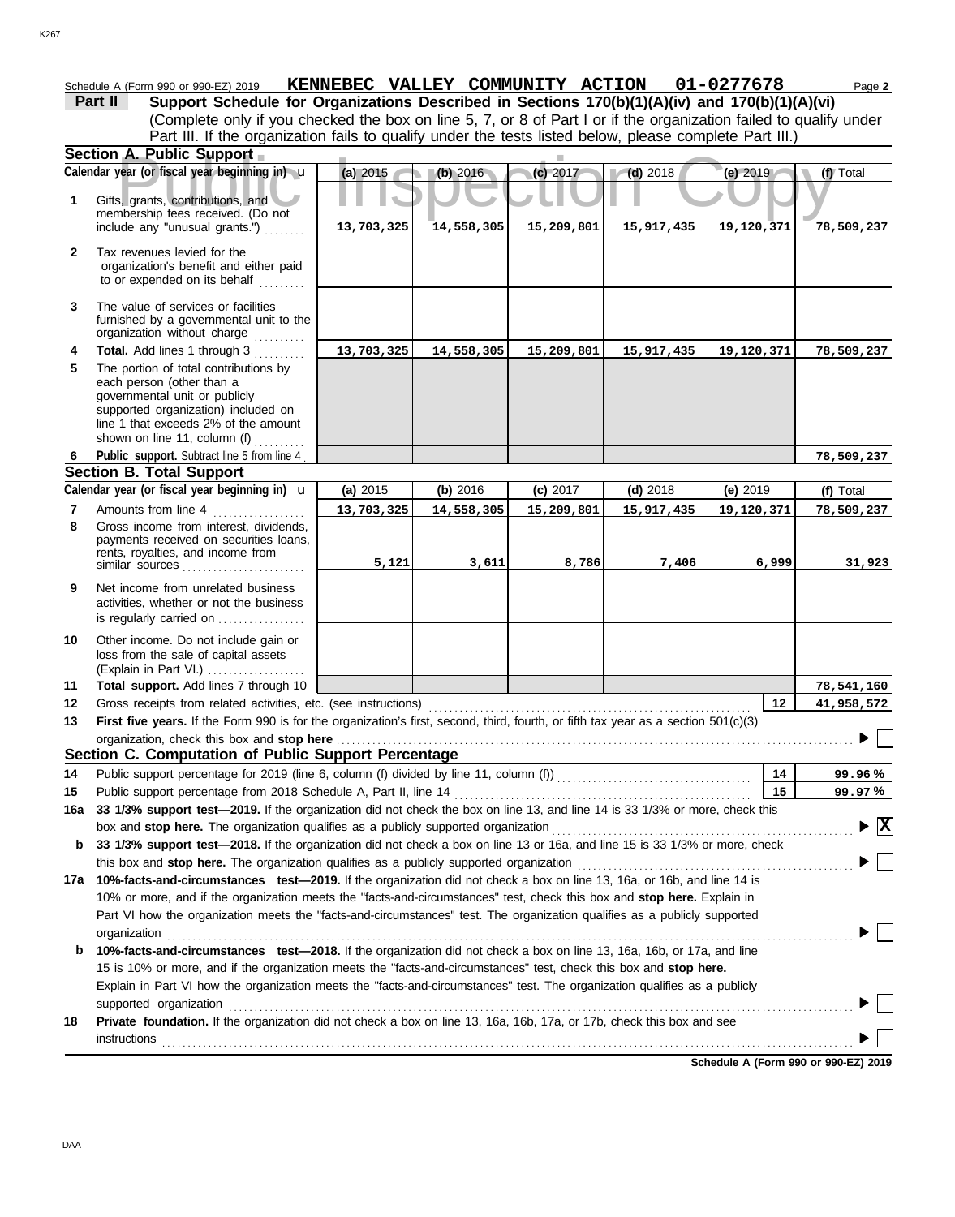Schedule A (Form 990 or 990-EZ) 2019 **KENNEBEC VALLEY COMMUNITY ACTION 01-0277678** Page **2**

**Part II Support Schedule for Organizations Described in Sections 170(b)(1)(A)(iv) and 170(b)(1)(A)(vi)**
(Complete only if you checked the box on line 5, 7, or 8 of Part I or if the organization failed to qualify under Part III. If the organization fails to qualify under the tests listed below, please complete Part III.)

## Section A. Public Support

| | Calendar year (or fiscal year beginning in) | (a) 2015 | (b) 2016 | (c) 2017 | (d) 2018 | (e) 2019 | (f) Total |
|---|---|---|---|---|---|---|---|
| 1 | Gifts, grants, contributions, and membership fees received. (Do not include any "unusual grants.") | 13,703,325 | 14,558,305 | 15,209,801 | 15,917,435 | 19,120,371 | 78,509,237 |
| 2 | Tax revenues levied for the organization's benefit and either paid to or expended on its behalf | | | | | | |
| 3 | The value of services or facilities furnished by a governmental unit to the organization without charge | | | | | | |
| 4 | **Total.** Add lines 1 through 3 | 13,703,325 | 14,558,305 | 15,209,801 | 15,917,435 | 19,120,371 | 78,509,237 |
| 5 | The portion of total contributions by each person (other than a governmental unit or publicly supported organization) included on line 1 that exceeds 2% of the amount shown on line 11, column (f) | | | | | | |
| 6 | **Public support.** Subtract line 5 from line 4 | | | | | | 78,509,237 |

## Section B. Total Support

| | Calendar year (or fiscal year beginning in) | (a) 2015 | (b) 2016 | (c) 2017 | (d) 2018 | (e) 2019 | (f) Total |
|---|---|---|---|---|---|---|---|
| 7 | Amounts from line 4 | 13,703,325 | 14,558,305 | 15,209,801 | 15,917,435 | 19,120,371 | 78,509,237 |
| 8 | Gross income from interest, dividends, payments received on securities loans, rents, royalties, and income from similar sources | 5,121 | 3,611 | 8,786 | 7,406 | 6,999 | 31,923 |
| 9 | Net income from unrelated business activities, whether or not the business is regularly carried on | | | | | | |
| 10 | Other income. Do not include gain or loss from the sale of capital assets (Explain in Part VI.) | | | | | | |
| 11 | **Total support.** Add lines 7 through 10 | | | | | | 78,541,160 |

**12** Gross receipts from related activities, etc. (see instructions) — **12** — 41,958,572

**13 First five years.** If the Form 990 is for the organization's first, second, third, fourth, or fifth tax year as a section 501(c)(3) organization, check this box and **stop here** ☐

## Section C. Computation of Public Support Percentage

**14** Public support percentage for 2019 (line 6, column (f) divided by line 11, column (f)) — **14** — 99.96 %

**15** Public support percentage from 2018 Schedule A, Part II, line 14 — **15** — 99.97 %

**16a 33 1/3% support test—2019.** If the organization did not check the box on line 13, and line 14 is 33 1/3% or more, check this box and **stop here.** The organization qualifies as a publicly supported organization ☒

**b 33 1/3% support test—2018.** If the organization did not check a box on line 13 or 16a, and line 15 is 33 1/3% or more, check this box and **stop here.** The organization qualifies as a publicly supported organization ☐

**17a 10%-facts-and-circumstances test—2019.** If the organization did not check a box on line 13, 16a, or 16b, and line 14 is 10% or more, and if the organization meets the "facts-and-circumstances" test, check this box and **stop here.** Explain in Part VI how the organization meets the "facts-and-circumstances" test. The organization qualifies as a publicly supported organization ☐

**b 10%-facts-and-circumstances test—2018.** If the organization did not check a box on line 13, 16a, 16b, or 17a, and line 15 is 10% or more, and if the organization meets the "facts-and-circumstances" test, check this box and **stop here.** Explain in Part VI how the organization meets the "facts-and-circumstances" test. The organization qualifies as a publicly supported organization ☐

**18 Private foundation.** If the organization did not check a box on line 13, 16a, 16b, 17a, or 17b, check this box and see instructions ☐

**Schedule A (Form 990 or 990-EZ) 2019**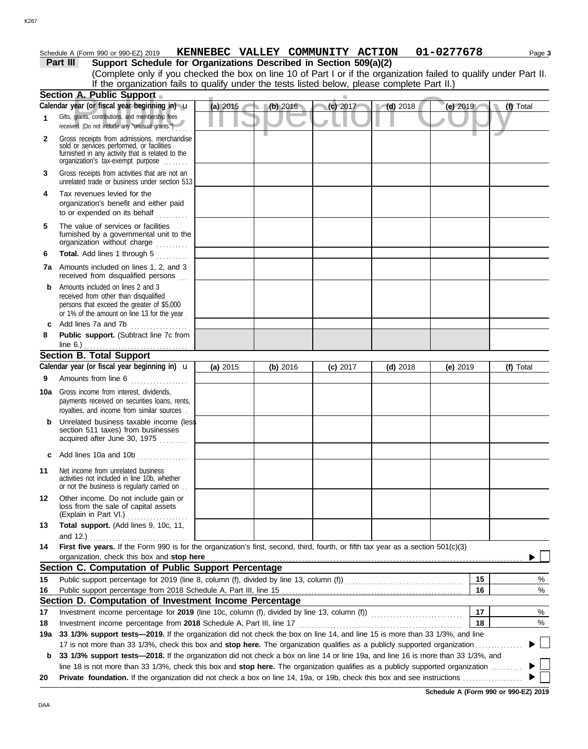Schedule A (Form 990 or 990-EZ) 2019 **KENNEBEC VALLEY COMMUNITY ACTION 01-0277678**

**Part III Support Schedule for Organizations Described in Section 509(a)(2)**

(Complete only if you checked the box on line 10 of Part I or if the organization failed to qualify under Part II. If the organization fails to qualify under the tests listed below, please complete Part II.)

Public Inspection Copy

## Section A. Public Support

| Calendar year (or fiscal year beginning in) | (a) 2015 | (b) 2016 | (c) 2017 | (d) 2018 | (e) 2019 | (f) Total |
|---|---|---|---|---|---|---|
| **1** Gifts, grants, contributions, and membership fees received. (Do not include any "unusual grants.") | | | | | | |
| **2** Gross receipts from admissions, merchandise sold or services performed, or facilities furnished in any activity that is related to the organization's tax-exempt purpose | | | | | | |
| **3** Gross receipts from activities that are not an unrelated trade or business under section 513 | | | | | | |
| **4** Tax revenues levied for the organization's benefit and either paid to or expended on its behalf | | | | | | |
| **5** The value of services or facilities furnished by a governmental unit to the organization without charge | | | | | | |
| **6** **Total.** Add lines 1 through 5 | | | | | | |
| **7a** Amounts included on lines 1, 2, and 3 received from disqualified persons | | | | | | |
| **b** Amounts included on lines 2 and 3 received from other than disqualified persons that exceed the greater of $5,000 or 1% of the amount on line 13 for the year | | | | | | |
| **c** Add lines 7a and 7b | | | | | | |
| **8** **Public support.** (Subtract line 7c from line 6.) | | | | | | |

## Section B. Total Support

| Calendar year (or fiscal year beginning in) | (a) 2015 | (b) 2016 | (c) 2017 | (d) 2018 | (e) 2019 | (f) Total |
|---|---|---|---|---|---|---|
| **9** Amounts from line 6 | | | | | | |
| **10a** Gross income from interest, dividends, payments received on securities loans, rents, royalties, and income from similar sources | | | | | | |
| **b** Unrelated business taxable income (less section 511 taxes) from businesses acquired after June 30, 1975 | | | | | | |
| **c** Add lines 10a and 10b | | | | | | |
| **11** Net income from unrelated business activities not included in line 10b, whether or not the business is regularly carried on | | | | | | |
| **12** Other income. Do not include gain or loss from the sale of capital assets (Explain in Part VI.) | | | | | | |
| **13** **Total support.** (Add lines 9, 10c, 11, and 12.) | | | | | | |

**14** **First five years.** If the Form 990 is for the organization's first, second, third, fourth, or fifth tax year as a section 501(c)(3) organization, check this box and **stop here** ☐

## Section C. Computation of Public Support Percentage

| | | | |
|---|---|---|---|
| **15** | Public support percentage for 2019 (line 8, column (f), divided by line 13, column (f)) | 15 | % |
| **16** | Public support percentage from 2018 Schedule A, Part III, line 15 | 16 | % |

## Section D. Computation of Investment Income Percentage

| | | | |
|---|---|---|---|
| **17** | Investment income percentage for **2019** (line 10c, column (f), divided by line 13, column (f)) | 17 | % |
| **18** | Investment income percentage from **2018** Schedule A, Part III, line 17 | 18 | % |

**19a** **33 1/3% support tests—2019.** If the organization did not check the box on line 14, and line 15 is more than 33 1/3%, and line 17 is not more than 33 1/3%, check this box and **stop here.** The organization qualifies as a publicly supported organization ☐

**b** **33 1/3% support tests—2018.** If the organization did not check a box on line 14 or line 19a, and line 16 is more than 33 1/3%, and line 18 is not more than 33 1/3%, check this box and **stop here.** The organization qualifies as a publicly supported organization ☐

**20** **Private foundation.** If the organization did not check a box on line 14, 19a, or 19b, check this box and see instructions ☐

**Schedule A (Form 990 or 990-EZ) 2019**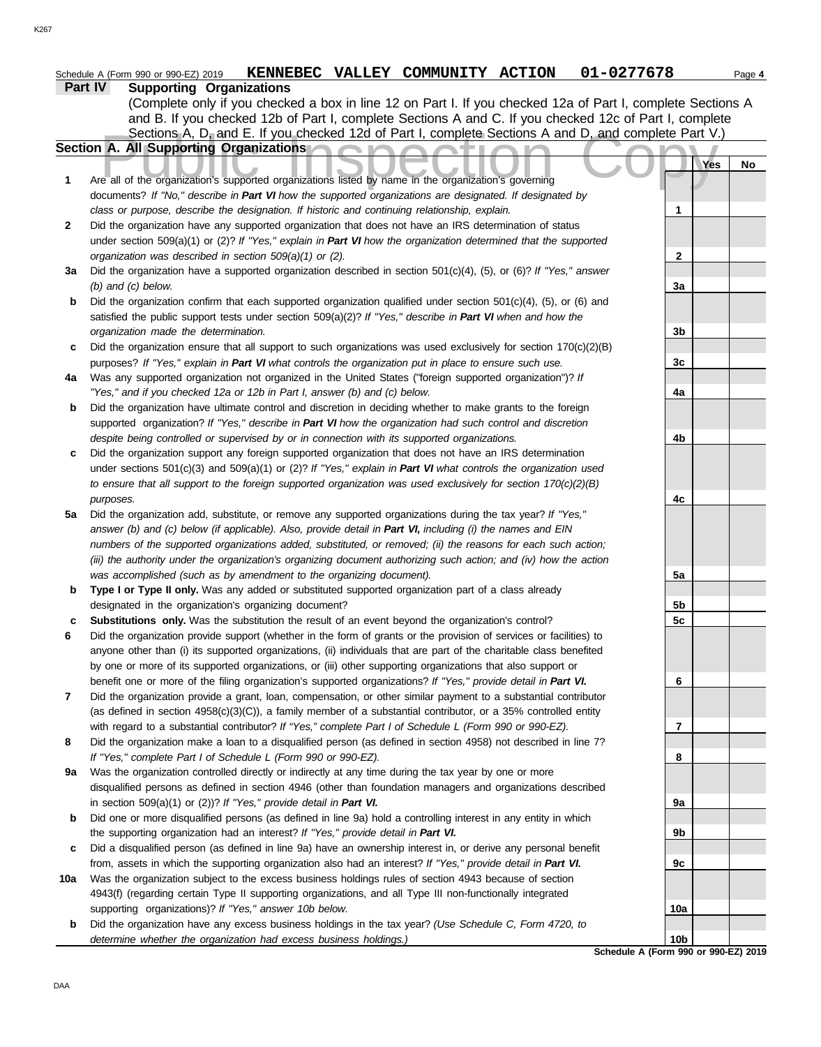Schedule A (Form 990 or 990-EZ) 2019 **KENNEBEC VALLEY COMMUNITY ACTION 01-0277678** Page **4**

## Part IV Supporting Organizations

(Complete only if you checked a box in line 12 on Part I. If you checked 12a of Part I, complete Sections A and B. If you checked 12b of Part I, complete Sections A and C. If you checked 12c of Part I, complete Sections A, D, and E. If you checked 12d of Part I, complete Sections A and D, and complete Part V.)

### Section A. All Supporting Organizations

| | | | Yes | No |
|---|---|---|---|---|
| **1** | Are all of the organization's supported organizations listed by name in the organization's governing documents? *If "No," describe in **Part VI** how the supported organizations are designated. If designated by class or purpose, describe the designation. If historic and continuing relationship, explain.* | **1** | | |
| **2** | Did the organization have any supported organization that does not have an IRS determination of status under section 509(a)(1) or (2)? *If "Yes," explain in **Part VI** how the organization determined that the supported organization was described in section 509(a)(1) or (2).* | **2** | | |
| **3a** | Did the organization have a supported organization described in section 501(c)(4), (5), or (6)? *If "Yes," answer (b) and (c) below.* | **3a** | | |
| **b** | Did the organization confirm that each supported organization qualified under section 501(c)(4), (5), or (6) and satisfied the public support tests under section 509(a)(2)? *If "Yes," describe in **Part VI** when and how the organization made the determination.* | **3b** | | |
| **c** | Did the organization ensure that all support to such organizations was used exclusively for section 170(c)(2)(B) purposes? *If "Yes," explain in **Part VI** what controls the organization put in place to ensure such use.* | **3c** | | |
| **4a** | Was any supported organization not organized in the United States ("foreign supported organization")? *If "Yes," and if you checked 12a or 12b in Part I, answer (b) and (c) below.* | **4a** | | |
| **b** | Did the organization have ultimate control and discretion in deciding whether to make grants to the foreign supported organization? *If "Yes," describe in **Part VI** how the organization had such control and discretion despite being controlled or supervised by or in connection with its supported organizations.* | **4b** | | |
| **c** | Did the organization support any foreign supported organization that does not have an IRS determination under sections 501(c)(3) and 509(a)(1) or (2)? *If "Yes," explain in **Part VI** what controls the organization used to ensure that all support to the foreign supported organization was used exclusively for section 170(c)(2)(B) purposes.* | **4c** | | |
| **5a** | Did the organization add, substitute, or remove any supported organizations during the tax year? *If "Yes," answer (b) and (c) below (if applicable). Also, provide detail in **Part VI,** including (i) the names and EIN numbers of the supported organizations added, substituted, or removed; (ii) the reasons for each such action; (iii) the authority under the organization's organizing document authorizing such action; and (iv) how the action was accomplished (such as by amendment to the organizing document).* | **5a** | | |
| **b** | **Type I or Type II only.** Was any added or substituted supported organization part of a class already designated in the organization's organizing document? | **5b** | | |
| **c** | **Substitutions only.** Was the substitution the result of an event beyond the organization's control? | **5c** | | |
| **6** | Did the organization provide support (whether in the form of grants or the provision of services or facilities) to anyone other than (i) its supported organizations, (ii) individuals that are part of the charitable class benefited by one or more of its supported organizations, or (iii) other supporting organizations that also support or benefit one or more of the filing organization's supported organizations? *If "Yes," provide detail in **Part VI.*** | **6** | | |
| **7** | Did the organization provide a grant, loan, compensation, or other similar payment to a substantial contributor (as defined in section 4958(c)(3)(C)), a family member of a substantial contributor, or a 35% controlled entity with regard to a substantial contributor? *If "Yes," complete Part I of Schedule L (Form 990 or 990-EZ).* | **7** | | |
| **8** | Did the organization make a loan to a disqualified person (as defined in section 4958) not described in line 7? *If "Yes," complete Part I of Schedule L (Form 990 or 990-EZ).* | **8** | | |
| **9a** | Was the organization controlled directly or indirectly at any time during the tax year by one or more disqualified persons as defined in section 4946 (other than foundation managers and organizations described in section 509(a)(1) or (2))? *If "Yes," provide detail in **Part VI.*** | **9a** | | |
| **b** | Did one or more disqualified persons (as defined in line 9a) hold a controlling interest in any entity in which the supporting organization had an interest? *If "Yes," provide detail in **Part VI.*** | **9b** | | |
| **c** | Did a disqualified person (as defined in line 9a) have an ownership interest in, or derive any personal benefit from, assets in which the supporting organization also had an interest? *If "Yes," provide detail in **Part VI.*** | **9c** | | |
| **10a** | Was the organization subject to the excess business holdings rules of section 4943 because of section 4943(f) (regarding certain Type II supporting organizations, and all Type III non-functionally integrated supporting organizations)? *If "Yes," answer 10b below.* | **10a** | | |
| **b** | Did the organization have any excess business holdings in the tax year? *(Use Schedule C, Form 4720, to determine whether the organization had excess business holdings.)* | **10b** | | |

**Schedule A (Form 990 or 990-EZ) 2019**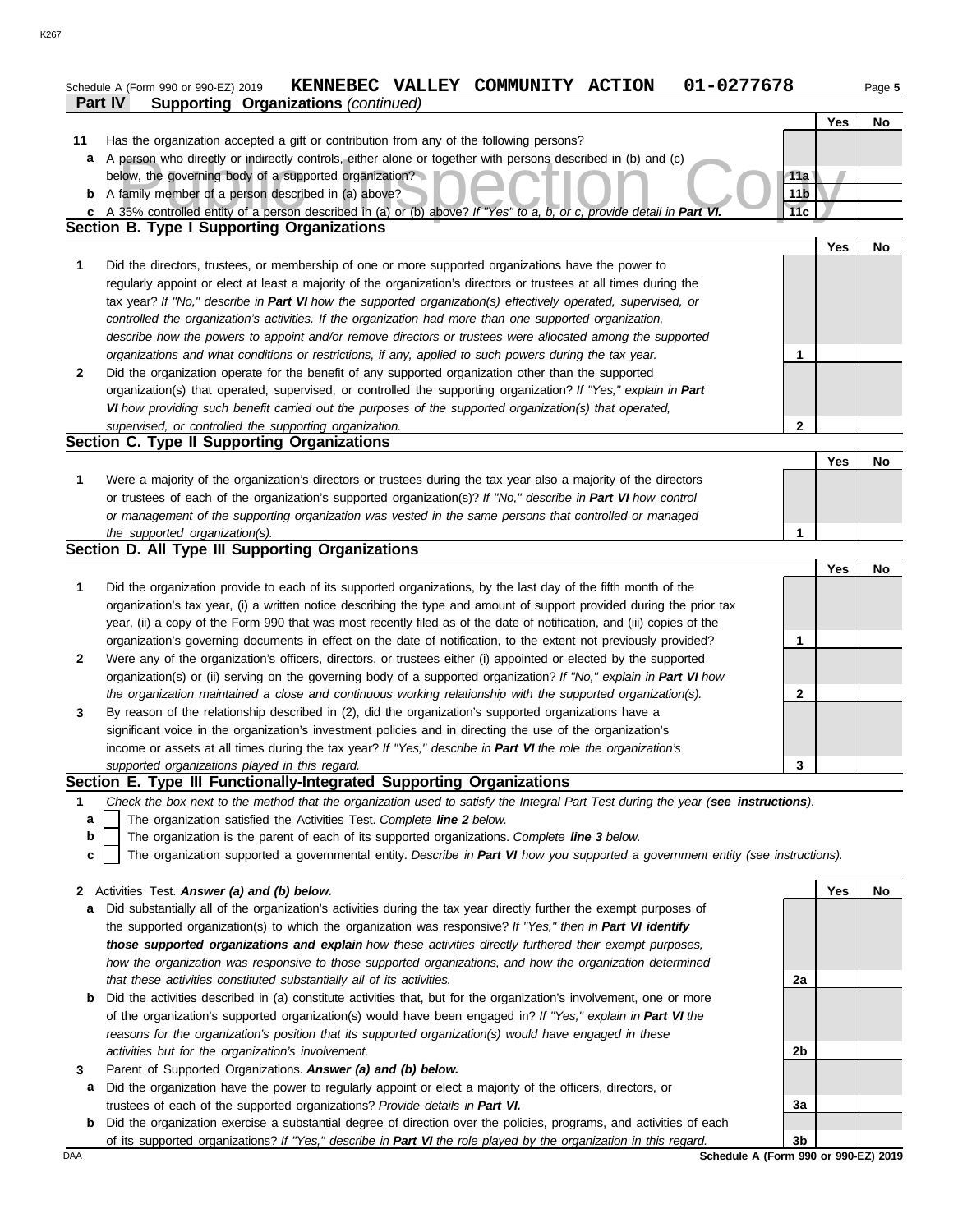Schedule A (Form 990 or 990-EZ) 2019 **KENNEBEC VALLEY COMMUNITY ACTION 01-0277678** Page 5

**Part IV Supporting Organizations** *(continued)*

| | | | Yes | No |
|---|---|---|---|---|
| **11** | Has the organization accepted a gift or contribution from any of the following persons? | | | |
| **a** | A person who directly or indirectly controls, either alone or together with persons described in (b) and (c) below, the governing body of a supported organization? | 11a | | |
| **b** | A family member of a person described in (a) above? | 11b | | |
| **c** | A 35% controlled entity of a person described in (a) or (b) above? *If "Yes" to a, b, or c, provide detail in **Part VI.*** | 11c | | |

## Section B. Type I Supporting Organizations

| | | | Yes | No |
|---|---|---|---|---|
| **1** | Did the directors, trustees, or membership of one or more supported organizations have the power to regularly appoint or elect at least a majority of the organization's directors or trustees at all times during the tax year? *If "No," describe in **Part VI** how the supported organization(s) effectively operated, supervised, or controlled the organization's activities. If the organization had more than one supported organization, describe how the powers to appoint and/or remove directors or trustees were allocated among the supported organizations and what conditions or restrictions, if any, applied to such powers during the tax year.* | 1 | | |
| **2** | Did the organization operate for the benefit of any supported organization other than the supported organization(s) that operated, supervised, or controlled the supporting organization? *If "Yes," explain in **Part VI** how providing such benefit carried out the purposes of the supported organization(s) that operated, supervised, or controlled the supporting organization.* | 2 | | |

## Section C. Type II Supporting Organizations

| | | | Yes | No |
|---|---|---|---|---|
| **1** | Were a majority of the organization's directors or trustees during the tax year also a majority of the directors or trustees of each of the organization's supported organization(s)? *If "No," describe in **Part VI** how control or management of the supporting organization was vested in the same persons that controlled or managed the supported organization(s).* | 1 | | |

## Section D. All Type III Supporting Organizations

| | | | Yes | No |
|---|---|---|---|---|
| **1** | Did the organization provide to each of its supported organizations, by the last day of the fifth month of the organization's tax year, (i) a written notice describing the type and amount of support provided during the prior tax year, (ii) a copy of the Form 990 that was most recently filed as of the date of notification, and (iii) copies of the organization's governing documents in effect on the date of notification, to the extent not previously provided? | 1 | | |
| **2** | Were any of the organization's officers, directors, or trustees either (i) appointed or elected by the supported organization(s) or (ii) serving on the governing body of a supported organization? *If "No," explain in **Part VI** how the organization maintained a close and continuous working relationship with the supported organization(s).* | 2 | | |
| **3** | By reason of the relationship described in (2), did the organization's supported organizations have a significant voice in the organization's investment policies and in directing the use of the organization's income or assets at all times during the tax year? *If "Yes," describe in **Part VI** the role the organization's supported organizations played in this regard.* | 3 | | |

## Section E. Type III Functionally-Integrated Supporting Organizations

**1** *Check the box next to the method that the organization used to satisfy the Integral Part Test during the year (**see instructions**).*

- **a** ☐ The organization satisfied the Activities Test. *Complete **line 2** below.*
- **b** ☐ The organization is the parent of each of its supported organizations. *Complete **line 3** below.*
- **c** ☐ The organization supported a governmental entity. *Describe in **Part VI** how you supported a government entity (see instructions).*

| | | | Yes | No |
|---|---|---|---|---|
| **2** | Activities Test. ***Answer (a) and (b) below.*** | | | |
| **a** | Did substantially all of the organization's activities during the tax year directly further the exempt purposes of the supported organization(s) to which the organization was responsive? *If "Yes," then in **Part VI identify those supported organizations and explain** how these activities directly furthered their exempt purposes, how the organization was responsive to those supported organizations, and how the organization determined that these activities constituted substantially all of its activities.* | 2a | | |
| **b** | Did the activities described in (a) constitute activities that, but for the organization's involvement, one or more of the organization's supported organization(s) would have been engaged in? *If "Yes," explain in **Part VI** the reasons for the organization's position that its supported organization(s) would have engaged in these activities but for the organization's involvement.* | 2b | | |
| **3** | Parent of Supported Organizations. ***Answer (a) and (b) below.*** | | | |
| **a** | Did the organization have the power to regularly appoint or elect a majority of the officers, directors, or trustees of each of the supported organizations? *Provide details in **Part VI.*** | 3a | | |
| **b** | Did the organization exercise a substantial degree of direction over the policies, programs, and activities of each of its supported organizations? *If "Yes," describe in **Part VI** the role played by the organization in this regard.* | 3b | | |

DAA **Schedule A (Form 990 or 990-EZ) 2019**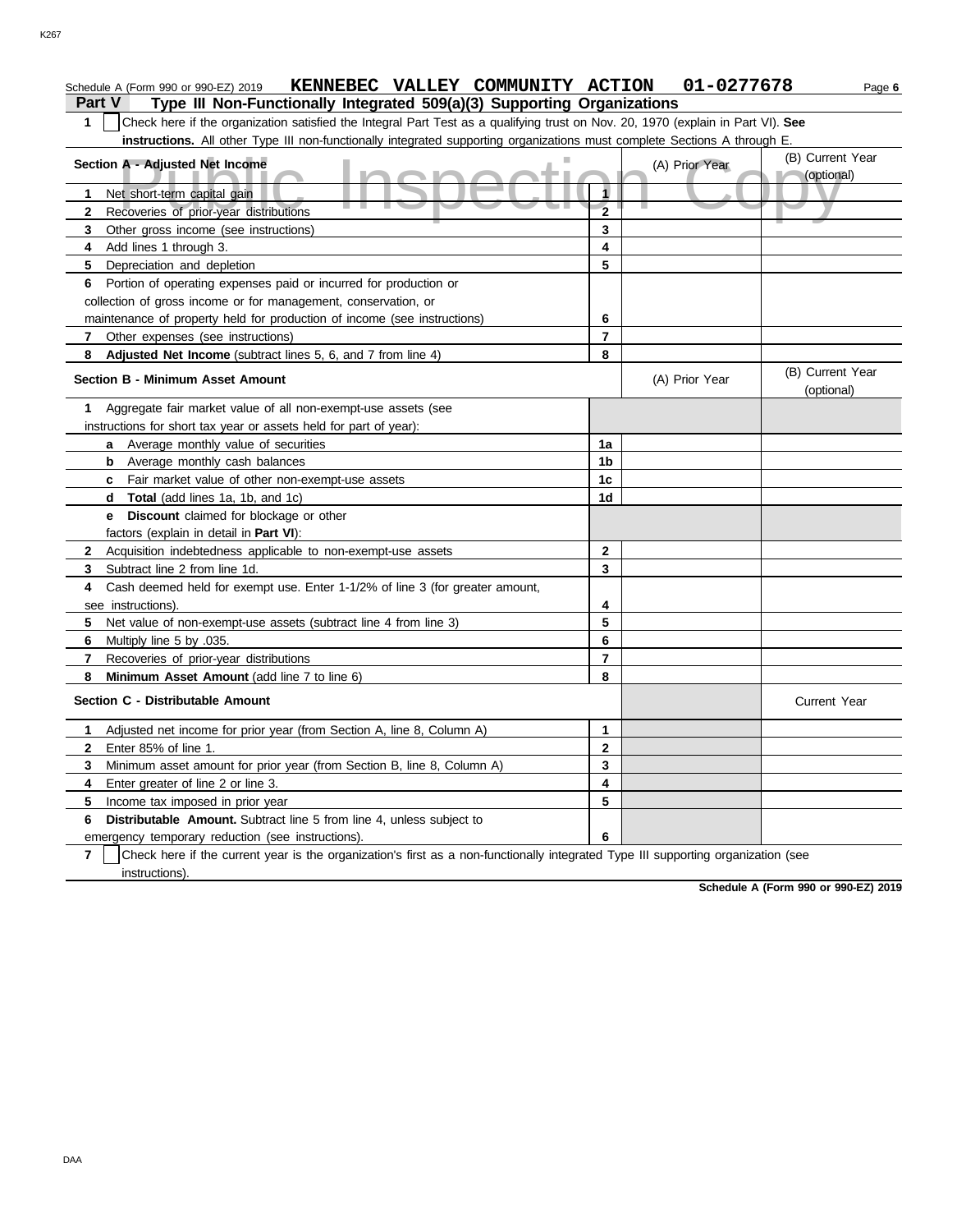Schedule A (Form 990 or 990-EZ) 2019 **KENNEBEC VALLEY COMMUNITY ACTION 01-0277678** Page **6**

## Part V Type III Non-Functionally Integrated 509(a)(3) Supporting Organizations

**1** ☐ Check here if the organization satisfied the Integral Part Test as a qualifying trust on Nov. 20, 1970 (explain in Part VI). **See instructions.** All other Type III non-functionally integrated supporting organizations must complete Sections A through E.

| Section A - Adjusted Net Income | | (A) Prior Year | (B) Current Year (optional) |
|---|---|---|---|
| **1** Net short-term capital gain | 1 | | |
| **2** Recoveries of prior-year distributions | 2 | | |
| **3** Other gross income (see instructions) | 3 | | |
| **4** Add lines 1 through 3. | 4 | | |
| **5** Depreciation and depletion | 5 | | |
| **6** Portion of operating expenses paid or incurred for production or collection of gross income or for management, conservation, or maintenance of property held for production of income (see instructions) | 6 | | |
| **7** Other expenses (see instructions) | 7 | | |
| **8** **Adjusted Net Income** (subtract lines 5, 6, and 7 from line 4) | 8 | | |

| Section B - Minimum Asset Amount | | (A) Prior Year | (B) Current Year (optional) |
|---|---|---|---|
| **1** Aggregate fair market value of all non-exempt-use assets (see instructions for short tax year or assets held for part of year): | | | |
| **a** Average monthly value of securities | 1a | | |
| **b** Average monthly cash balances | 1b | | |
| **c** Fair market value of other non-exempt-use assets | 1c | | |
| **d** **Total** (add lines 1a, 1b, and 1c) | 1d | | |
| **e** **Discount** claimed for blockage or other factors (explain in detail in **Part VI**): | | | |
| **2** Acquisition indebtedness applicable to non-exempt-use assets | 2 | | |
| **3** Subtract line 2 from line 1d. | 3 | | |
| **4** Cash deemed held for exempt use. Enter 1-1/2% of line 3 (for greater amount, see instructions). | 4 | | |
| **5** Net value of non-exempt-use assets (subtract line 4 from line 3) | 5 | | |
| **6** Multiply line 5 by .035. | 6 | | |
| **7** Recoveries of prior-year distributions | 7 | | |
| **8** **Minimum Asset Amount** (add line 7 to line 6) | 8 | | |

| Section C - Distributable Amount | | | Current Year |
|---|---|---|---|
| **1** Adjusted net income for prior year (from Section A, line 8, Column A) | 1 | | |
| **2** Enter 85% of line 1. | 2 | | |
| **3** Minimum asset amount for prior year (from Section B, line 8, Column A) | 3 | | |
| **4** Enter greater of line 2 or line 3. | 4 | | |
| **5** Income tax imposed in prior year | 5 | | |
| **6** **Distributable Amount.** Subtract line 5 from line 4, unless subject to emergency temporary reduction (see instructions). | 6 | | |

**7** ☐ Check here if the current year is the organization's first as a non-functionally integrated Type III supporting organization (see instructions).

**Schedule A (Form 990 or 990-EZ) 2019**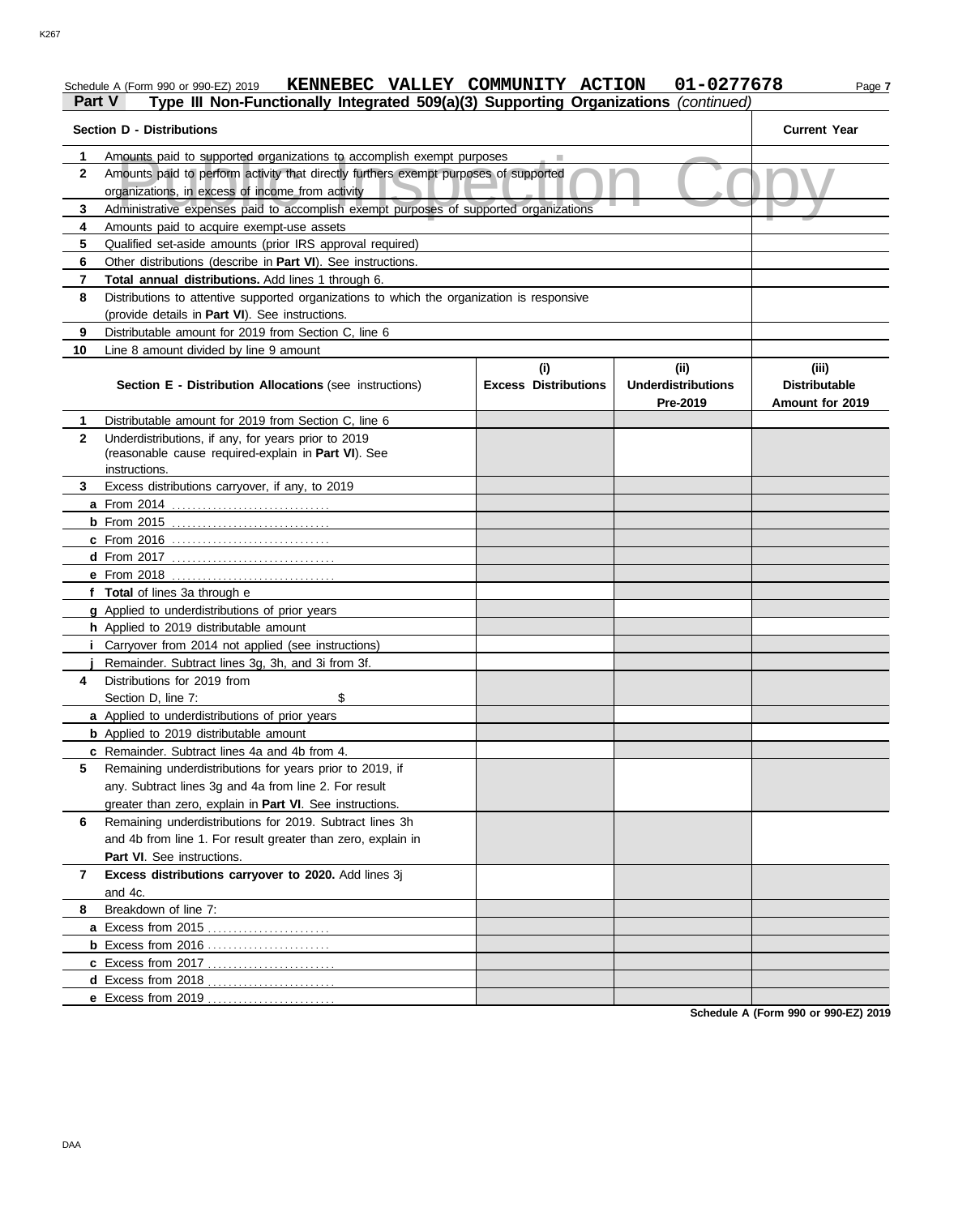Schedule A (Form 990 or 990-EZ) 2019 **KENNEBEC VALLEY COMMUNITY ACTION 01-0277678**

**Part V** **Type III Non-Functionally Integrated 509(a)(3) Supporting Organizations** *(continued)*

Public Inspection Copy

| | Section D - Distributions | Current Year |
|---|---|---|
| 1 | Amounts paid to supported organizations to accomplish exempt purposes | |
| 2 | Amounts paid to perform activity that directly furthers exempt purposes of supported organizations, in excess of income from activity | |
| 3 | Administrative expenses paid to accomplish exempt purposes of supported organizations | |
| 4 | Amounts paid to acquire exempt-use assets | |
| 5 | Qualified set-aside amounts (prior IRS approval required) | |
| 6 | Other distributions (describe in **Part VI**). See instructions. | |
| 7 | **Total annual distributions.** Add lines 1 through 6. | |
| 8 | Distributions to attentive supported organizations to which the organization is responsive (provide details in **Part VI**). See instructions. | |
| 9 | Distributable amount for 2019 from Section C, line 6 | |
| 10 | Line 8 amount divided by line 9 amount | |

| | Section E - Distribution Allocations (see instructions) | (i) Excess Distributions | (ii) Underdistributions Pre-2019 | (iii) Distributable Amount for 2019 |
|---|---|---|---|---|
| 1 | Distributable amount for 2019 from Section C, line 6 | | | |
| 2 | Underdistributions, if any, for years prior to 2019 (reasonable cause required-explain in **Part VI**). See instructions. | | | |
| 3 | Excess distributions carryover, if any, to 2019 | | | |
| a | From 2014 | | | |
| b | From 2015 | | | |
| c | From 2016 | | | |
| d | From 2017 | | | |
| e | From 2018 | | | |
| f | **Total** of lines 3a through e | | | |
| g | Applied to underdistributions of prior years | | | |
| h | Applied to 2019 distributable amount | | | |
| i | Carryover from 2014 not applied (see instructions) | | | |
| j | Remainder. Subtract lines 3g, 3h, and 3i from 3f. | | | |
| 4 | Distributions for 2019 from Section D, line 7: $ | | | |
| a | Applied to underdistributions of prior years | | | |
| b | Applied to 2019 distributable amount | | | |
| c | Remainder. Subtract lines 4a and 4b from 4. | | | |
| 5 | Remaining underdistributions for years prior to 2019, if any. Subtract lines 3g and 4a from line 2. For result greater than zero, explain in **Part VI**. See instructions. | | | |
| 6 | Remaining underdistributions for 2019. Subtract lines 3h and 4b from line 1. For result greater than zero, explain in **Part VI**. See instructions. | | | |
| 7 | **Excess distributions carryover to 2020.** Add lines 3j and 4c. | | | |
| 8 | Breakdown of line 7: | | | |
| a | Excess from 2015 | | | |
| b | Excess from 2016 | | | |
| c | Excess from 2017 | | | |
| d | Excess from 2018 | | | |
| e | Excess from 2019 | | | |

**Schedule A (Form 990 or 990-EZ) 2019**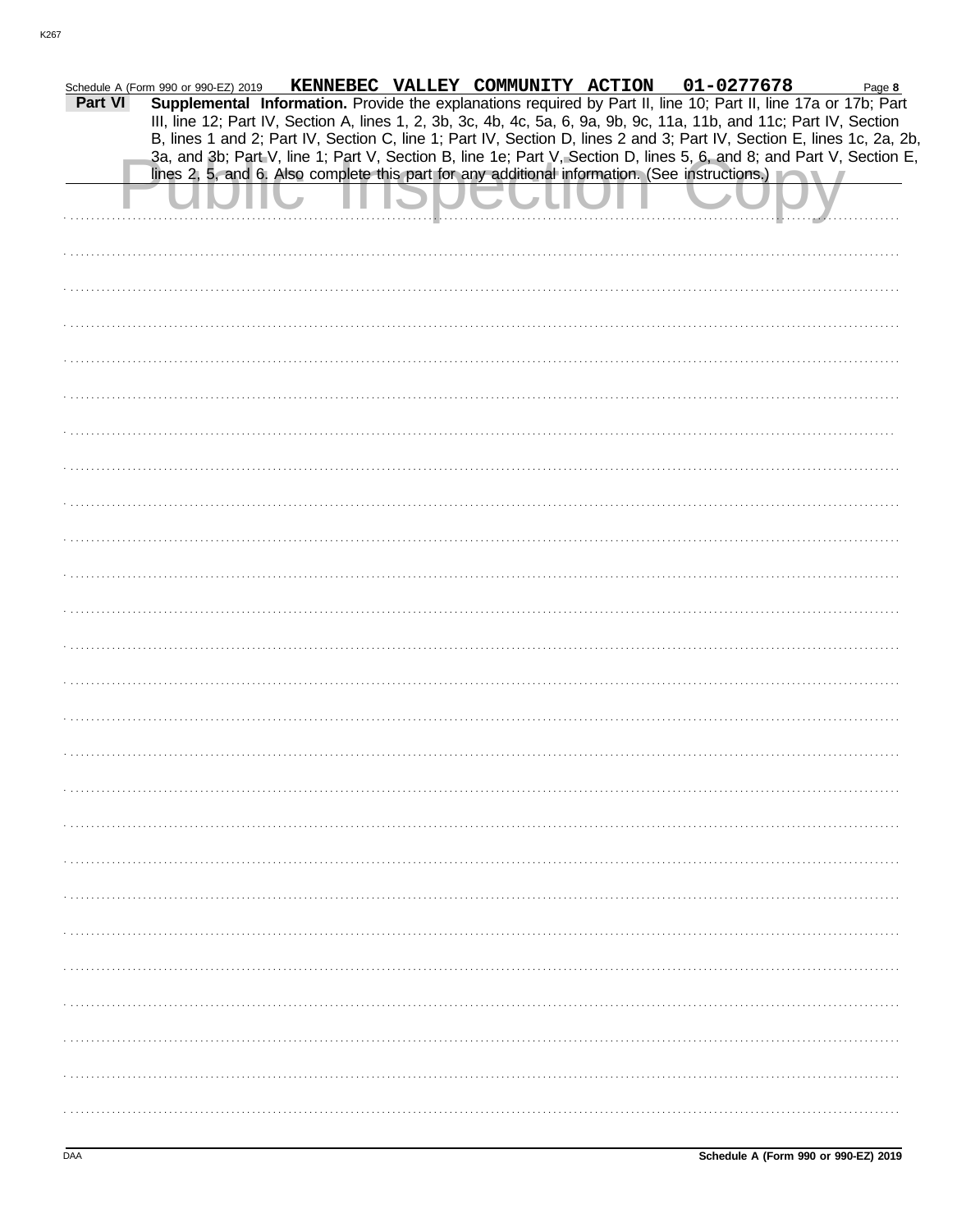Schedule A (Form 990 or 990-EZ) 2019 **KENNEBEC VALLEY COMMUNITY ACTION 01-0277678** Page **8**

**Part VI** **Supplemental Information.** Provide the explanations required by Part II, line 10; Part II, line 17a or 17b; Part III, line 12; Part IV, Section A, lines 1, 2, 3b, 3c, 4b, 4c, 5a, 6, 9a, 9b, 9c, 11a, 11b, and 11c; Part IV, Section B, lines 1 and 2; Part IV, Section C, line 1; Part IV, Section D, lines 2 and 3; Part IV, Section E, lines 1c, 2a, 2b, 3a, and 3b; Part V, line 1; Part V, Section B, line 1e; Part V, Section D, lines 5, 6, and 8; and Part V, Section E, lines 2, 5, and 6. Also complete this part for any additional information. (See instructions.)

Public Inspection Copy

DAA **Schedule A (Form 990 or 990-EZ) 2019**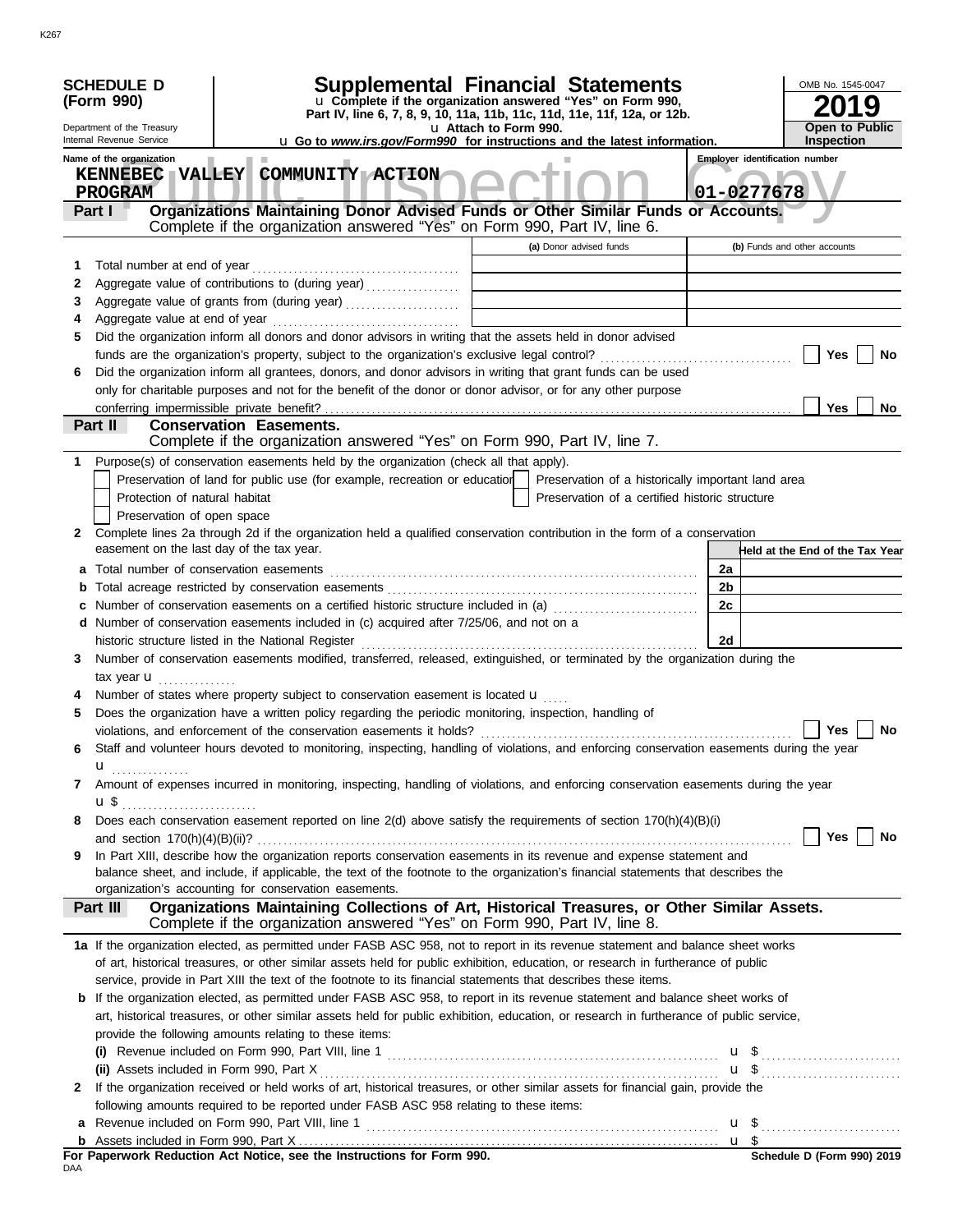K267

**SCHEDULE D (Form 990)**

Department of the Treasury
Internal Revenue Service

# Supplemental Financial Statements

u Complete if the organization answered "Yes" on Form 990, Part IV, line 6, 7, 8, 9, 10, 11a, 11b, 11c, 11d, 11e, 11f, 12a, or 12b.
u Attach to Form 990.
u Go to *www.irs.gov/Form990* for instructions and the latest information.

OMB No. 1545-0047

**2019**

**Open to Public Inspection**

Name of the organization: KENNEBEC VALLEY COMMUNITY ACTION PROGRAM

Employer identification number: 01-0277678

Public Inspection Copy

## Part I — Organizations Maintaining Donor Advised Funds or Other Similar Funds or Accounts.

Complete if the organization answered "Yes" on Form 990, Part IV, line 6.

| | | (a) Donor advised funds | (b) Funds and other accounts |
|---|---|---|---|
| 1 | Total number at end of year | | |
| 2 | Aggregate value of contributions to (during year) | | |
| 3 | Aggregate value of grants from (during year) | | |
| 4 | Aggregate value at end of year | | |

5 Did the organization inform all donors and donor advisors in writing that the assets held in donor advised funds are the organization's property, subject to the organization's exclusive legal control? ☐ Yes ☐ No

6 Did the organization inform all grantees, donors, and donor advisors in writing that grant funds can be used only for charitable purposes and not for the benefit of the donor or donor advisor, or for any other purpose conferring impermissible private benefit? ☐ Yes ☐ No

## Part II — Conservation Easements.

Complete if the organization answered "Yes" on Form 990, Part IV, line 7.

1 Purpose(s) of conservation easements held by the organization (check all that apply).

- ☐ Preservation of land for public use (for example, recreation or education)
- ☐ Protection of natural habitat
- ☐ Preservation of open space
- ☐ Preservation of a historically important land area
- ☐ Preservation of a certified historic structure

2 Complete lines 2a through 2d if the organization held a qualified conservation contribution in the form of a conservation easement on the last day of the tax year.

| | | | Held at the End of the Tax Year |
|---|---|---|---|
| a | Total number of conservation easements | 2a | |
| b | Total acreage restricted by conservation easements | 2b | |
| c | Number of conservation easements on a certified historic structure included in (a) | 2c | |
| d | Number of conservation easements included in (c) acquired after 7/25/06, and not on a historic structure listed in the National Register | 2d | |

3 Number of conservation easements modified, transferred, released, extinguished, or terminated by the organization during the tax year u

4 Number of states where property subject to conservation easement is located u

5 Does the organization have a written policy regarding the periodic monitoring, inspection, handling of violations, and enforcement of the conservation easements it holds? ☐ Yes ☐ No

6 Staff and volunteer hours devoted to monitoring, inspecting, handling of violations, and enforcing conservation easements during the year u

7 Amount of expenses incurred in monitoring, inspecting, handling of violations, and enforcing conservation easements during the year u $

8 Does each conservation easement reported on line 2(d) above satisfy the requirements of section 170(h)(4)(B)(i) and section 170(h)(4)(B)(ii)? ☐ Yes ☐ No

9 In Part XIII, describe how the organization reports conservation easements in its revenue and expense statement and balance sheet, and include, if applicable, the text of the footnote to the organization's financial statements that describes the organization's accounting for conservation easements.

## Part III — Organizations Maintaining Collections of Art, Historical Treasures, or Other Similar Assets.

Complete if the organization answered "Yes" on Form 990, Part IV, line 8.

**1a** If the organization elected, as permitted under FASB ASC 958, not to report in its revenue statement and balance sheet works of art, historical treasures, or other similar assets held for public exhibition, education, or research in furtherance of public service, provide in Part XIII the text of the footnote to its financial statements that describes these items.

**b** If the organization elected, as permitted under FASB ASC 958, to report in its revenue statement and balance sheet works of art, historical treasures, or other similar assets held for public exhibition, education, or research in furtherance of public service, provide the following amounts relating to these items:

(i) Revenue included on Form 990, Part VIII, line 1 u $

(ii) Assets included in Form 990, Part X u $

**2** If the organization received or held works of art, historical treasures, or other similar assets for financial gain, provide the following amounts required to be reported under FASB ASC 958 relating to these items:

a Revenue included on Form 990, Part VIII, line 1 u $

b Assets included in Form 990, Part X u $

**For Paperwork Reduction Act Notice, see the Instructions for Form 990.**

DAA

**Schedule D (Form 990) 2019**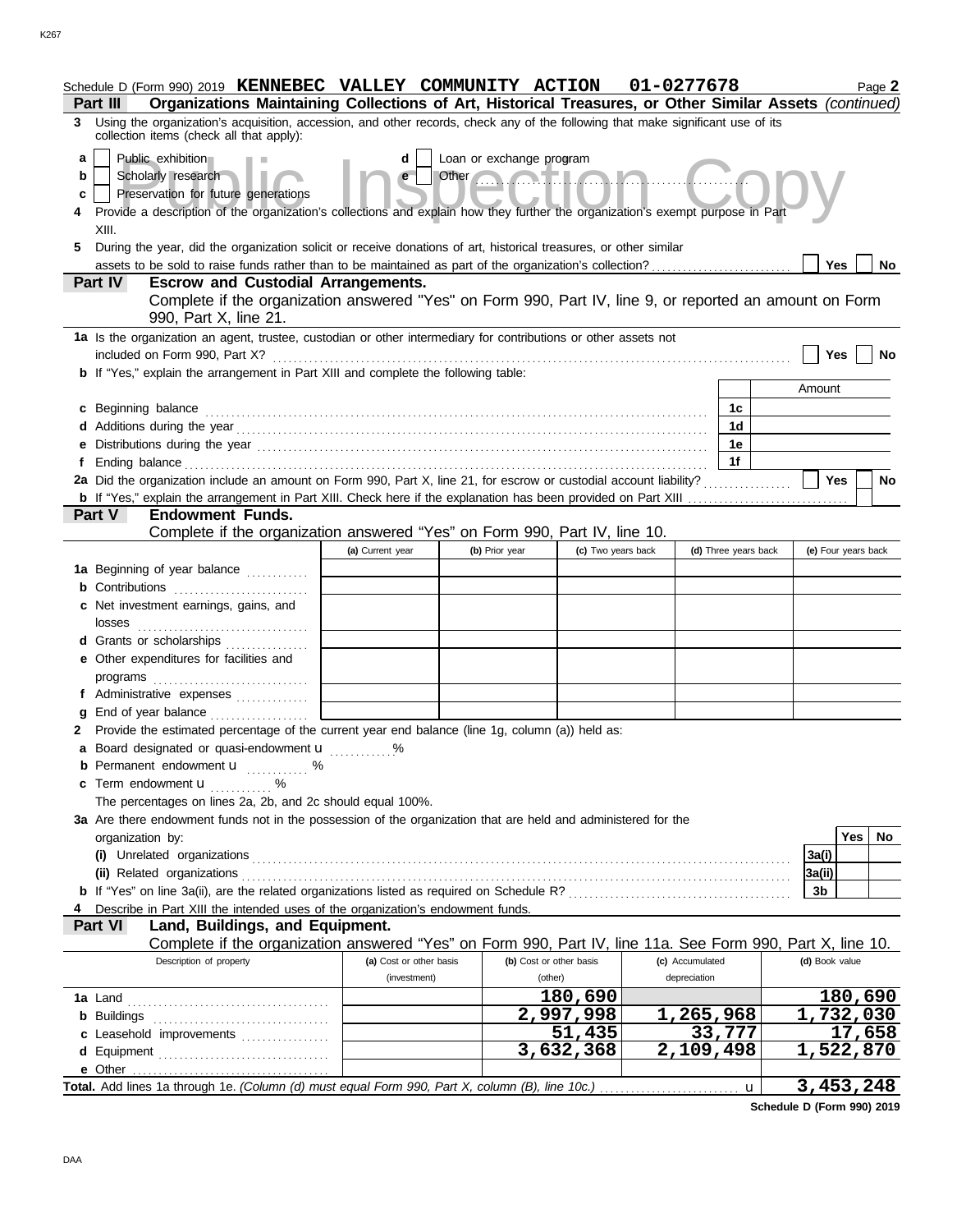Schedule D (Form 990) 2019 **KENNEBEC VALLEY COMMUNITY ACTION 01-0277678** Page **2**

**Part III** **Organizations Maintaining Collections of Art, Historical Treasures, or Other Similar Assets** *(continued)*

**3** Using the organization's acquisition, accession, and other records, check any of the following that make significant use of its collection items (check all that apply):

- **a** [ ] Public exhibition
- **b** [ ] Scholarly research
- **c** [ ] Preservation for future generations
- **d** [ ] Loan or exchange program
- **e** [ ] Other

**4** Provide a description of the organization's collections and explain how they further the organization's exempt purpose in Part XIII.

**5** During the year, did the organization solicit or receive donations of art, historical treasures, or other similar assets to be sold to raise funds rather than to be maintained as part of the organization's collection? [ ] Yes [ ] No

**Part IV** **Escrow and Custodial Arrangements.**

Complete if the organization answered "Yes" on Form 990, Part IV, line 9, or reported an amount on Form 990, Part X, line 21.

**1a** Is the organization an agent, trustee, custodian or other intermediary for contributions or other assets not included on Form 990, Part X? [ ] Yes [ ] No

**b** If "Yes," explain the arrangement in Part XIII and complete the following table:

| | | Amount |
|---|---|---|
| **c** Beginning balance | 1c | |
| **d** Additions during the year | 1d | |
| **e** Distributions during the year | 1e | |
| **f** Ending balance | 1f | |

**2a** Did the organization include an amount on Form 990, Part X, line 21, for escrow or custodial account liability? [ ] Yes [ ] No

**b** If "Yes," explain the arrangement in Part XIII. Check here if the explanation has been provided on Part XIII [ ]

**Part V** **Endowment Funds.**

Complete if the organization answered "Yes" on Form 990, Part IV, line 10.

| | (a) Current year | (b) Prior year | (c) Two years back | (d) Three years back | (e) Four years back |
|---|---|---|---|---|---|
| **1a** Beginning of year balance | | | | | |
| **b** Contributions | | | | | |
| **c** Net investment earnings, gains, and losses | | | | | |
| **d** Grants or scholarships | | | | | |
| **e** Other expenditures for facilities and programs | | | | | |
| **f** Administrative expenses | | | | | |
| **g** End of year balance | | | | | |

**2** Provide the estimated percentage of the current year end balance (line 1g, column (a)) held as:

- **a** Board designated or quasi-endowment u ............%
- **b** Permanent endowment u ............ %
- **c** Term endowment u ............ %

The percentages on lines 2a, 2b, and 2c should equal 100%.

**3a** Are there endowment funds not in the possession of the organization that are held and administered for the organization by:

| | | Yes | No |
|---|---|---|---|
| **(i)** Unrelated organizations | 3a(i) | | |
| **(ii)** Related organizations | 3a(ii) | | |
| **b** If "Yes" on line 3a(ii), are the related organizations listed as required on Schedule R? | 3b | | |

**4** Describe in Part XIII the intended uses of the organization's endowment funds.

**Part VI** **Land, Buildings, and Equipment.**

Complete if the organization answered "Yes" on Form 990, Part IV, line 11a. See Form 990, Part X, line 10.

| Description of property | (a) Cost or other basis (investment) | (b) Cost or other basis (other) | (c) Accumulated depreciation | (d) Book value |
|---|---|---|---|---|
| **1a** Land | | 180,690 | | 180,690 |
| **b** Buildings | | 2,997,998 | 1,265,968 | 1,732,030 |
| **c** Leasehold improvements | | 51,435 | 33,777 | 17,658 |
| **d** Equipment | | 3,632,368 | 2,109,498 | 1,522,870 |
| **e** Other | | | | |
| **Total.** Add lines 1a through 1e. *(Column (d) must equal Form 990, Part X, column (B), line 10c.)* u | | | | 3,453,248 |

**Schedule D (Form 990) 2019**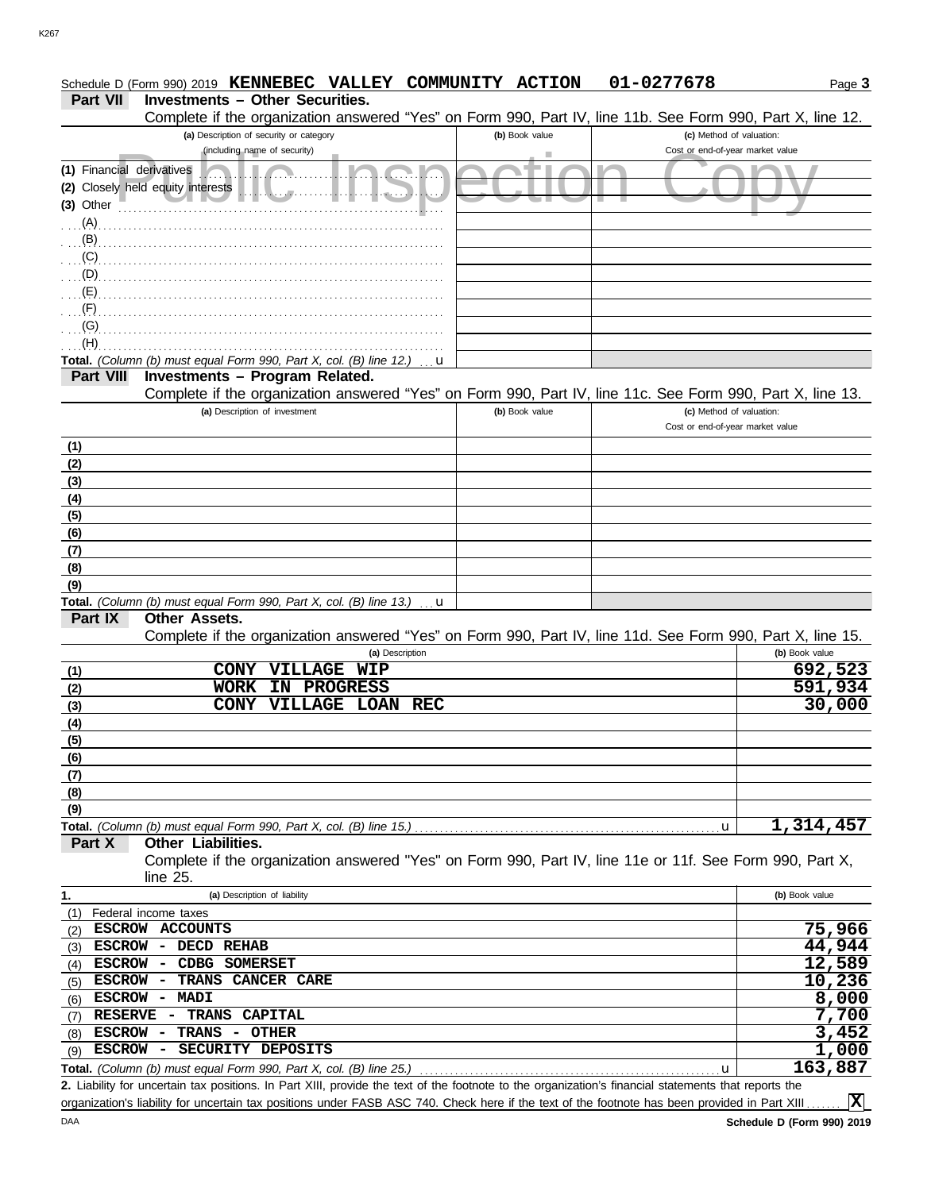Schedule D (Form 990) 2019 **KENNEBEC VALLEY COMMUNITY ACTION 01-0277678** Page **3**

**Part VII Investments – Other Securities.**

Complete if the organization answered "Yes" on Form 990, Part IV, line 11b. See Form 990, Part X, line 12.

| (a) Description of security or category (including name of security) | (b) Book value | (c) Method of valuation: Cost or end-of-year market value |
|---|---|---|
| (1) Financial derivatives | | |
| (2) Closely held equity interests | | |
| (3) Other | | |
| (A) | | |
| (B) | | |
| (C) | | |
| (D) | | |
| (E) | | |
| (F) | | |
| (G) | | |
| (H) | | |
| **Total.** *(Column (b) must equal Form 990, Part X, col. (B) line 12.)* u | | |

Public Inspection Copy

**Part VIII Investments – Program Related.**

Complete if the organization answered "Yes" on Form 990, Part IV, line 11c. See Form 990, Part X, line 13.

| (a) Description of investment | (b) Book value | (c) Method of valuation: Cost or end-of-year market value |
|---|---|---|
| (1) | | |
| (2) | | |
| (3) | | |
| (4) | | |
| (5) | | |
| (6) | | |
| (7) | | |
| (8) | | |
| (9) | | |
| **Total.** *(Column (b) must equal Form 990, Part X, col. (B) line 13.)* u | | |

**Part IX Other Assets.**

Complete if the organization answered "Yes" on Form 990, Part IV, line 11d. See Form 990, Part X, line 15.

| | (a) Description | (b) Book value |
|---|---|---|
| (1) | CONY VILLAGE WIP | 692,523 |
| (2) | WORK IN PROGRESS | 591,934 |
| (3) | CONY VILLAGE LOAN REC | 30,000 |
| (4) | | |
| (5) | | |
| (6) | | |
| (7) | | |
| (8) | | |
| (9) | | |
| **Total.** *(Column (b) must equal Form 990, Part X, col. (B) line 15.)* u | | 1,314,457 |

**Part X Other Liabilities.**

Complete if the organization answered "Yes" on Form 990, Part IV, line 11e or 11f. See Form 990, Part X, line 25.

| 1. | (a) Description of liability | (b) Book value |
|---|---|---|
| (1) | Federal income taxes | |
| (2) | ESCROW ACCOUNTS | 75,966 |
| (3) | ESCROW - DECD REHAB | 44,944 |
| (4) | ESCROW - CDBG SOMERSET | 12,589 |
| (5) | ESCROW - TRANS CANCER CARE | 10,236 |
| (6) | ESCROW - MADI | 8,000 |
| (7) | RESERVE - TRANS CAPITAL | 7,700 |
| (8) | ESCROW - TRANS - OTHER | 3,452 |
| (9) | ESCROW - SECURITY DEPOSITS | 1,000 |
| **Total.** *(Column (b) must equal Form 990, Part X, col. (B) line 25.)* u | | 163,887 |

**2.** Liability for uncertain tax positions. In Part XIII, provide the text of the footnote to the organization's financial statements that reports the organization's liability for uncertain tax positions under FASB ASC 740. Check here if the text of the footnote has been provided in Part XIII ....... **X**

DAA **Schedule D (Form 990) 2019**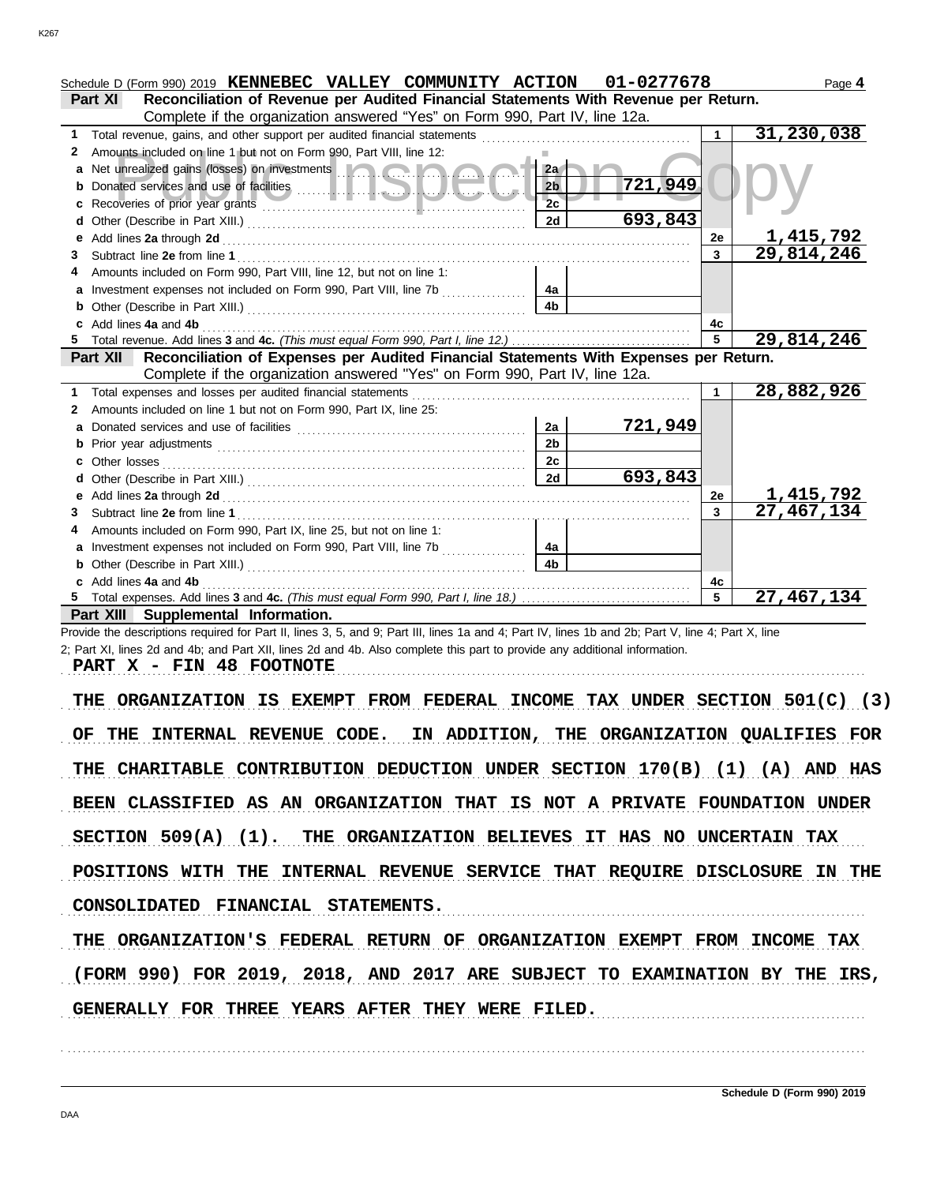Schedule D (Form 990) 2019 **KENNEBEC VALLEY COMMUNITY ACTION 01-0277678** Page **4**

**Part XI Reconciliation of Revenue per Audited Financial Statements With Revenue per Return.**
Complete if the organization answered "Yes" on Form 990, Part IV, line 12a.

| | | | | | |
|---|---|---|---|---|---|
| 1 | Total revenue, gains, and other support per audited financial statements | | | 1 | 31,230,038 |
| 2 | Amounts included on line 1 but not on Form 990, Part VIII, line 12: | | | | |
| a | Net unrealized gains (losses) on investments | 2a | | | |
| b | Donated services and use of facilities | 2b | 721,949 | | |
| c | Recoveries of prior year grants | 2c | | | |
| d | Other (Describe in Part XIII.) | 2d | 693,843 | | |
| e | Add lines **2a** through **2d** | | | 2e | 1,415,792 |
| 3 | Subtract line **2e** from line **1** | | | 3 | 29,814,246 |
| 4 | Amounts included on Form 990, Part VIII, line 12, but not on line 1: | | | | |
| a | Investment expenses not included on Form 990, Part VIII, line 7b | 4a | | | |
| b | Other (Describe in Part XIII.) | 4b | | | |
| c | Add lines **4a** and **4b** | | | 4c | |
| 5 | Total revenue. Add lines **3** and **4c.** *(This must equal Form 990, Part I, line 12.)* | | | 5 | 29,814,246 |

**Part XII Reconciliation of Expenses per Audited Financial Statements With Expenses per Return.**
Complete if the organization answered "Yes" on Form 990, Part IV, line 12a.

| | | | | | |
|---|---|---|---|---|---|
| 1 | Total expenses and losses per audited financial statements | | | 1 | 28,882,926 |
| 2 | Amounts included on line 1 but not on Form 990, Part IX, line 25: | | | | |
| a | Donated services and use of facilities | 2a | 721,949 | | |
| b | Prior year adjustments | 2b | | | |
| c | Other losses | 2c | | | |
| d | Other (Describe in Part XIII.) | 2d | 693,843 | | |
| e | Add lines **2a** through **2d** | | | 2e | 1,415,792 |
| 3 | Subtract line **2e** from line **1** | | | 3 | 27,467,134 |
| 4 | Amounts included on Form 990, Part IX, line 25, but not on line 1: | | | | |
| a | Investment expenses not included on Form 990, Part VIII, line 7b | 4a | | | |
| b | Other (Describe in Part XIII.) | 4b | | | |
| c | Add lines **4a** and **4b** | | | 4c | |
| 5 | Total expenses. Add lines **3** and **4c.** *(This must equal Form 990, Part I, line 18.)* | | | 5 | 27,467,134 |

**Part XIII Supplemental Information.**

Provide the descriptions required for Part II, lines 3, 5, and 9; Part III, lines 1a and 4; Part IV, lines 1b and 2b; Part V, line 4; Part X, line 2; Part XI, lines 2d and 4b; and Part XII, lines 2d and 4b. Also complete this part to provide any additional information.

**PART X - FIN 48 FOOTNOTE**

THE ORGANIZATION IS EXEMPT FROM FEDERAL INCOME TAX UNDER SECTION 501(C) (3) OF THE INTERNAL REVENUE CODE. IN ADDITION, THE ORGANIZATION QUALIFIES FOR THE CHARITABLE CONTRIBUTION DEDUCTION UNDER SECTION 170(B) (1) (A) AND HAS BEEN CLASSIFIED AS AN ORGANIZATION THAT IS NOT A PRIVATE FOUNDATION UNDER SECTION 509(A) (1). THE ORGANIZATION BELIEVES IT HAS NO UNCERTAIN TAX POSITIONS WITH THE INTERNAL REVENUE SERVICE THAT REQUIRE DISCLOSURE IN THE CONSOLIDATED FINANCIAL STATEMENTS.

THE ORGANIZATION'S FEDERAL RETURN OF ORGANIZATION EXEMPT FROM INCOME TAX (FORM 990) FOR 2019, 2018, AND 2017 ARE SUBJECT TO EXAMINATION BY THE IRS, GENERALLY FOR THREE YEARS AFTER THEY WERE FILED.

Schedule D (Form 990) 2019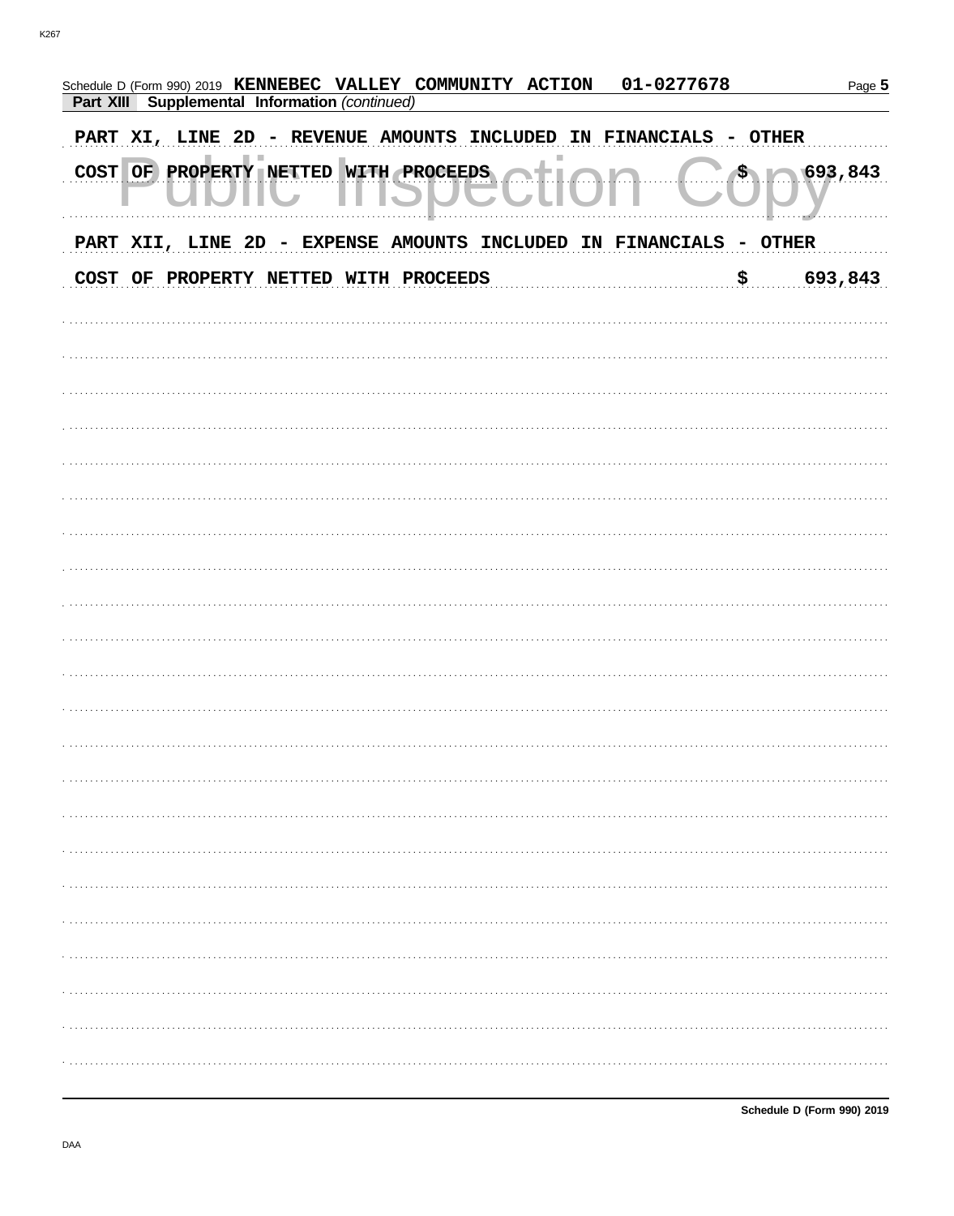Schedule D (Form 990) 2019 KENNEBEC VALLEY COMMUNITY ACTION 01-0277678

**Part XIII Supplemental Information** *(continued)*

PART XI, LINE 2D - REVENUE AMOUNTS INCLUDED IN FINANCIALS - OTHER

COST OF PROPERTY NETTED WITH PROCEEDS $ 693,843

PART XII, LINE 2D - EXPENSE AMOUNTS INCLUDED IN FINANCIALS - OTHER

COST OF PROPERTY NETTED WITH PROCEEDS $ 693,843

Schedule D (Form 990) 2019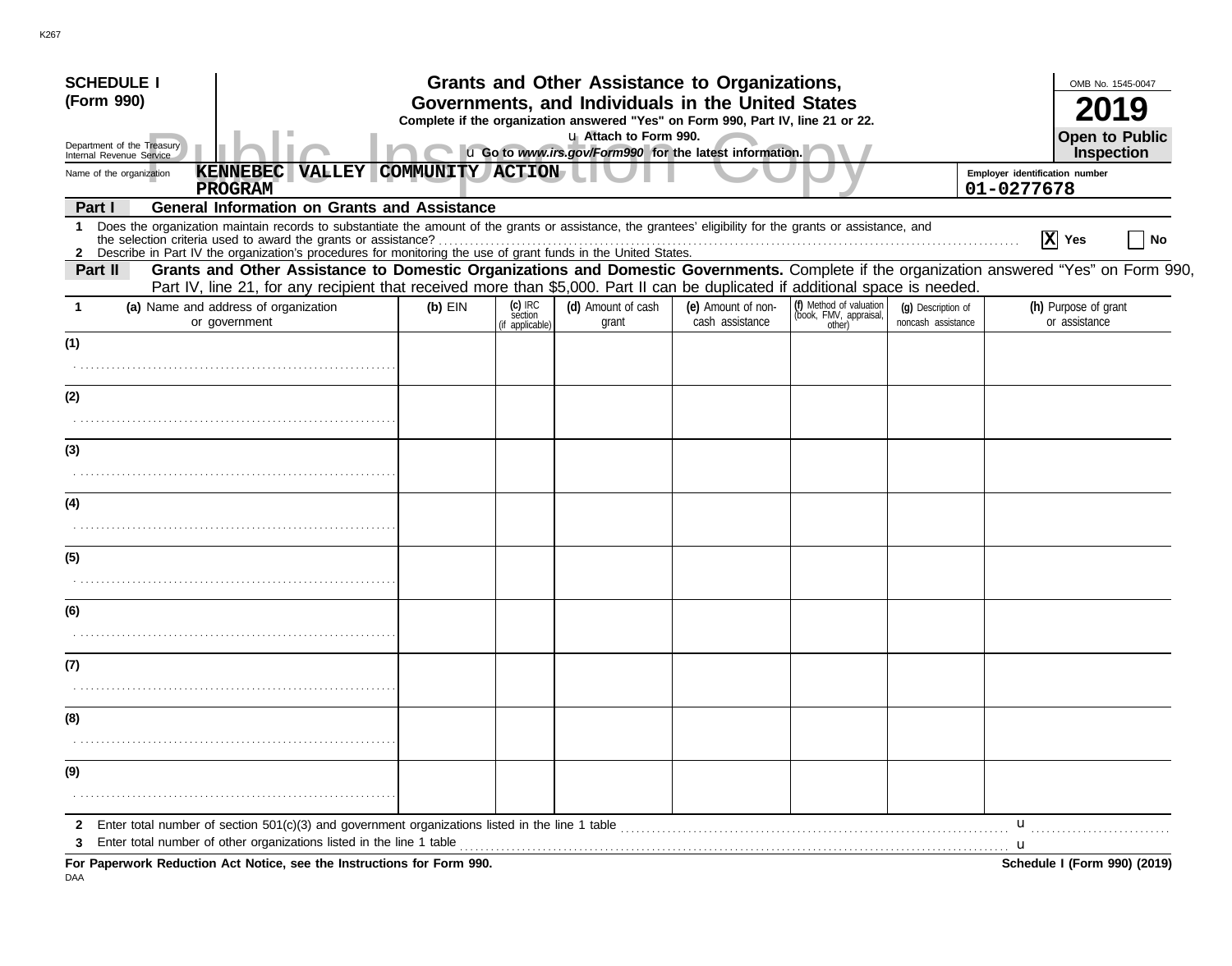**SCHEDULE I (Form 990)**

Department of the Treasury
Internal Revenue Service

# Grants and Other Assistance to Organizations, Governments, and Individuals in the United States

**Complete if the organization answered "Yes" on Form 990, Part IV, line 21 or 22.**

u **Attach to Form 990.**

u **Go to *www.irs.gov/Form990* for the latest information.**

OMB No. 1545-0047

**2019**

**Open to Public Inspection**

Public Inspection Copy

Name of the organization: **KENNEBEC VALLEY COMMUNITY ACTION PROGRAM**

Employer identification number: **01-0277678**

## Part I General Information on Grants and Assistance

**1** Does the organization maintain records to substantiate the amount of the grants or assistance, the grantees' eligibility for the grants or assistance, and the selection criteria used to award the grants or assistance? . . . . . [X] **Yes** [ ] **No**

**2** Describe in Part IV the organization's procedures for monitoring the use of grant funds in the United States.

## Part II Grants and Other Assistance to Domestic Organizations and Domestic Governments.

Complete if the organization answered "Yes" on Form 990, Part IV, line 21, for any recipient that received more than $5,000. Part II can be duplicated if additional space is needed.

| 1 (a) Name and address of organization or government | (b) EIN | (c) IRC section (if applicable) | (d) Amount of cash grant | (e) Amount of non-cash assistance | (f) Method of valuation (book, FMV, appraisal, other) | (g) Description of noncash assistance | (h) Purpose of grant or assistance |
|---|---|---|---|---|---|---|---|
| (1) | | | | | | | |
| (2) | | | | | | | |
| (3) | | | | | | | |
| (4) | | | | | | | |
| (5) | | | | | | | |
| (6) | | | | | | | |
| (7) | | | | | | | |
| (8) | | | | | | | |
| (9) | | | | | | | |

**2** Enter total number of section 501(c)(3) and government organizations listed in the line 1 table . . . . . u

**3** Enter total number of other organizations listed in the line 1 table . . . . . u

**For Paperwork Reduction Act Notice, see the Instructions for Form 990.** **Schedule I (Form 990) (2019)**

DAA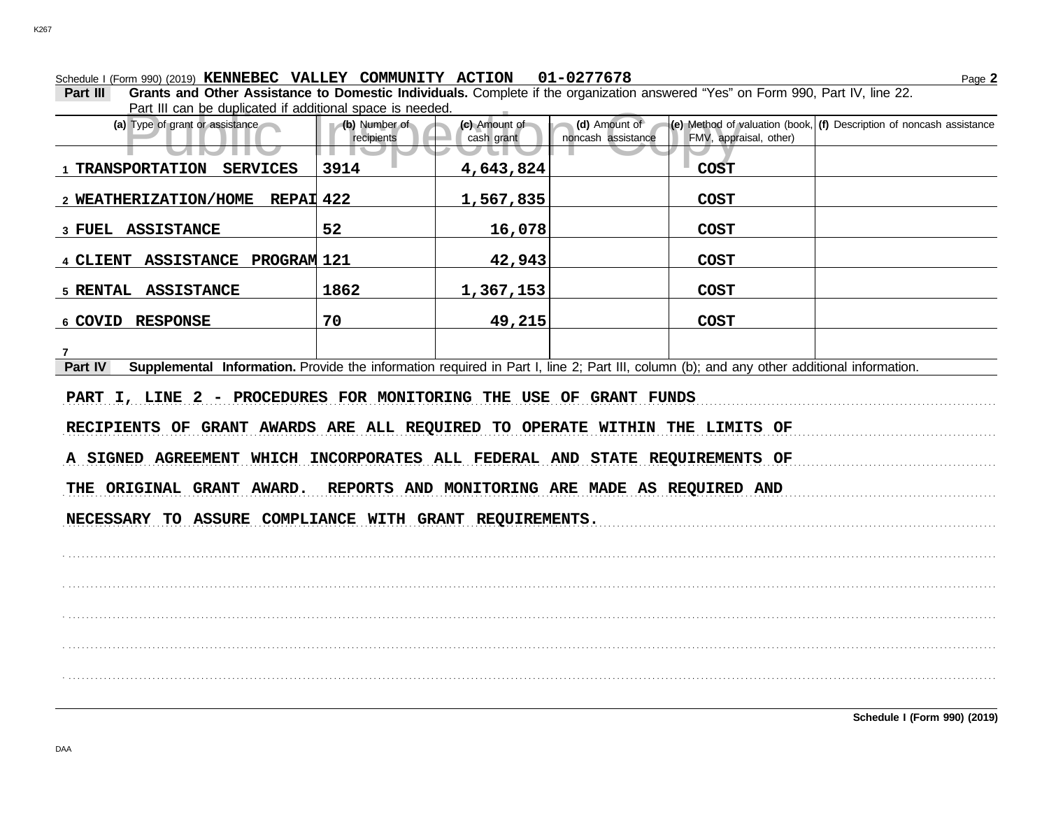Schedule I (Form 990) (2019) **KENNEBEC VALLEY COMMUNITY ACTION 01-0277678** Page **2**

**Part III** **Grants and Other Assistance to Domestic Individuals.** Complete if the organization answered "Yes" on Form 990, Part IV, line 22. Part III can be duplicated if additional space is needed.

| (a) Type of grant or assistance | (b) Number of recipients | (c) Amount of cash grant | (d) Amount of noncash assistance | (e) Method of valuation (book, FMV, appraisal, other) | (f) Description of noncash assistance |
|---|---|---|---|---|---|
| 1 TRANSPORTATION SERVICES | 3914 | 4,643,824 | | COST | |
| 2 WEATHERIZATION/HOME REPAI | 422 | 1,567,835 | | COST | |
| 3 FUEL ASSISTANCE | 52 | 16,078 | | COST | |
| 4 CLIENT ASSISTANCE PROGRAM | 121 | 42,943 | | COST | |
| 5 RENTAL ASSISTANCE | 1862 | 1,367,153 | | COST | |
| 6 COVID RESPONSE | 70 | 49,215 | | COST | |
| 7 | | | | | |

**Part IV** **Supplemental Information.** Provide the information required in Part I, line 2; Part III, column (b); and any other additional information.

PART I, LINE 2 - PROCEDURES FOR MONITORING THE USE OF GRANT FUNDS

RECIPIENTS OF GRANT AWARDS ARE ALL REQUIRED TO OPERATE WITHIN THE LIMITS OF A SIGNED AGREEMENT WHICH INCORPORATES ALL FEDERAL AND STATE REQUIREMENTS OF THE ORIGINAL GRANT AWARD. REPORTS AND MONITORING ARE MADE AS REQUIRED AND NECESSARY TO ASSURE COMPLIANCE WITH GRANT REQUIREMENTS.

**Schedule I (Form 990) (2019)**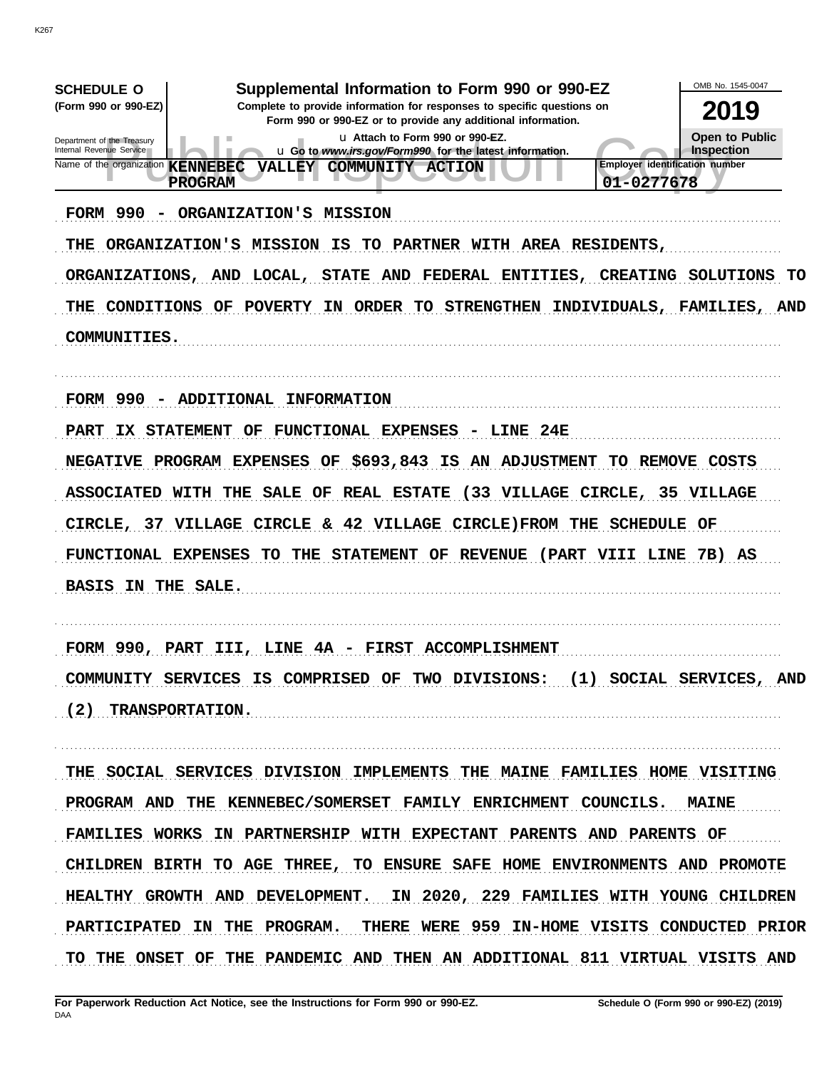**SCHEDULE O** (Form 990 or 990-EZ)

Department of the Treasury
Internal Revenue Service

# Supplemental Information to Form 990 or 990-EZ

Complete to provide information for responses to specific questions on Form 990 or 990-EZ or to provide any additional information.

u Attach to Form 990 or 990-EZ.

u Go to *www.irs.gov/Form990* for the latest information.

OMB No. 1545-0047

**2019**

**Open to Public Inspection**

Name of the organization: KENNEBEC VALLEY COMMUNITY ACTION PROGRAM

Employer identification number: 01-0277678

FORM 990 - ORGANIZATION'S MISSION

THE ORGANIZATION'S MISSION IS TO PARTNER WITH AREA RESIDENTS, ORGANIZATIONS, AND LOCAL, STATE AND FEDERAL ENTITIES, CREATING SOLUTIONS TO THE CONDITIONS OF POVERTY IN ORDER TO STRENGTHEN INDIVIDUALS, FAMILIES, AND COMMUNITIES.

FORM 990 - ADDITIONAL INFORMATION

PART IX STATEMENT OF FUNCTIONAL EXPENSES - LINE 24E

NEGATIVE PROGRAM EXPENSES OF $693,843 IS AN ADJUSTMENT TO REMOVE COSTS ASSOCIATED WITH THE SALE OF REAL ESTATE (33 VILLAGE CIRCLE, 35 VILLAGE CIRCLE, 37 VILLAGE CIRCLE & 42 VILLAGE CIRCLE)FROM THE SCHEDULE OF FUNCTIONAL EXPENSES TO THE STATEMENT OF REVENUE (PART VIII LINE 7B) AS BASIS IN THE SALE.

FORM 990, PART III, LINE 4A - FIRST ACCOMPLISHMENT

COMMUNITY SERVICES IS COMPRISED OF TWO DIVISIONS: (1) SOCIAL SERVICES, AND (2) TRANSPORTATION.

THE SOCIAL SERVICES DIVISION IMPLEMENTS THE MAINE FAMILIES HOME VISITING PROGRAM AND THE KENNEBEC/SOMERSET FAMILY ENRICHMENT COUNCILS. MAINE FAMILIES WORKS IN PARTNERSHIP WITH EXPECTANT PARENTS AND PARENTS OF CHILDREN BIRTH TO AGE THREE, TO ENSURE SAFE HOME ENVIRONMENTS AND PROMOTE HEALTHY GROWTH AND DEVELOPMENT. IN 2020, 229 FAMILIES WITH YOUNG CHILDREN PARTICIPATED IN THE PROGRAM. THERE WERE 959 IN-HOME VISITS CONDUCTED PRIOR TO THE ONSET OF THE PANDEMIC AND THEN AN ADDITIONAL 811 VIRTUAL VISITS AND

For Paperwork Reduction Act Notice, see the Instructions for Form 990 or 990-EZ.

Schedule O (Form 990 or 990-EZ) (2019)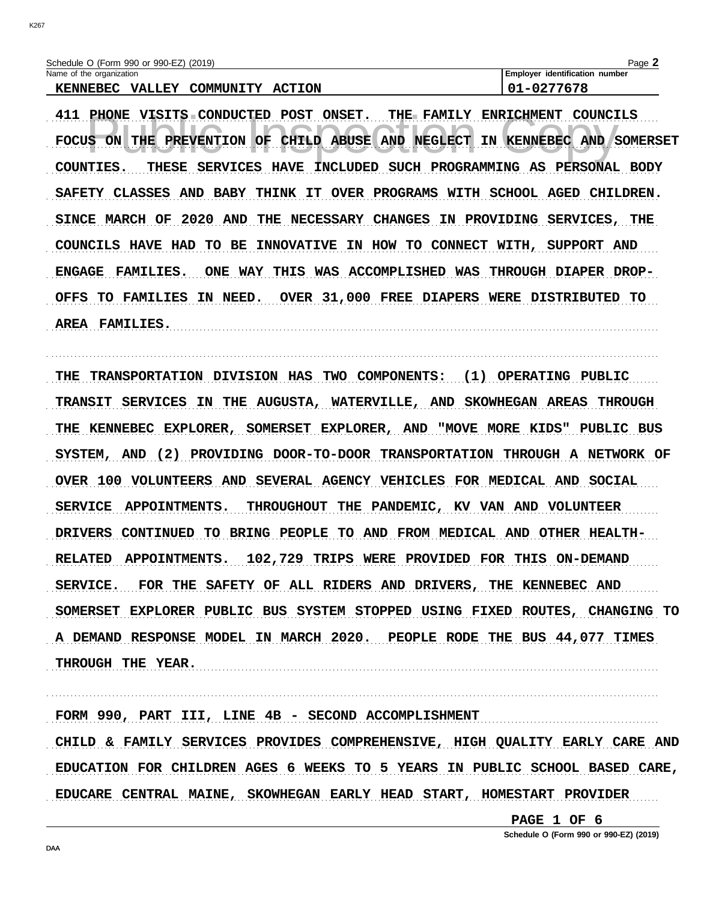Schedule O (Form 990 or 990-EZ) (2019)

Name of the organization: KENNEBEC VALLEY COMMUNITY ACTION

Employer identification number: 01-0277678

411 PHONE VISITS CONDUCTED POST ONSET. THE FAMILY ENRICHMENT COUNCILS FOCUS ON THE PREVENTION OF CHILD ABUSE AND NEGLECT IN KENNEBEC AND SOMERSET COUNTIES. THESE SERVICES HAVE INCLUDED SUCH PROGRAMMING AS PERSONAL BODY SAFETY CLASSES AND BABY THINK IT OVER PROGRAMS WITH SCHOOL AGED CHILDREN. SINCE MARCH OF 2020 AND THE NECESSARY CHANGES IN PROVIDING SERVICES, THE COUNCILS HAVE HAD TO BE INNOVATIVE IN HOW TO CONNECT WITH, SUPPORT AND ENGAGE FAMILIES. ONE WAY THIS WAS ACCOMPLISHED WAS THROUGH DIAPER DROP-OFFS TO FAMILIES IN NEED. OVER 31,000 FREE DIAPERS WERE DISTRIBUTED TO AREA FAMILIES.

THE TRANSPORTATION DIVISION HAS TWO COMPONENTS: (1) OPERATING PUBLIC TRANSIT SERVICES IN THE AUGUSTA, WATERVILLE, AND SKOWHEGAN AREAS THROUGH THE KENNEBEC EXPLORER, SOMERSET EXPLORER, AND "MOVE MORE KIDS" PUBLIC BUS SYSTEM, AND (2) PROVIDING DOOR-TO-DOOR TRANSPORTATION THROUGH A NETWORK OF OVER 100 VOLUNTEERS AND SEVERAL AGENCY VEHICLES FOR MEDICAL AND SOCIAL SERVICE APPOINTMENTS. THROUGHOUT THE PANDEMIC, KV VAN AND VOLUNTEER DRIVERS CONTINUED TO BRING PEOPLE TO AND FROM MEDICAL AND OTHER HEALTH-RELATED APPOINTMENTS. 102,729 TRIPS WERE PROVIDED FOR THIS ON-DEMAND SERVICE. FOR THE SAFETY OF ALL RIDERS AND DRIVERS, THE KENNEBEC AND SOMERSET EXPLORER PUBLIC BUS SYSTEM STOPPED USING FIXED ROUTES, CHANGING TO A DEMAND RESPONSE MODEL IN MARCH 2020. PEOPLE RODE THE BUS 44,077 TIMES THROUGH THE YEAR.

FORM 990, PART III, LINE 4B - SECOND ACCOMPLISHMENT

CHILD & FAMILY SERVICES PROVIDES COMPREHENSIVE, HIGH QUALITY EARLY CARE AND EDUCATION FOR CHILDREN AGES 6 WEEKS TO 5 YEARS IN PUBLIC SCHOOL BASED CARE, EDUCARE CENTRAL MAINE, SKOWHEGAN EARLY HEAD START, HOMESTART PROVIDER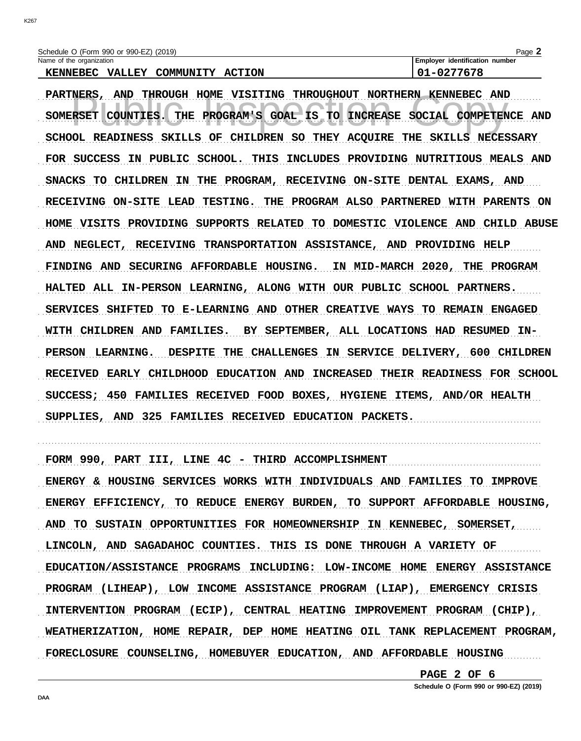Schedule O (Form 990 or 990-EZ) (2019)

| Name of the organization | Employer identification number |
| --- | --- |
| KENNEBEC VALLEY COMMUNITY ACTION | 01-0277678 |

PARTNERS, AND THROUGH HOME VISITING THROUGHOUT NORTHERN KENNEBEC AND SOMERSET COUNTIES. THE PROGRAM'S GOAL IS TO INCREASE SOCIAL COMPETENCE AND SCHOOL READINESS SKILLS OF CHILDREN SO THEY ACQUIRE THE SKILLS NECESSARY FOR SUCCESS IN PUBLIC SCHOOL. THIS INCLUDES PROVIDING NUTRITIOUS MEALS AND SNACKS TO CHILDREN IN THE PROGRAM, RECEIVING ON-SITE DENTAL EXAMS, AND RECEIVING ON-SITE LEAD TESTING. THE PROGRAM ALSO PARTNERED WITH PARENTS ON HOME VISITS PROVIDING SUPPORTS RELATED TO DOMESTIC VIOLENCE AND CHILD ABUSE AND NEGLECT, RECEIVING TRANSPORTATION ASSISTANCE, AND PROVIDING HELP FINDING AND SECURING AFFORDABLE HOUSING. IN MID-MARCH 2020, THE PROGRAM HALTED ALL IN-PERSON LEARNING, ALONG WITH OUR PUBLIC SCHOOL PARTNERS. SERVICES SHIFTED TO E-LEARNING AND OTHER CREATIVE WAYS TO REMAIN ENGAGED WITH CHILDREN AND FAMILIES. BY SEPTEMBER, ALL LOCATIONS HAD RESUMED IN-PERSON LEARNING. DESPITE THE CHALLENGES IN SERVICE DELIVERY, 600 CHILDREN RECEIVED EARLY CHILDHOOD EDUCATION AND INCREASED THEIR READINESS FOR SCHOOL SUCCESS; 450 FAMILIES RECEIVED FOOD BOXES, HYGIENE ITEMS, AND/OR HEALTH SUPPLIES, AND 325 FAMILIES RECEIVED EDUCATION PACKETS.

FORM 990, PART III, LINE 4C - THIRD ACCOMPLISHMENT

ENERGY & HOUSING SERVICES WORKS WITH INDIVIDUALS AND FAMILIES TO IMPROVE ENERGY EFFICIENCY, TO REDUCE ENERGY BURDEN, TO SUPPORT AFFORDABLE HOUSING, AND TO SUSTAIN OPPORTUNITIES FOR HOMEOWNERSHIP IN KENNEBEC, SOMERSET, LINCOLN, AND SAGADAHOC COUNTIES. THIS IS DONE THROUGH A VARIETY OF EDUCATION/ASSISTANCE PROGRAMS INCLUDING: LOW-INCOME HOME ENERGY ASSISTANCE PROGRAM (LIHEAP), LOW INCOME ASSISTANCE PROGRAM (LIAP), EMERGENCY CRISIS INTERVENTION PROGRAM (ECIP), CENTRAL HEATING IMPROVEMENT PROGRAM (CHIP), WEATHERIZATION, HOME REPAIR, DEP HOME HEATING OIL TANK REPLACEMENT PROGRAM, FORECLOSURE COUNSELING, HOMEBUYER EDUCATION, AND AFFORDABLE HOUSING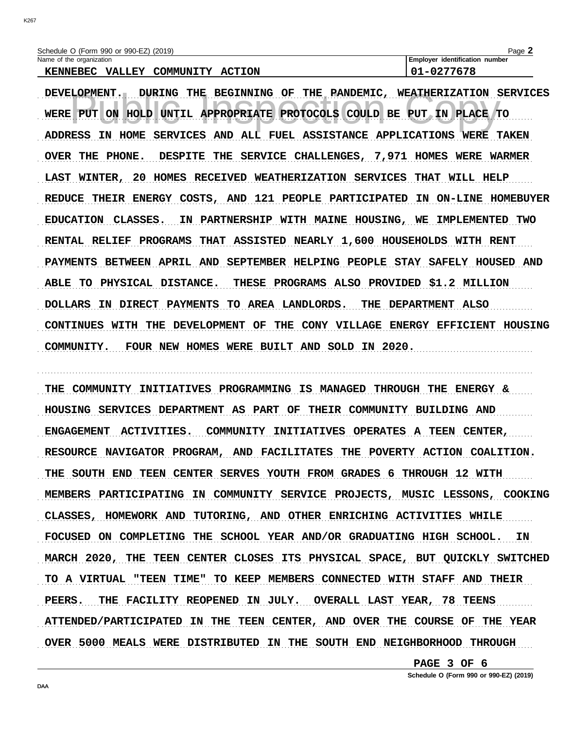Schedule O (Form 990 or 990-EZ) (2019)

Name of the organization: KENNEBEC VALLEY COMMUNITY ACTION

Employer identification number: 01-0277678

DEVELOPMENT. DURING THE BEGINNING OF THE PANDEMIC, WEATHERIZATION SERVICES WERE PUT ON HOLD UNTIL APPROPRIATE PROTOCOLS COULD BE PUT IN PLACE TO ADDRESS IN HOME SERVICES AND ALL FUEL ASSISTANCE APPLICATIONS WERE TAKEN OVER THE PHONE. DESPITE THE SERVICE CHALLENGES, 7,971 HOMES WERE WARMER LAST WINTER, 20 HOMES RECEIVED WEATHERIZATION SERVICES THAT WILL HELP REDUCE THEIR ENERGY COSTS, AND 121 PEOPLE PARTICIPATED IN ON-LINE HOMEBUYER EDUCATION CLASSES. IN PARTNERSHIP WITH MAINE HOUSING, WE IMPLEMENTED TWO RENTAL RELIEF PROGRAMS THAT ASSISTED NEARLY 1,600 HOUSEHOLDS WITH RENT PAYMENTS BETWEEN APRIL AND SEPTEMBER HELPING PEOPLE STAY SAFELY HOUSED AND ABLE TO PHYSICAL DISTANCE. THESE PROGRAMS ALSO PROVIDED $1.2 MILLION DOLLARS IN DIRECT PAYMENTS TO AREA LANDLORDS. THE DEPARTMENT ALSO CONTINUES WITH THE DEVELOPMENT OF THE CONY VILLAGE ENERGY EFFICIENT HOUSING COMMUNITY. FOUR NEW HOMES WERE BUILT AND SOLD IN 2020.

THE COMMUNITY INITIATIVES PROGRAMMING IS MANAGED THROUGH THE ENERGY & HOUSING SERVICES DEPARTMENT AS PART OF THEIR COMMUNITY BUILDING AND ENGAGEMENT ACTIVITIES. COMMUNITY INITIATIVES OPERATES A TEEN CENTER, RESOURCE NAVIGATOR PROGRAM, AND FACILITATES THE POVERTY ACTION COALITION. THE SOUTH END TEEN CENTER SERVES YOUTH FROM GRADES 6 THROUGH 12 WITH MEMBERS PARTICIPATING IN COMMUNITY SERVICE PROJECTS, MUSIC LESSONS, COOKING CLASSES, HOMEWORK AND TUTORING, AND OTHER ENRICHING ACTIVITIES WHILE FOCUSED ON COMPLETING THE SCHOOL YEAR AND/OR GRADUATING HIGH SCHOOL. IN MARCH 2020, THE TEEN CENTER CLOSES ITS PHYSICAL SPACE, BUT QUICKLY SWITCHED TO A VIRTUAL "TEEN TIME" TO KEEP MEMBERS CONNECTED WITH STAFF AND THEIR PEERS. THE FACILITY REOPENED IN JULY. OVERALL LAST YEAR, 78 TEENS ATTENDED/PARTICIPATED IN THE TEEN CENTER, AND OVER THE COURSE OF THE YEAR OVER 5000 MEALS WERE DISTRIBUTED IN THE SOUTH END NEIGHBORHOOD THROUGH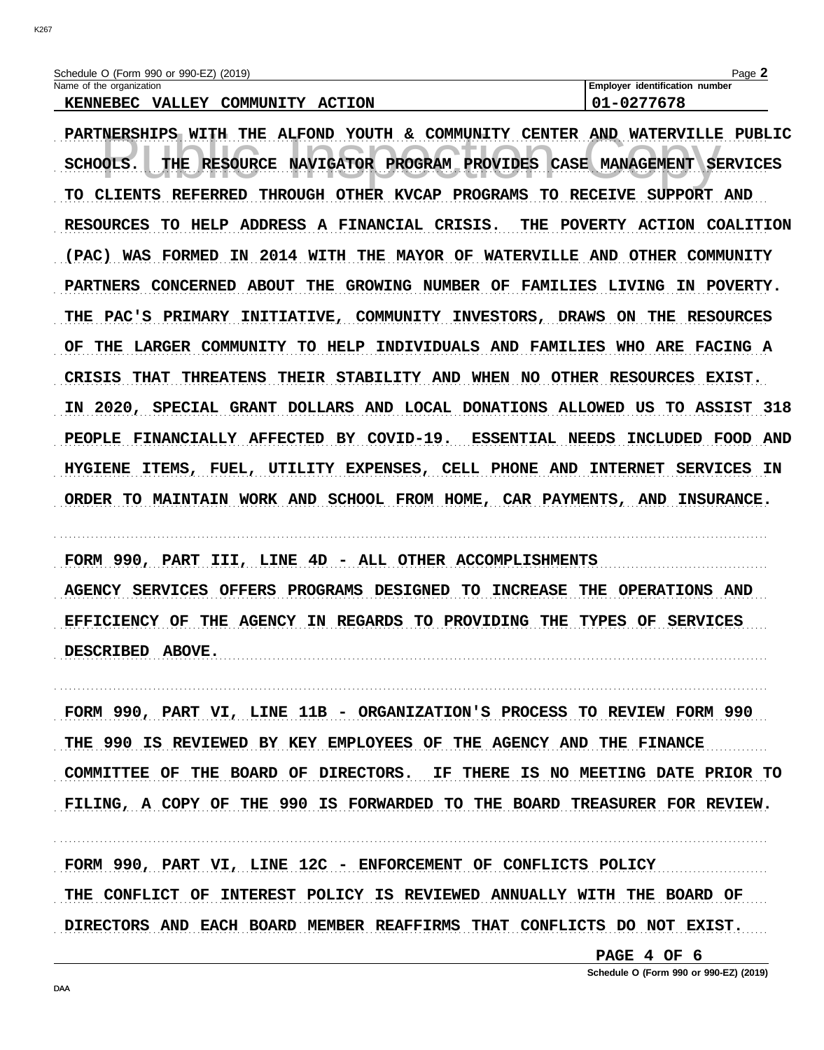Name of the organization: KENNEBEC VALLEY COMMUNITY ACTION

Employer identification number: 01-0277678

PARTNERSHIPS WITH THE ALFOND YOUTH & COMMUNITY CENTER AND WATERVILLE PUBLIC SCHOOLS. THE RESOURCE NAVIGATOR PROGRAM PROVIDES CASE MANAGEMENT SERVICES TO CLIENTS REFERRED THROUGH OTHER KVCAP PROGRAMS TO RECEIVE SUPPORT AND RESOURCES TO HELP ADDRESS A FINANCIAL CRISIS. THE POVERTY ACTION COALITION (PAC) WAS FORMED IN 2014 WITH THE MAYOR OF WATERVILLE AND OTHER COMMUNITY PARTNERS CONCERNED ABOUT THE GROWING NUMBER OF FAMILIES LIVING IN POVERTY. THE PAC'S PRIMARY INITIATIVE, COMMUNITY INVESTORS, DRAWS ON THE RESOURCES OF THE LARGER COMMUNITY TO HELP INDIVIDUALS AND FAMILIES WHO ARE FACING A CRISIS THAT THREATENS THEIR STABILITY AND WHEN NO OTHER RESOURCES EXIST. IN 2020, SPECIAL GRANT DOLLARS AND LOCAL DONATIONS ALLOWED US TO ASSIST 318 PEOPLE FINANCIALLY AFFECTED BY COVID-19. ESSENTIAL NEEDS INCLUDED FOOD AND HYGIENE ITEMS, FUEL, UTILITY EXPENSES, CELL PHONE AND INTERNET SERVICES IN ORDER TO MAINTAIN WORK AND SCHOOL FROM HOME, CAR PAYMENTS, AND INSURANCE.

FORM 990, PART III, LINE 4D - ALL OTHER ACCOMPLISHMENTS

AGENCY SERVICES OFFERS PROGRAMS DESIGNED TO INCREASE THE OPERATIONS AND EFFICIENCY OF THE AGENCY IN REGARDS TO PROVIDING THE TYPES OF SERVICES DESCRIBED ABOVE.

FORM 990, PART VI, LINE 11B - ORGANIZATION'S PROCESS TO REVIEW FORM 990

THE 990 IS REVIEWED BY KEY EMPLOYEES OF THE AGENCY AND THE FINANCE COMMITTEE OF THE BOARD OF DIRECTORS. IF THERE IS NO MEETING DATE PRIOR TO FILING, A COPY OF THE 990 IS FORWARDED TO THE BOARD TREASURER FOR REVIEW.

FORM 990, PART VI, LINE 12C - ENFORCEMENT OF CONFLICTS POLICY

THE CONFLICT OF INTEREST POLICY IS REVIEWED ANNUALLY WITH THE BOARD OF DIRECTORS AND EACH BOARD MEMBER REAFFIRMS THAT CONFLICTS DO NOT EXIST.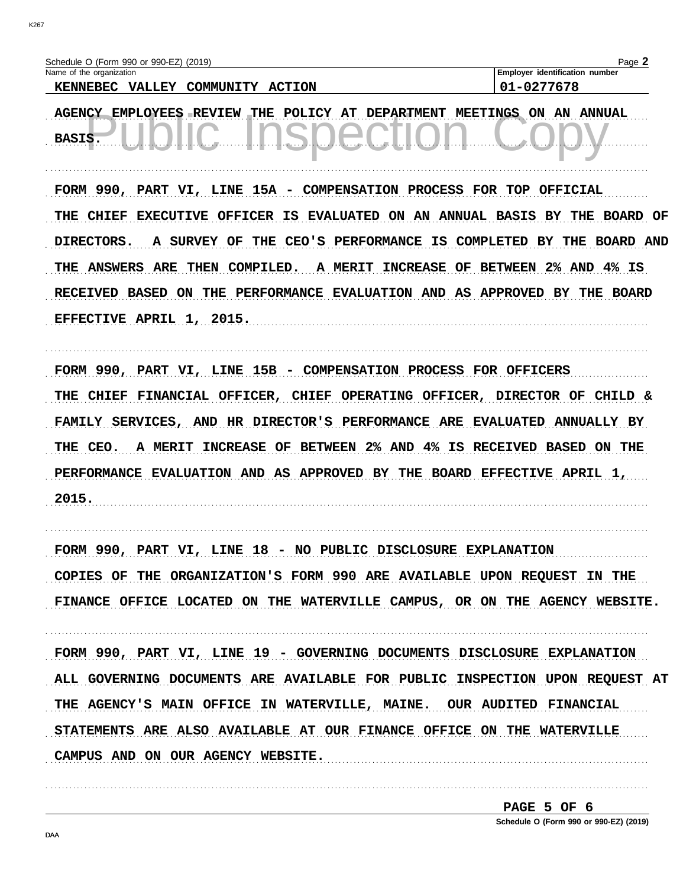Schedule O (Form 990 or 990-EZ) (2019)

Name of the organization: KENNEBEC VALLEY COMMUNITY ACTION

Employer identification number: 01-0277678

AGENCY EMPLOYEES REVIEW THE POLICY AT DEPARTMENT MEETINGS ON AN ANNUAL BASIS.

FORM 990, PART VI, LINE 15A - COMPENSATION PROCESS FOR TOP OFFICIAL

THE CHIEF EXECUTIVE OFFICER IS EVALUATED ON AN ANNUAL BASIS BY THE BOARD OF DIRECTORS. A SURVEY OF THE CEO'S PERFORMANCE IS COMPLETED BY THE BOARD AND THE ANSWERS ARE THEN COMPILED. A MERIT INCREASE OF BETWEEN 2% AND 4% IS RECEIVED BASED ON THE PERFORMANCE EVALUATION AND AS APPROVED BY THE BOARD EFFECTIVE APRIL 1, 2015.

FORM 990, PART VI, LINE 15B - COMPENSATION PROCESS FOR OFFICERS

THE CHIEF FINANCIAL OFFICER, CHIEF OPERATING OFFICER, DIRECTOR OF CHILD & FAMILY SERVICES, AND HR DIRECTOR'S PERFORMANCE ARE EVALUATED ANNUALLY BY THE CEO. A MERIT INCREASE OF BETWEEN 2% AND 4% IS RECEIVED BASED ON THE PERFORMANCE EVALUATION AND AS APPROVED BY THE BOARD EFFECTIVE APRIL 1, 2015.

FORM 990, PART VI, LINE 18 - NO PUBLIC DISCLOSURE EXPLANATION

COPIES OF THE ORGANIZATION'S FORM 990 ARE AVAILABLE UPON REQUEST IN THE FINANCE OFFICE LOCATED ON THE WATERVILLE CAMPUS, OR ON THE AGENCY WEBSITE.

FORM 990, PART VI, LINE 19 - GOVERNING DOCUMENTS DISCLOSURE EXPLANATION

ALL GOVERNING DOCUMENTS ARE AVAILABLE FOR PUBLIC INSPECTION UPON REQUEST AT THE AGENCY'S MAIN OFFICE IN WATERVILLE, MAINE. OUR AUDITED FINANCIAL STATEMENTS ARE ALSO AVAILABLE AT OUR FINANCE OFFICE ON THE WATERVILLE CAMPUS AND ON OUR AGENCY WEBSITE.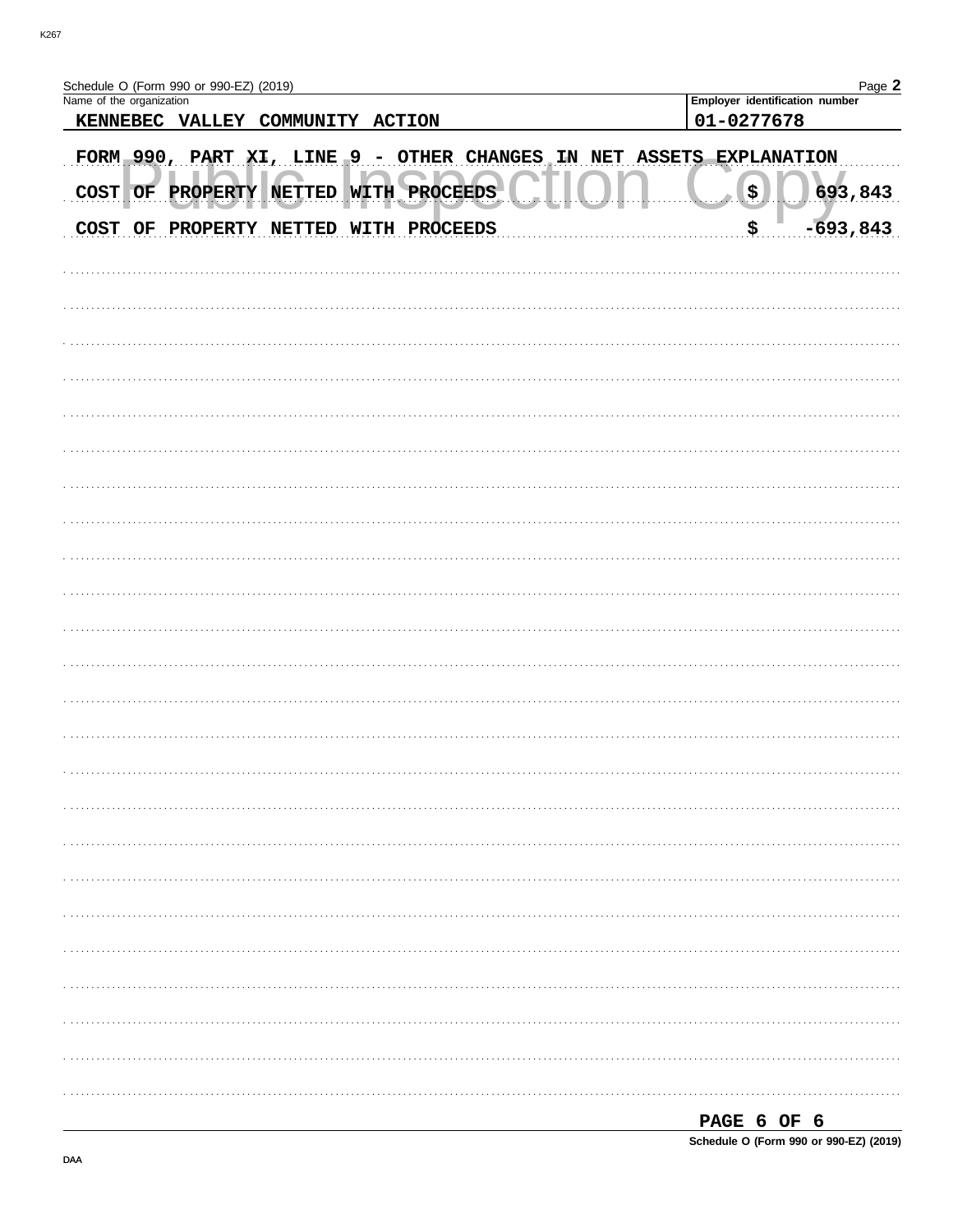Schedule O (Form 990 or 990-EZ) (2019)

| Name of the organization | Employer identification number |
|---|---|
| KENNEBEC VALLEY COMMUNITY ACTION | 01-0277678 |

FORM 990, PART XI, LINE 9 - OTHER CHANGES IN NET ASSETS EXPLANATION

| | | |
|---|---|---|
| COST OF PROPERTY NETTED WITH PROCEEDS | $ | 693,843 |
| COST OF PROPERTY NETTED WITH PROCEEDS | $ | -693,843 |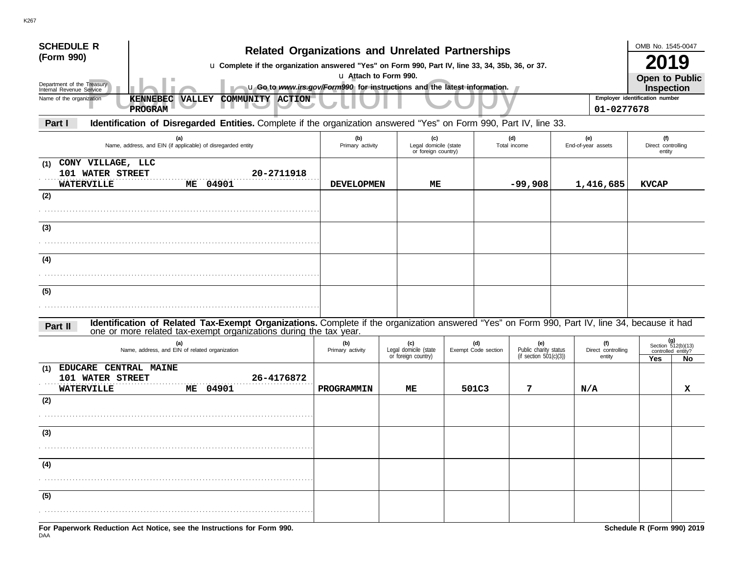# SCHEDULE R (Form 990)

Department of the Treasury
Internal Revenue Service

## Related Organizations and Unrelated Partnerships

u **Complete if the organization answered "Yes" on Form 990, Part IV, line 33, 34, 35b, 36, or 37.**

u **Attach to Form 990.**

u **Go to *www.irs.gov/Form990* for instructions and the latest information.**

OMB No. 1545-0047

**2019**

**Open to Public Inspection**

Name of the organization: **KENNEBEC VALLEY COMMUNITY ACTION PROGRAM**

Employer identification number: **01-0277678**

### Part I — Identification of Disregarded Entities. Complete if the organization answered "Yes" on Form 990, Part IV, line 33.

| | (a) Name, address, and EIN (if applicable) of disregarded entity | (b) Primary activity | (c) Legal domicile (state or foreign country) | (d) Total income | (e) End-of-year assets | (f) Direct controlling entity |
|---|---|---|---|---|---|---|
| (1) | CONY VILLAGE, LLC<br>101 WATER STREET 20-2711918<br>WATERVILLE ME 04901 | DEVELOPMEN | ME | -99,908 | 1,416,685 | KVCAP |
| (2) | | | | | | |
| (3) | | | | | | |
| (4) | | | | | | |
| (5) | | | | | | |

### Part II — Identification of Related Tax-Exempt Organizations. Complete if the organization answered "Yes" on Form 990, Part IV, line 34, because it had one or more related tax-exempt organizations during the tax year.

| | (a) Name, address, and EIN of related organization | (b) Primary activity | (c) Legal domicile (state or foreign country) | (d) Exempt Code section | (e) Public charity status (if section 501(c)(3)) | (f) Direct controlling entity | (g) Section 512(b)(13) controlled entity? Yes | No |
|---|---|---|---|---|---|---|---|---|
| (1) | EDUCARE CENTRAL MAINE<br>101 WATER STREET 26-4176872<br>WATERVILLE ME 04901 | PROGRAMMIN | ME | 501C3 | 7 | N/A | | X |
| (2) | | | | | | | | |
| (3) | | | | | | | | |
| (4) | | | | | | | | |
| (5) | | | | | | | | |

**For Paperwork Reduction Act Notice, see the Instructions for Form 990.**

**Schedule R (Form 990) 2019**

DAA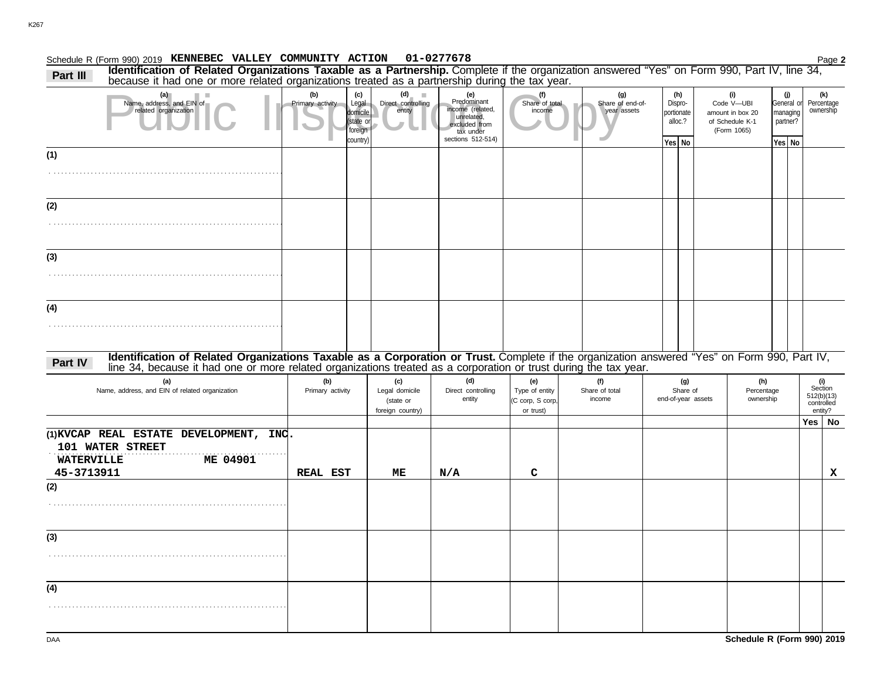Schedule R (Form 990) 2019 **KENNEBEC VALLEY COMMUNITY ACTION 01-0277678** Page **2**

**Part III** **Identification of Related Organizations Taxable as a Partnership.** Complete if the organization answered "Yes" on Form 990, Part IV, line 34, because it had one or more related organizations treated as a partnership during the tax year.

Public Inspection Copy

| (a) Name, address, and EIN of related organization | (b) Primary activity | (c) Legal domicile (state or foreign country) | (d) Direct controlling entity | (e) Predominant income (related, unrelated, excluded from tax under sections 512-514) | (f) Share of total income | (g) Share of end-of-year assets | (h) Disproportionate alloc.? Yes | (h) No | (i) Code V—UBI amount in box 20 of Schedule K-1 (Form 1065) | (j) General or managing partner? Yes | (j) No | (k) Percentage ownership |
|---|---|---|---|---|---|---|---|---|---|---|---|---|
| (1) | | | | | | | | | | | | |
| (2) | | | | | | | | | | | | |
| (3) | | | | | | | | | | | | |
| (4) | | | | | | | | | | | | |

**Part IV** **Identification of Related Organizations Taxable as a Corporation or Trust.** Complete if the organization answered "Yes" on Form 990, Part IV, line 34, because it had one or more related organizations treated as a corporation or trust during the tax year.

| (a) Name, address, and EIN of related organization | (b) Primary activity | (c) Legal domicile (state or foreign country) | (d) Direct controlling entity | (e) Type of entity (C corp, S corp, or trust) | (f) Share of total income | (g) Share of end-of-year assets | (h) Percentage ownership | (i) Section 512(b)(13) controlled entity? Yes | (i) No |
|---|---|---|---|---|---|---|---|---|---|
| (1) KVCAP REAL ESTATE DEVELOPMENT, INC. 101 WATER STREET WATERVILLE ME 04901 45-3713911 | REAL EST | ME | N/A | C | | | | | X |
| (2) | | | | | | | | | |
| (3) | | | | | | | | | |
| (4) | | | | | | | | | |

DAA **Schedule R (Form 990) 2019**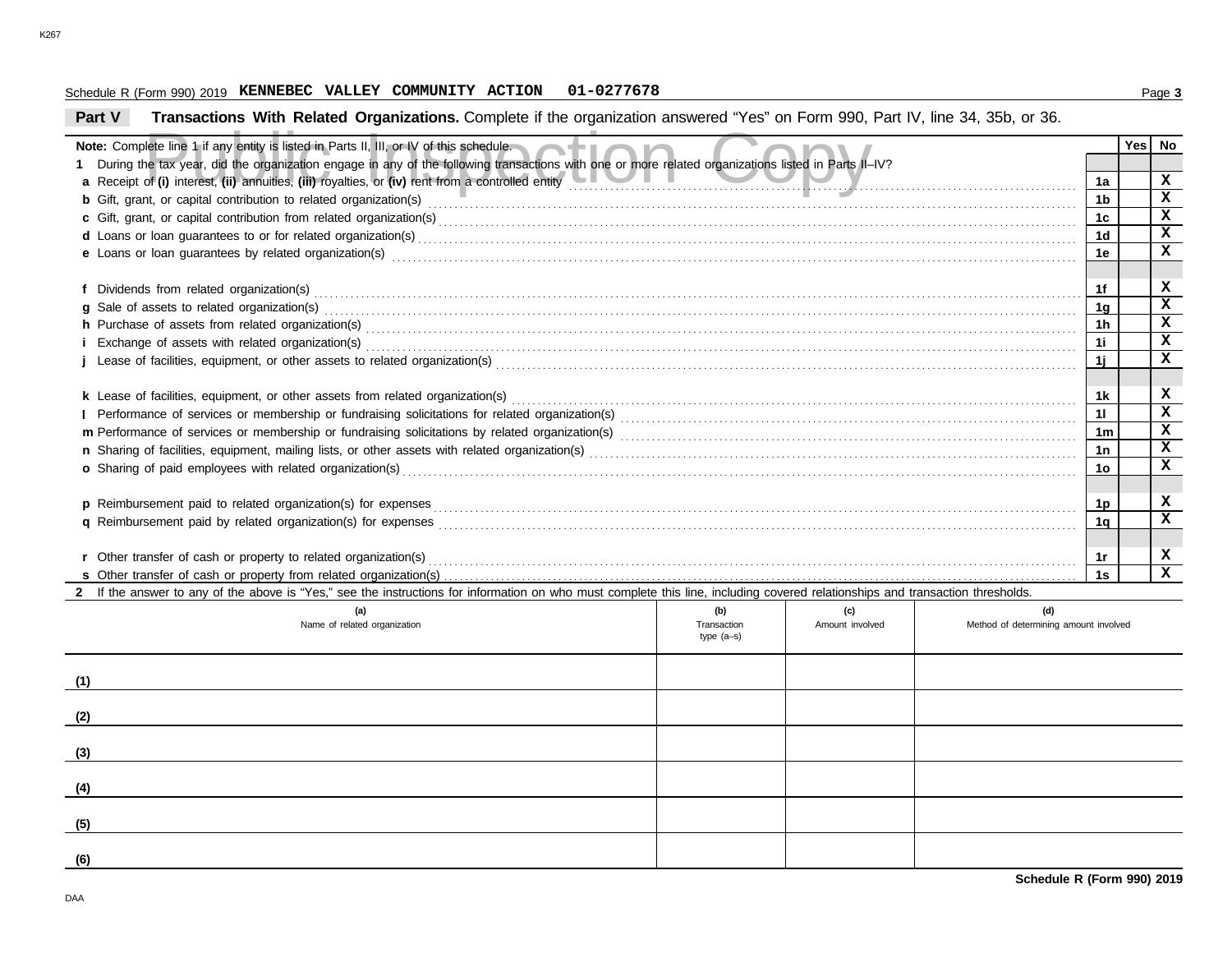Schedule R (Form 990) 2019 **KENNEBEC VALLEY COMMUNITY ACTION 01-0277678**

## Part V Transactions With Related Organizations.

Complete if the organization answered "Yes" on Form 990, Part IV, line 34, 35b, or 36.

Public Inspection Copy

**Note:** Complete line 1 if any entity is listed in Parts II, III, or IV of this schedule.

| | | Yes | No |
|---|---|---|---|
| **1** During the tax year, did the organization engage in any of the following transactions with one or more related organizations listed in Parts II–IV? | | | |
| **a** Receipt of **(i)** interest, **(ii)** annuities, **(iii)** royalties, or **(iv)** rent from a controlled entity | 1a | | X |
| **b** Gift, grant, or capital contribution to related organization(s) | 1b | | X |
| **c** Gift, grant, or capital contribution from related organization(s) | 1c | | X |
| **d** Loans or loan guarantees to or for related organization(s) | 1d | | X |
| **e** Loans or loan guarantees by related organization(s) | 1e | | X |
| **f** Dividends from related organization(s) | 1f | | X |
| **g** Sale of assets to related organization(s) | 1g | | X |
| **h** Purchase of assets from related organization(s) | 1h | | X |
| **i** Exchange of assets with related organization(s) | 1i | | X |
| **j** Lease of facilities, equipment, or other assets to related organization(s) | 1j | | X |
| **k** Lease of facilities, equipment, or other assets from related organization(s) | 1k | | X |
| **l** Performance of services or membership or fundraising solicitations for related organization(s) | 1l | | X |
| **m** Performance of services or membership or fundraising solicitations by related organization(s) | 1m | | X |
| **n** Sharing of facilities, equipment, mailing lists, or other assets with related organization(s) | 1n | | X |
| **o** Sharing of paid employees with related organization(s) | 1o | | X |
| **p** Reimbursement paid to related organization(s) for expenses | 1p | | X |
| **q** Reimbursement paid by related organization(s) for expenses | 1q | | X |
| **r** Other transfer of cash or property to related organization(s) | 1r | | X |
| **s** Other transfer of cash or property from related organization(s) | 1s | | X |

**2** If the answer to any of the above is "Yes," see the instructions for information on who must complete this line, including covered relationships and transaction thresholds.

| | (a) Name of related organization | (b) Transaction type (a–s) | (c) Amount involved | (d) Method of determining amount involved |
|---|---|---|---|---|
| (1) | | | | |
| (2) | | | | |
| (3) | | | | |
| (4) | | | | |
| (5) | | | | |
| (6) | | | | |

**Schedule R (Form 990) 2019**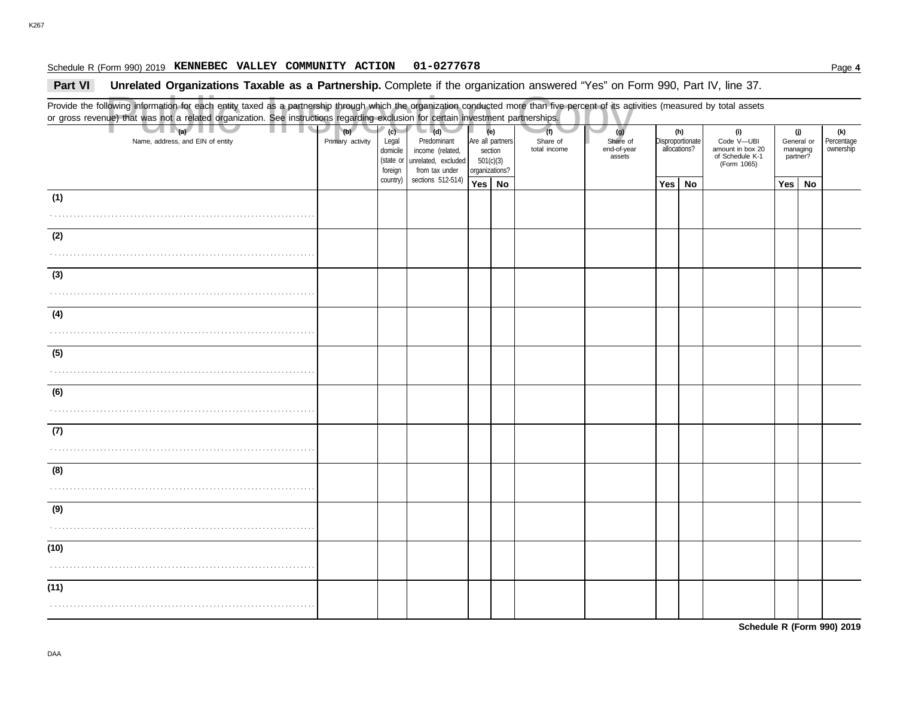Schedule R (Form 990) 2019 **KENNEBEC VALLEY COMMUNITY ACTION 01-0277678**

## Part VI Unrelated Organizations Taxable as a Partnership. Complete if the organization answered "Yes" on Form 990, Part IV, line 37.

Provide the following information for each entity taxed as a partnership through which the organization conducted more than five percent of its activities (measured by total assets or gross revenue) that was not a related organization. See instructions regarding exclusion for certain investment partnerships.

| (a) Name, address, and EIN of entity | (b) Primary activity | (c) Legal domicile (state or foreign country) | (d) Predominant income (related, unrelated, excluded from tax under sections 512-514) | (e) Are all partners section 501(c)(3) organizations? | | (f) Share of total income | (g) Share of end-of-year assets | (h) Disproportionate allocations? | | (i) Code V—UBI amount in box 20 of Schedule K-1 (Form 1065) | (j) General or managing partner? | | (k) Percentage ownership |
|---|---|---|---|---|---|---|---|---|---|---|---|---|---|
| | | | | Yes | No | | | Yes | No | | Yes | No | |
| (1) | | | | | | | | | | | | | |
| (2) | | | | | | | | | | | | | |
| (3) | | | | | | | | | | | | | |
| (4) | | | | | | | | | | | | | |
| (5) | | | | | | | | | | | | | |
| (6) | | | | | | | | | | | | | |
| (7) | | | | | | | | | | | | | |
| (8) | | | | | | | | | | | | | |
| (9) | | | | | | | | | | | | | |
| (10) | | | | | | | | | | | | | |
| (11) | | | | | | | | | | | | | |

**Schedule R (Form 990) 2019**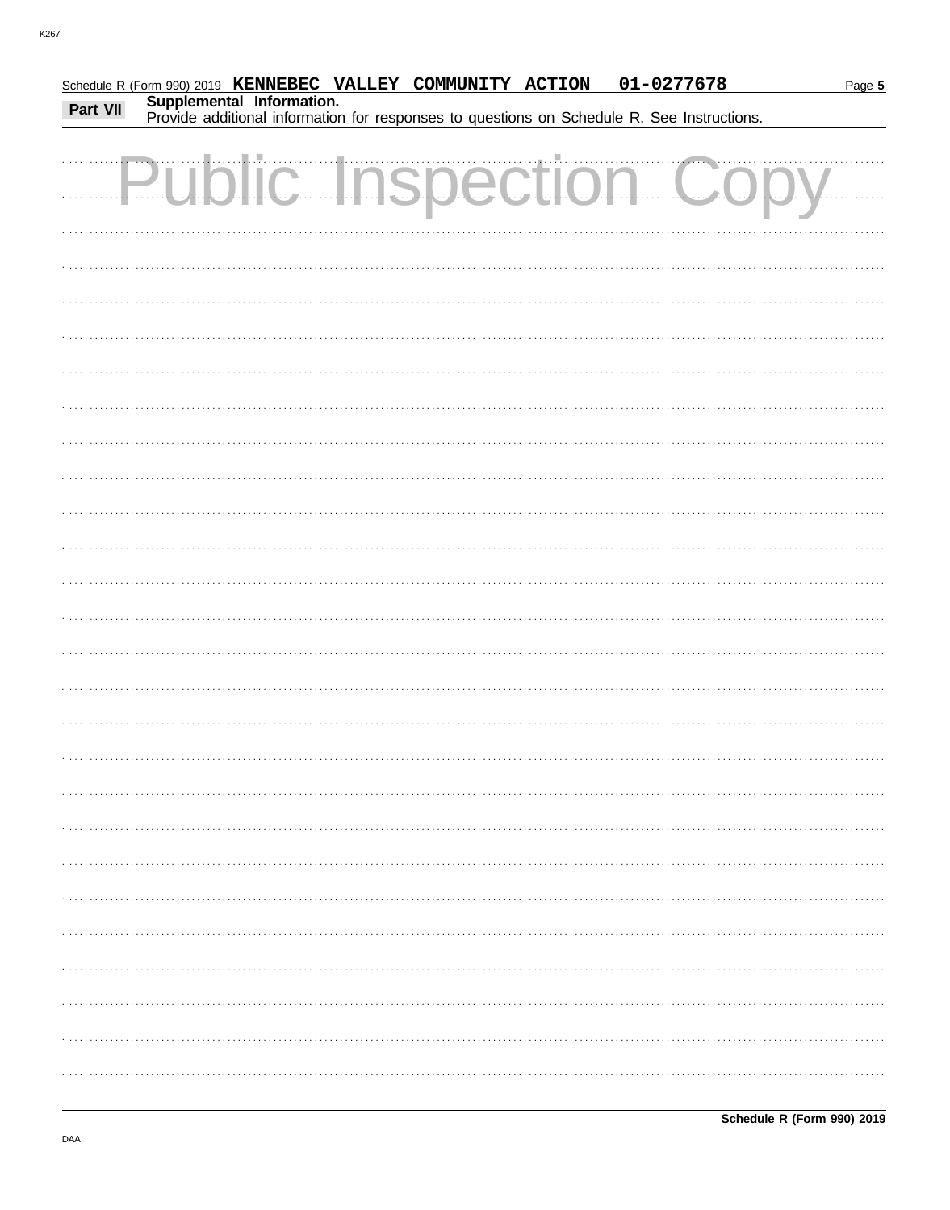Schedule R (Form 990) 2019 **KENNEBEC VALLEY COMMUNITY ACTION 01-0277678**

**Part VII** **Supplemental Information.**
Provide additional information for responses to questions on Schedule R. See Instructions.

Public Inspection Copy

**Schedule R (Form 990) 2019**

DAA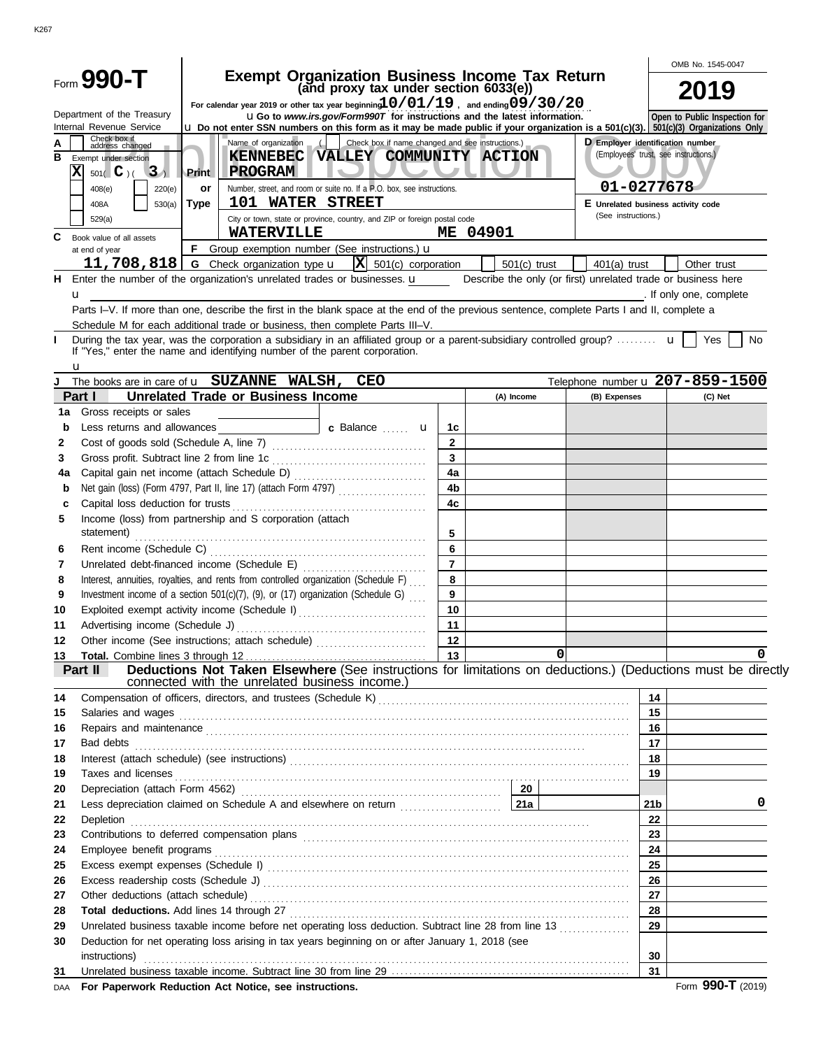K267

# Form 990-T

**Exempt Organization Business Income Tax Return**
**(and proxy tax under section 6033(e))**

For calendar year 2019 or other tax year beginning 10/01/19, and ending 09/30/20

Department of the Treasury
Internal Revenue Service

u Go to www.irs.gov/Form990T for instructions and the latest information.
u Do not enter SSN numbers on this form as it may be made public if your organization is a 501(c)(3).

OMB No. 1545-0047

**2019**

**Open to Public Inspection for 501(c)(3) Organizations Only**

Public Inspection Copy

**A** Check box if address changed

**B** Exempt under section
- [X] 501( C )( 3 )
- [ ] 408(e)
- [ ] 220(e)
- [ ] 408A
- [ ] 530(a)
- [ ] 529(a)

**Print or Type**

Name of organization ( [ ] Check box if name changed and see instructions.)
**KENNEBEC VALLEY COMMUNITY ACTION PROGRAM**

Number, street, and room or suite no. If a P.O. box, see instructions.
**101 WATER STREET**

City or town, state or province, country, and ZIP or foreign postal code
**WATERVILLE ME 04901**

**D** Employer identification number (Employees' trust, see instructions.)
**01-0277678**

**E** Unrelated business activity code (See instructions.)

**C** Book value of all assets at end of year
**11,708,818**

**F** Group exemption number (See instructions.) u

**G** Check organization type u [X] 501(c) corporation [ ] 501(c) trust [ ] 401(a) trust [ ] Other trust

**H** Enter the number of the organization's unrelated trades or businesses. u ______ Describe the only (or first) unrelated trade or business here u ______. If only one, complete Parts I–V. If more than one, describe the first in the blank space at the end of the previous sentence, complete Parts I and II, complete a Schedule M for each additional trade or business, then complete Parts III–V.

**I** During the tax year, was the corporation a subsidiary in an affiliated group or a parent-subsidiary controlled group? u [ ] Yes [ ] No
If "Yes," enter the name and identifying number of the parent corporation.
u

**J** The books are in care of u **SUZANNE WALSH, CEO** Telephone number u **207-859-1500**

## Part I — Unrelated Trade or Business Income

| | | Line | (A) Income | (B) Expenses | (C) Net |
|---|---|---|---|---|---|
| 1a | Gross receipts or sales | | | | |
| b | Less returns and allowances ______ c Balance u | 1c | | | |
| 2 | Cost of goods sold (Schedule A, line 7) | 2 | | | |
| 3 | Gross profit. Subtract line 2 from line 1c | 3 | | | |
| 4a | Capital gain net income (attach Schedule D) | 4a | | | |
| b | Net gain (loss) (Form 4797, Part II, line 17) (attach Form 4797) | 4b | | | |
| c | Capital loss deduction for trusts | 4c | | | |
| 5 | Income (loss) from partnership and S corporation (attach statement) | 5 | | | |
| 6 | Rent income (Schedule C) | 6 | | | |
| 7 | Unrelated debt-financed income (Schedule E) | 7 | | | |
| 8 | Interest, annuities, royalties, and rents from controlled organization (Schedule F) | 8 | | | |
| 9 | Investment income of a section 501(c)(7), (9), or (17) organization (Schedule G) | 9 | | | |
| 10 | Exploited exempt activity income (Schedule I) | 10 | | | |
| 11 | Advertising income (Schedule J) | 11 | | | |
| 12 | Other income (See instructions; attach schedule) | 12 | | | |
| 13 | **Total.** Combine lines 3 through 12 | 13 | 0 | | 0 |

## Part II — Deductions Not Taken Elsewhere (See instructions for limitations on deductions.) (Deductions must be directly connected with the unrelated business income.)

| | | Line | Amount |
|---|---|---|---|
| 14 | Compensation of officers, directors, and trustees (Schedule K) | 14 | |
| 15 | Salaries and wages | 15 | |
| 16 | Repairs and maintenance | 16 | |
| 17 | Bad debts | 17 | |
| 18 | Interest (attach schedule) (see instructions) | 18 | |
| 19 | Taxes and licenses | 19 | |
| 20 | Depreciation (attach Form 4562) ______ 20 | | |
| 21 | Less depreciation claimed on Schedule A and elsewhere on return ______ 21a | 21b | 0 |
| 22 | Depletion | 22 | |
| 23 | Contributions to deferred compensation plans | 23 | |
| 24 | Employee benefit programs | 24 | |
| 25 | Excess exempt expenses (Schedule I) | 25 | |
| 26 | Excess readership costs (Schedule J) | 26 | |
| 27 | Other deductions (attach schedule) | 27 | |
| 28 | **Total deductions.** Add lines 14 through 27 | 28 | |
| 29 | Unrelated business taxable income before net operating loss deduction. Subtract line 28 from line 13 | 29 | |
| 30 | Deduction for net operating loss arising in tax years beginning on or after January 1, 2018 (see instructions) | 30 | |
| 31 | Unrelated business taxable income. Subtract line 30 from line 29 | 31 | |

DAA **For Paperwork Reduction Act Notice, see instructions.** Form **990-T** (2019)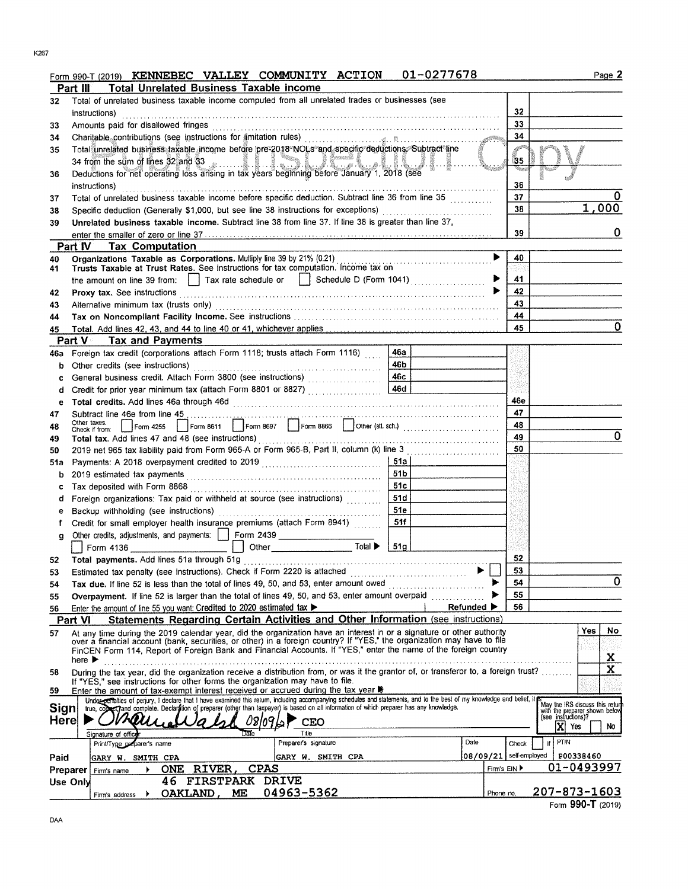Form 990-T (2019) **KENNEBEC VALLEY COMMUNITY ACTION** **01-0277678** Page 2

## Part III Total Unrelated Business Taxable Income

| | | | |
|---|---|---|---|
| 32 | Total of unrelated business taxable income computed from all unrelated trades or businesses (see instructions) | 32 | |
| 33 | Amounts paid for disallowed fringes | 33 | |
| 34 | Charitable contributions (see instructions for limitation rules) | 34 | |
| 35 | Total unrelated business taxable income before pre-2018 NOLs and specific deductions. Subtract line 34 from the sum of lines 32 and 33 | 35 | |
| 36 | Deductions for net operating loss arising in tax years beginning before January 1, 2018 (see instructions) | 36 | |
| 37 | Total of unrelated business taxable income before specific deduction. Subtract line 36 from line 35 | 37 | 0 |
| 38 | Specific deduction (Generally $1,000, but see line 38 instructions for exceptions) | 38 | 1,000 |
| 39 | **Unrelated business taxable income.** Subtract line 38 from line 37. If line 38 is greater than line 37, enter the smaller of zero or line 37 | 39 | 0 |

## Part IV Tax Computation

| | | | |
|---|---|---|---|
| 40 | **Organizations Taxable as Corporations.** Multiply line 39 by 21% (0.21) | 40 | |
| 41 | **Trusts Taxable at Trust Rates.** See instructions for tax computation. Income tax on the amount on line 39 from: ☐ Tax rate schedule or ☐ Schedule D (Form 1041) | 41 | |
| 42 | **Proxy tax.** See instructions | 42 | |
| 43 | Alternative minimum tax (trusts only) | 43 | |
| 44 | **Tax on Noncompliant Facility Income.** See instructions | 44 | |
| 45 | **Total.** Add lines 42, 43, and 44 to line 40 or 41, whichever applies | 45 | 0 |

## Part V Tax and Payments

| | | | | | |
|---|---|---|---|---|---|
| 46a | Foreign tax credit (corporations attach Form 1118; trusts attach Form 1116) | 46a | | | |
| b | Other credits (see instructions) | 46b | | | |
| c | General business credit. Attach Form 3800 (see instructions) | 46c | | | |
| d | Credit for prior year minimum tax (attach Form 8801 or 8827) | 46d | | | |
| e | **Total credits.** Add lines 46a through 46d | | | 46e | |
| 47 | Subtract line 46e from line 45 | | | 47 | |
| 48 | Other taxes. Check if from: ☐ Form 4255 ☐ Form 8611 ☐ Form 8697 ☐ Form 8866 ☐ Other (att. sch.) | | | 48 | |
| 49 | **Total tax.** Add lines 47 and 48 (see instructions) | | | 49 | 0 |
| 50 | 2019 net 965 tax liability paid from Form 965-A or Form 965-B, Part II, column (k) line 3 | | | 50 | |
| 51a | Payments: A 2018 overpayment credited to 2019 | 51a | | | |
| b | 2019 estimated tax payments | 51b | | | |
| c | Tax deposited with Form 8868 | 51c | | | |
| d | Foreign organizations: Tax paid or withheld at source (see instructions) | 51d | | | |
| e | Backup withholding (see instructions) | 51e | | | |
| f | Credit for small employer health insurance premiums (attach Form 8941) | 51f | | | |
| g | Other credits, adjustments, and payments: ☐ Form 2439 ____ ☐ Form 4136 ____ ☐ Other ____ Total ▶ | 51g | | | |
| 52 | **Total payments.** Add lines 51a through 51g | | | 52 | |
| 53 | Estimated tax penalty (see instructions). Check if Form 2220 is attached ☐ | | | 53 | |
| 54 | **Tax due.** If line 52 is less than the total of lines 49, 50, and 53, enter amount owed | | | 54 | 0 |
| 55 | **Overpayment.** If line 52 is larger than the total of lines 49, 50, and 53, enter amount overpaid | | | 55 | |
| 56 | Enter the amount of line 55 you want: Credited to 2020 estimated tax ▶ | | Refunded ▶ | 56 | |

## Part VI Statements Regarding Certain Activities and Other Information (see instructions)

| | | Yes | No |
|---|---|---|---|
| 57 | At any time during the 2019 calendar year, did the organization have an interest in or a signature or other authority over a financial account (bank, securities, or other) in a foreign country? If "YES," the organization may have to file FinCEN Form 114, Report of Foreign Bank and Financial Accounts. If "YES," enter the name of the foreign country here ▶ | | X |
| 58 | During the tax year, did the organization receive a distribution from, or was it the grantor of, or transferor to, a foreign trust? If "YES," see instructions for other forms the organization may have to file. | | X |
| 59 | Enter the amount of tax-exempt interest received or accrued during the tax year ▶ | | |

**Sign Here**

Under penalties of perjury, I declare that I have examined this return, including accompanying schedules and statements, and to the best of my knowledge and belief, it is true, correct, and complete. Declaration of preparer (other than taxpayer) is based on all information of which preparer has any knowledge.

Signature of officer: [signature] Date: 08/09/21 Title: CEO

May the IRS discuss this return with the preparer shown below (see instructions)? ☒ Yes ☐ No

**Paid Preparer Use Only**

| Print/Type preparer's name | Preparer's signature | Date | Check ☐ if self-employed | PTIN |
|---|---|---|---|---|
| GARY W. SMITH CPA | GARY W. SMITH CPA | 08/09/21 | | P00338460 |

Firm's name ▶ ONE RIVER, CPAS — Firm's EIN ▶ 01-0493997

Firm's address ▶ 46 FIRSTPARK DRIVE, OAKLAND, ME 04963-5362 — Phone no. 207-873-1603

Form **990-T** (2019)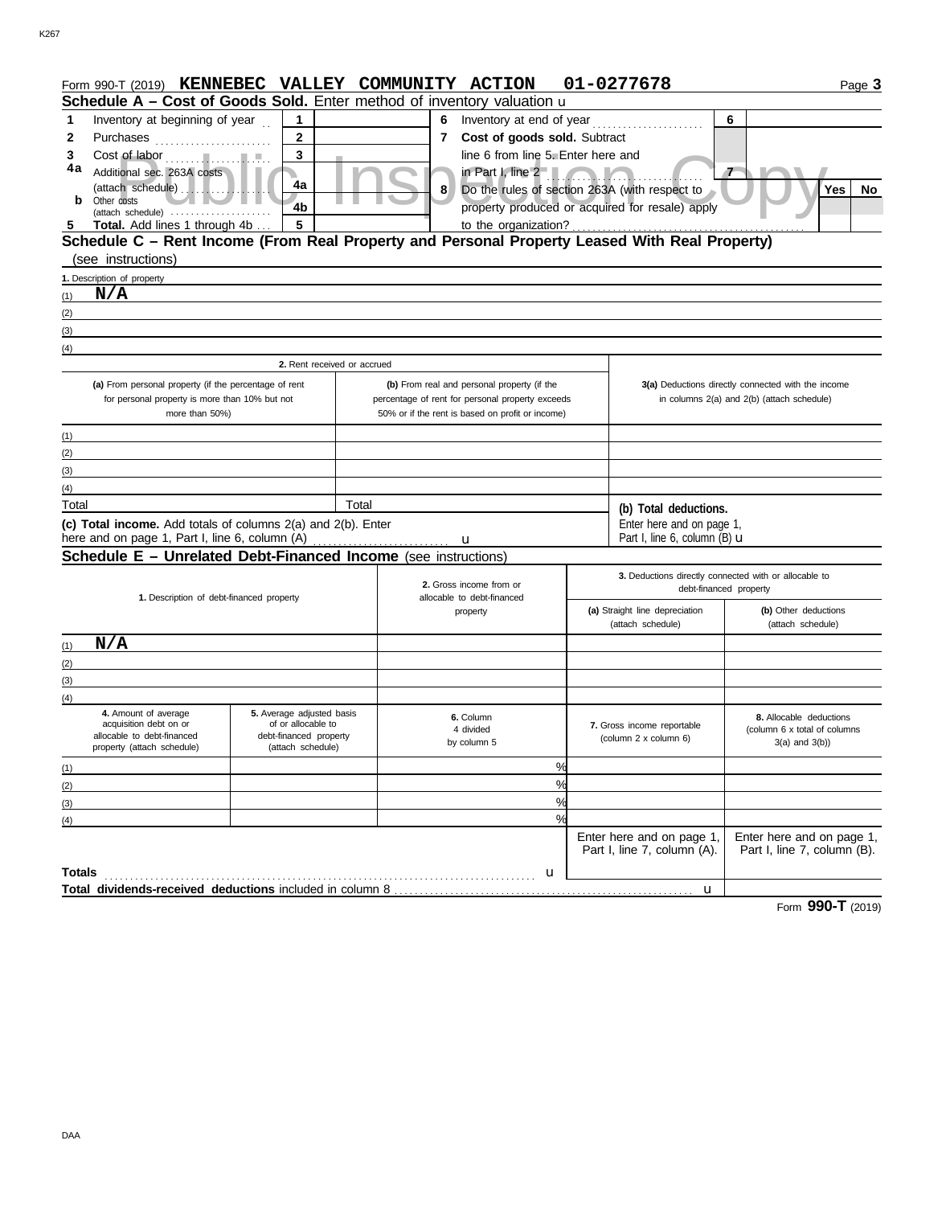Form 990-T (2019) **KENNEBEC VALLEY COMMUNITY ACTION 01-0277678**

## Schedule A – Cost of Goods Sold. Enter method of inventory valuation u

| | | | | | | | |
|---|---|---|---|---|---|---|---|
| **1** | Inventory at beginning of year | 1 | | **6** | Inventory at end of year | 6 | |
| **2** | Purchases | 2 | | **7** | **Cost of goods sold.** Subtract line 6 from line 5. Enter here and in Part I, line 2 | 7 | |
| **3** | Cost of labor | 3 | | | | | |
| **4a** | Additional sec. 263A costs (attach schedule) | 4a | | **8** | Do the rules of section 263A (with respect to property produced or acquired for resale) apply to the organization? | Yes | No |
| **b** | Other costs (attach schedule) | 4b | | | | | |
| **5** | **Total.** Add lines 1 through 4b | 5 | | | | | |

## Schedule C – Rent Income (From Real Property and Personal Property Leased With Real Property)

(see instructions)

**1.** Description of property

(1) **N/A**

(2)

(3)

(4)

| | 2. Rent received or accrued | | |
|---|---|---|---|
| | (a) From personal property (if the percentage of rent for personal property is more than 10% but not more than 50%) | (b) From real and personal property (if the percentage of rent for personal property exceeds 50% or if the rent is based on profit or income) | 3(a) Deductions directly connected with the income in columns 2(a) and 2(b) (attach schedule) |
| (1) | | | |
| (2) | | | |
| (3) | | | |
| (4) | | | |
| Total | | Total | (b) Total deductions. Enter here and on page 1, Part I, line 6, column (B) u |

**(c) Total income.** Add totals of columns 2(a) and 2(b). Enter here and on page 1, Part I, line 6, column (A) u

## Schedule E – Unrelated Debt-Financed Income (see instructions)

| | 1. Description of debt-financed property | 2. Gross income from or allocable to debt-financed property | 3. Deductions directly connected with or allocable to debt-financed property (a) Straight line depreciation (attach schedule) | (b) Other deductions (attach schedule) |
|---|---|---|---|---|
| (1) | **N/A** | | | |
| (2) | | | | |
| (3) | | | | |
| (4) | | | | |

| | 4. Amount of average acquisition debt on or allocable to debt-financed property (attach schedule) | 5. Average adjusted basis of or allocable to debt-financed property (attach schedule) | 6. Column 4 divided by column 5 | 7. Gross income reportable (column 2 x column 6) | 8. Allocable deductions (column 6 x total of columns 3(a) and 3(b)) |
|---|---|---|---|---|---|
| (1) | | | % | | |
| (2) | | | % | | |
| (3) | | | % | | |
| (4) | | | % | | |
| | | | | Enter here and on page 1, Part I, line 7, column (A). | Enter here and on page 1, Part I, line 7, column (B). |
| **Totals** | | | u | | |
| **Total dividends-received deductions** included in column 8 | | | | u | |

Form **990-T** (2019)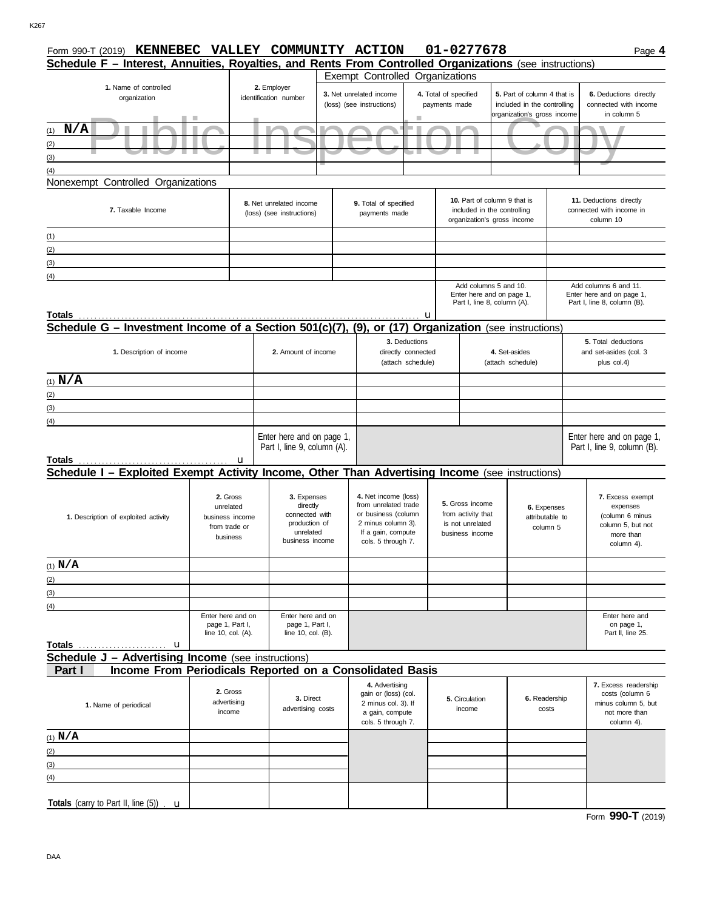Form 990-T (2019) **KENNEBEC VALLEY COMMUNITY ACTION 01-0277678**

## Schedule F – Interest, Annuities, Royalties, and Rents From Controlled Organizations (see instructions)

Exempt Controlled Organizations

| 1. Name of controlled organization | 2. Employer identification number | 3. Net unrelated income (loss) (see instructions) | 4. Total of specified payments made | 5. Part of column 4 that is included in the controlling organization's gross income | 6. Deductions directly connected with income in column 5 |
|---|---|---|---|---|---|
| (1) N/A | | | | | |
| (2) | | | | | |
| (3) | | | | | |
| (4) | | | | | |

Nonexempt Controlled Organizations

| 7. Taxable Income | 8. Net unrelated income (loss) (see instructions) | 9. Total of specified payments made | 10. Part of column 9 that is included in the controlling organization's gross income | 11. Deductions directly connected with income in column 10 |
|---|---|---|---|---|
| (1) | | | | |
| (2) | | | | |
| (3) | | | | |
| (4) | | | | |
| **Totals** | | | Add columns 5 and 10. Enter here and on page 1, Part I, line 8, column (A). | Add columns 6 and 11. Enter here and on page 1, Part I, line 8, column (B). |

## Schedule G – Investment Income of a Section 501(c)(7), (9), or (17) Organization (see instructions)

| 1. Description of income | 2. Amount of income | 3. Deductions directly connected (attach schedule) | 4. Set-asides (attach schedule) | 5. Total deductions and set-asides (col. 3 plus col.4) |
|---|---|---|---|---|
| (1) N/A | | | | |
| (2) | | | | |
| (3) | | | | |
| (4) | | | | |
| **Totals** | Enter here and on page 1, Part I, line 9, column (A). | | | Enter here and on page 1, Part I, line 9, column (B). |

## Schedule I – Exploited Exempt Activity Income, Other Than Advertising Income (see instructions)

| 1. Description of exploited activity | 2. Gross unrelated business income from trade or business | 3. Expenses directly connected with production of unrelated business income | 4. Net income (loss) from unrelated trade or business (column 2 minus column 3). If a gain, compute cols. 5 through 7. | 5. Gross income from activity that is not unrelated business income | 6. Expenses attributable to column 5 | 7. Excess exempt expenses (column 6 minus column 5, but not more than column 4). |
|---|---|---|---|---|---|---|
| (1) N/A | | | | | | |
| (2) | | | | | | |
| (3) | | | | | | |
| (4) | | | | | | |
| **Totals** | Enter here and on page 1, Part I, line 10, col. (A). | Enter here and on page 1, Part I, line 10, col. (B). | | | | Enter here and on page 1, Part II, line 25. |

## Schedule J – Advertising Income (see instructions)

### Part I Income From Periodicals Reported on a Consolidated Basis

| 1. Name of periodical | 2. Gross advertising income | 3. Direct advertising costs | 4. Advertising gain or (loss) (col. 2 minus col. 3). If a gain, compute cols. 5 through 7. | 5. Circulation income | 6. Readership costs | 7. Excess readership costs (column 6 minus column 5, but not more than column 4). |
|---|---|---|---|---|---|---|
| (1) N/A | | | | | | |
| (2) | | | | | | |
| (3) | | | | | | |
| (4) | | | | | | |
| **Totals** (carry to Part II, line (5)) | | | | | | |

Form **990-T** (2019)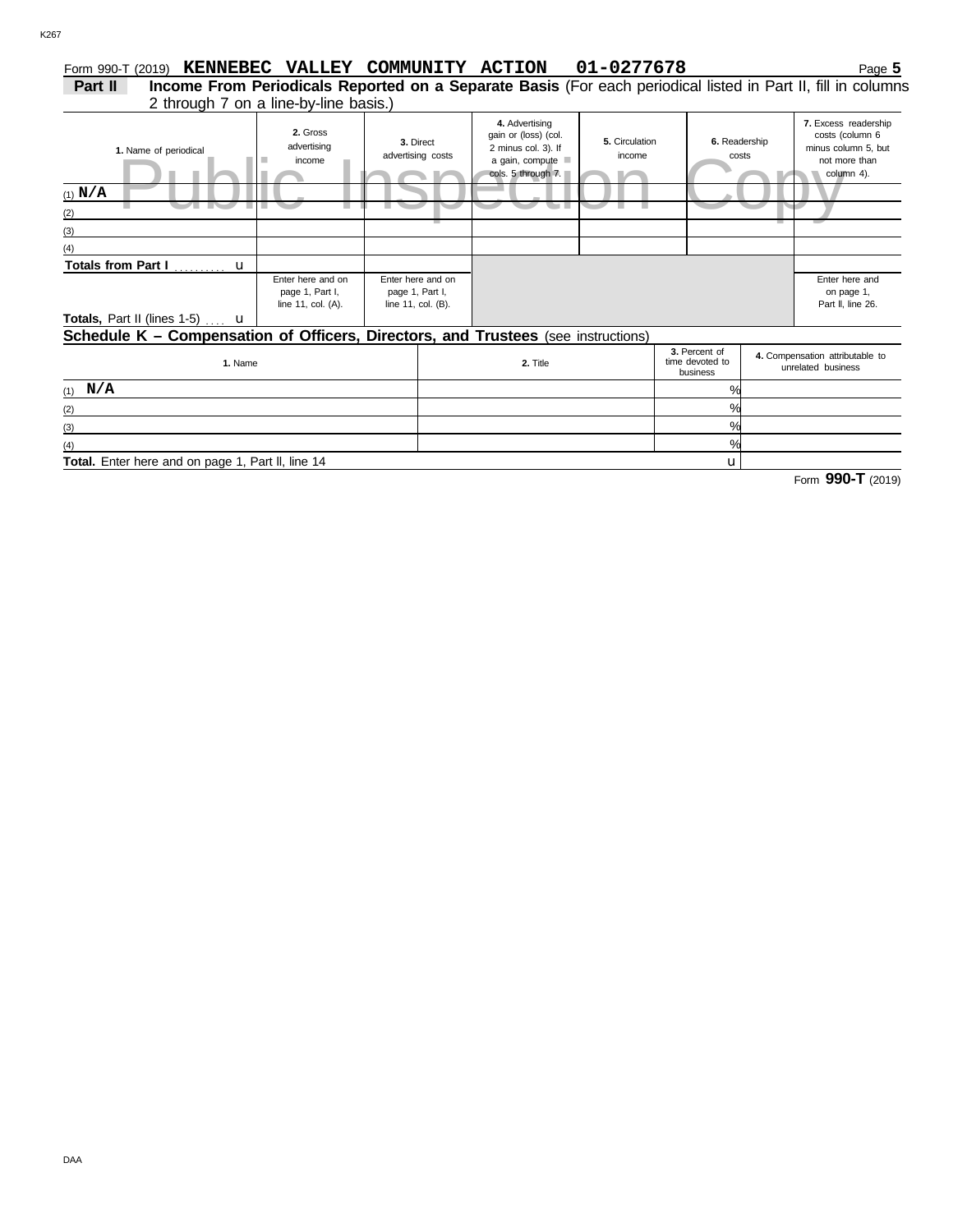K267

Form 990-T (2019) **KENNEBEC VALLEY COMMUNITY ACTION 01-0277678** Page **5**

**Part II** **Income From Periodicals Reported on a Separate Basis** (For each periodical listed in Part II, fill in columns 2 through 7 on a line-by-line basis.)

Public Inspection Copy

| 1. Name of periodical | 2. Gross advertising income | 3. Direct advertising costs | 4. Advertising gain or (loss) (col. 2 minus col. 3). If a gain, compute cols. 5 through 7. | 5. Circulation income | 6. Readership costs | 7. Excess readership costs (column 6 minus column 5, but not more than column 4). |
|---|---|---|---|---|---|---|
| (1) **N/A** | | | | | | |
| (2) | | | | | | |
| (3) | | | | | | |
| (4) | | | | | | |
| **Totals from Part I** .......... u | | | | | | |
| **Totals,** Part II (lines 1-5) .... u | Enter here and on page 1, Part I, line 11, col. (A). | Enter here and on page 1, Part I, line 11, col. (B). | | | | Enter here and on page 1, Part II, line 26. |

**Schedule K – Compensation of Officers, Directors, and Trustees** (see instructions)

| 1. Name | 2. Title | 3. Percent of time devoted to business | 4. Compensation attributable to unrelated business |
|---|---|---|---|
| (1) **N/A** | | % | |
| (2) | | % | |
| (3) | | % | |
| (4) | | % | |
| **Total.** Enter here and on page 1, Part II, line 14 | | u | |

Form **990-T** (2019)

DAA